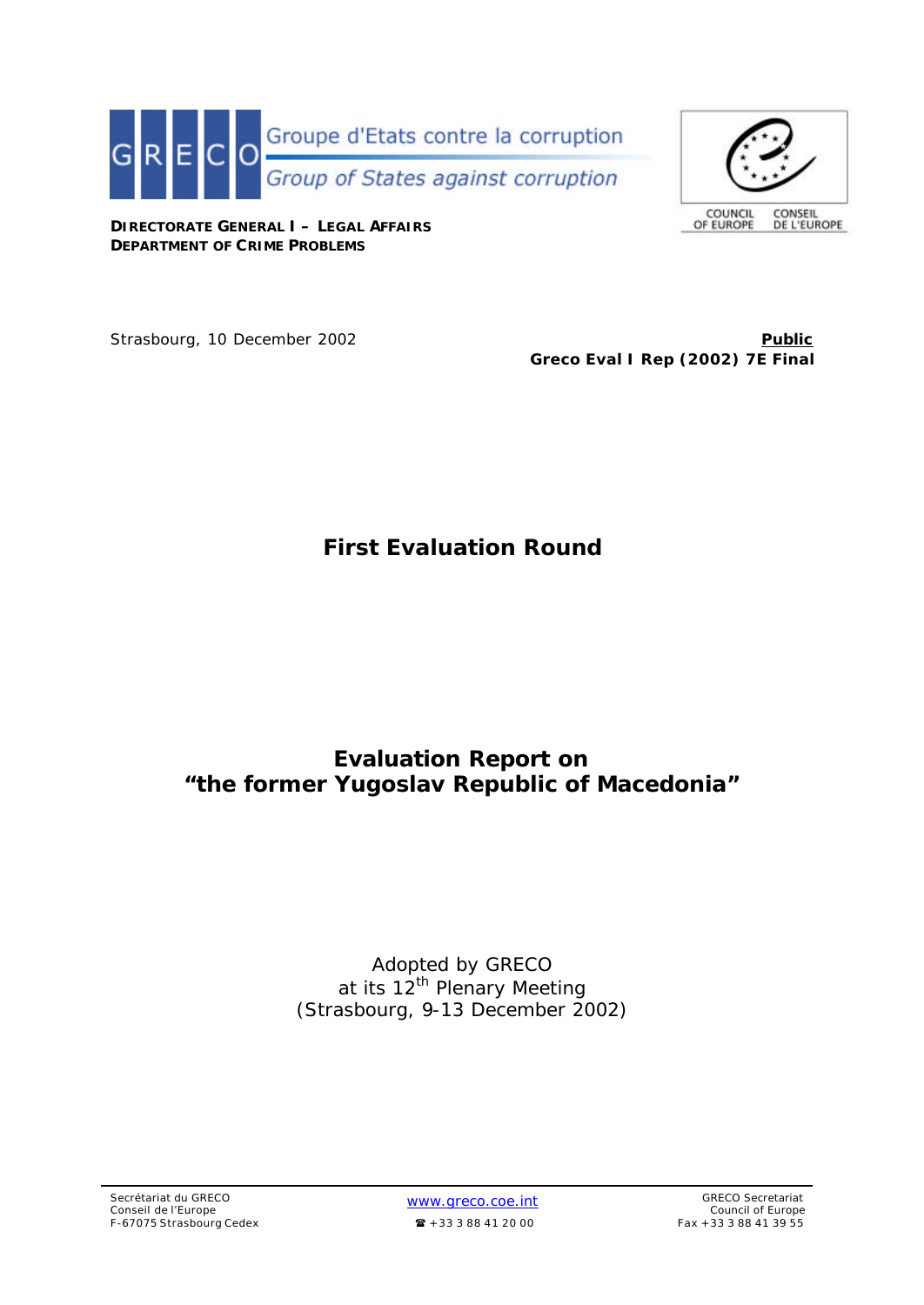GRECO Groupe d'Etats contre la corruption
Group of States against corruption

COUNCIL OF EUROPE CONSEIL DE L'EUROPE

**DIRECTORATE GENERAL I – LEGAL AFFAIRS**
**DEPARTMENT OF CRIME PROBLEMS**

Strasbourg, 10 December 2002

**Public**
**Greco Eval I Rep (2002) 7E Final**

# First Evaluation Round

# Evaluation Report on "the former Yugoslav Republic of Macedonia"

Adopted by GRECO
at its 12th Plenary Meeting
(Strasbourg, 9-13 December 2002)

Secrétariat du GRECO
Conseil de l'Europe
F-67075 Strasbourg Cedex

www.greco.coe.int
☎ +33 3 88 41 20 00

GRECO Secretariat
Council of Europe
Fax +33 3 88 41 39 55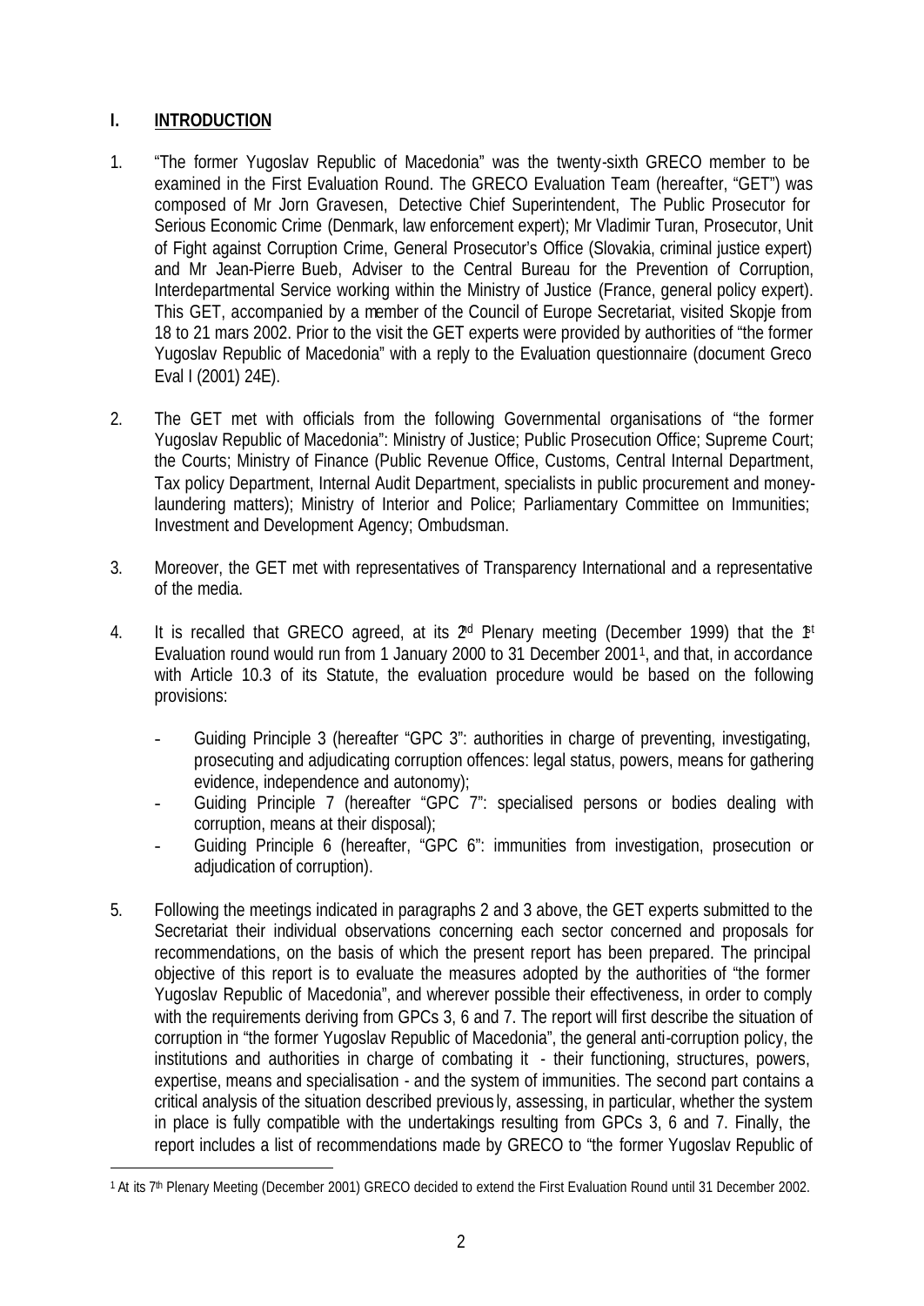## I. INTRODUCTION

1. "The former Yugoslav Republic of Macedonia" was the twenty-sixth GRECO member to be examined in the First Evaluation Round. The GRECO Evaluation Team (hereafter, "GET") was composed of Mr Jorn Gravesen, Detective Chief Superintendent, The Public Prosecutor for Serious Economic Crime (Denmark, law enforcement expert); Mr Vladimir Turan, Prosecutor, Unit of Fight against Corruption Crime, General Prosecutor's Office (Slovakia, criminal justice expert) and Mr Jean-Pierre Bueb, Adviser to the Central Bureau for the Prevention of Corruption, Interdepartmental Service working within the Ministry of Justice (France, general policy expert). This GET, accompanied by a member of the Council of Europe Secretariat, visited Skopje from 18 to 21 mars 2002. Prior to the visit the GET experts were provided by authorities of "the former Yugoslav Republic of Macedonia" with a reply to the Evaluation questionnaire (document Greco Eval I (2001) 24E).

2. The GET met with officials from the following Governmental organisations of "the former Yugoslav Republic of Macedonia": Ministry of Justice; Public Prosecution Office; Supreme Court; the Courts; Ministry of Finance (Public Revenue Office, Customs, Central Internal Department, Tax policy Department, Internal Audit Department, specialists in public procurement and money-laundering matters); Ministry of Interior and Police; Parliamentary Committee on Immunities; Investment and Development Agency; Ombudsman.

3. Moreover, the GET met with representatives of Transparency International and a representative of the media.

4. It is recalled that GRECO agreed, at its 2nd Plenary meeting (December 1999) that the 1st Evaluation round would run from 1 January 2000 to 31 December 2001[1], and that, in accordance with Article 10.3 of its Statute, the evaluation procedure would be based on the following provisions:

   - Guiding Principle 3 (hereafter "GPC 3": authorities in charge of preventing, investigating, prosecuting and adjudicating corruption offences: legal status, powers, means for gathering evidence, independence and autonomy);
   - Guiding Principle 7 (hereafter "GPC 7": specialised persons or bodies dealing with corruption, means at their disposal);
   - Guiding Principle 6 (hereafter, "GPC 6": immunities from investigation, prosecution or adjudication of corruption).

5. Following the meetings indicated in paragraphs 2 and 3 above, the GET experts submitted to the Secretariat their individual observations concerning each sector concerned and proposals for recommendations, on the basis of which the present report has been prepared. The principal objective of this report is to evaluate the measures adopted by the authorities of "the former Yugoslav Republic of Macedonia", and wherever possible their effectiveness, in order to comply with the requirements deriving from GPCs 3, 6 and 7. The report will first describe the situation of corruption in "the former Yugoslav Republic of Macedonia", the general anti-corruption policy, the institutions and authorities in charge of combating it - their functioning, structures, powers, expertise, means and specialisation - and the system of immunities. The second part contains a critical analysis of the situation described previously, assessing, in particular, whether the system in place is fully compatible with the undertakings resulting from GPCs 3, 6 and 7. Finally, the report includes a list of recommendations made by GRECO to "the former Yugoslav Republic of

[1] At its 7th Plenary Meeting (December 2001) GRECO decided to extend the First Evaluation Round until 31 December 2002.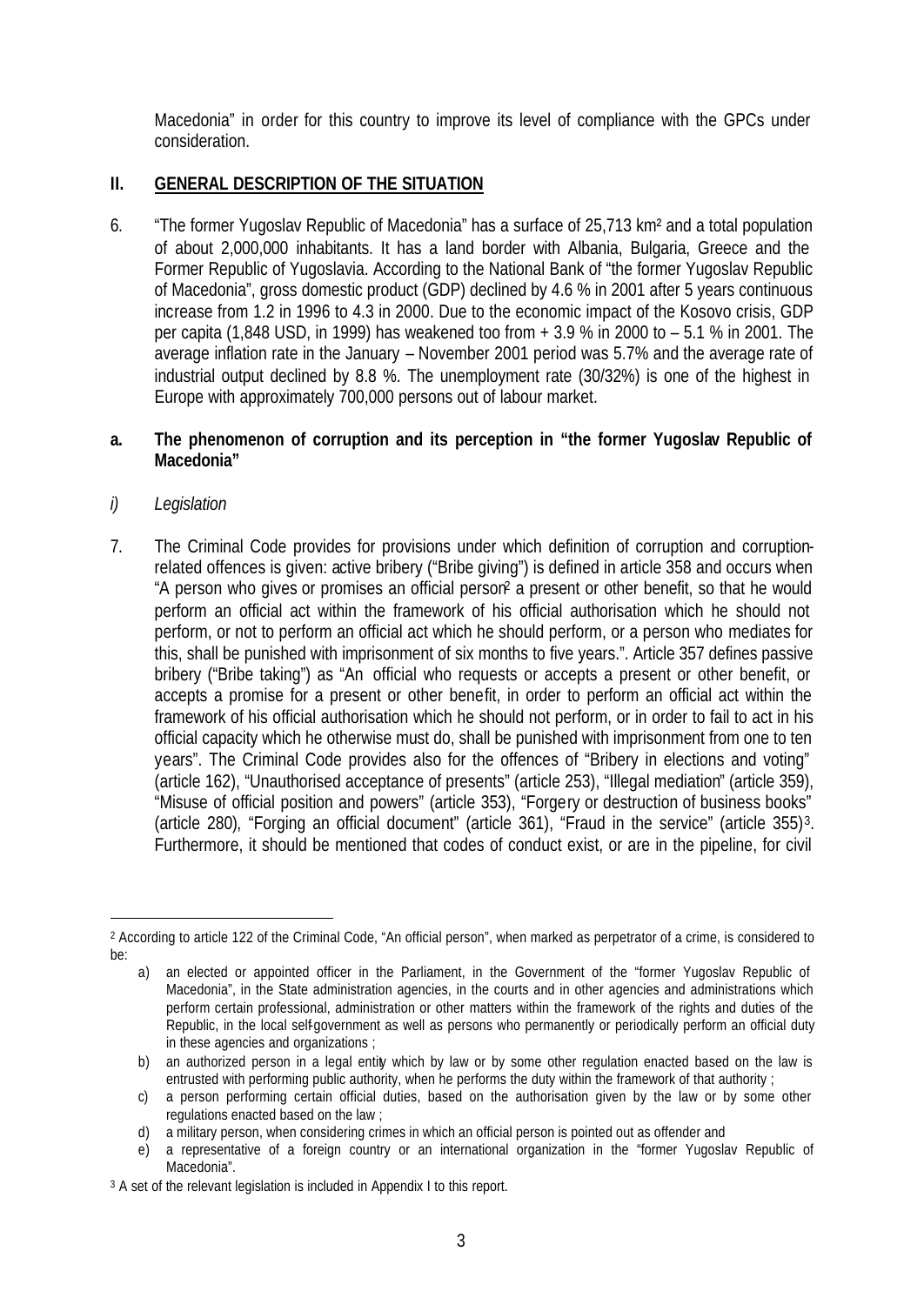Macedonia" in order for this country to improve its level of compliance with the GPCs under consideration.

## II. GENERAL DESCRIPTION OF THE SITUATION

6. "The former Yugoslav Republic of Macedonia" has a surface of 25,713 km² and a total population of about 2,000,000 inhabitants. It has a land border with Albania, Bulgaria, Greece and the Former Republic of Yugoslavia. According to the National Bank of "the former Yugoslav Republic of Macedonia", gross domestic product (GDP) declined by 4.6 % in 2001 after 5 years continuous increase from 1.2 in 1996 to 4.3 in 2000. Due to the economic impact of the Kosovo crisis, GDP per capita (1,848 USD, in 1999) has weakened too from + 3.9 % in 2000 to – 5.1 % in 2001. The average inflation rate in the January – November 2001 period was 5.7% and the average rate of industrial output declined by 8.8 %. The unemployment rate (30/32%) is one of the highest in Europe with approximately 700,000 persons out of labour market.

### a. The phenomenon of corruption and its perception in "the former Yugoslav Republic of Macedonia"

*i) Legislation*

7. The Criminal Code provides for provisions under which definition of corruption and corruption-related offences is given: active bribery ("Bribe giving") is defined in article 358 and occurs when "A person who gives or promises an official person[2] a present or other benefit, so that he would perform an official act within the framework of his official authorisation which he should not perform, or not to perform an official act which he should perform, or a person who mediates for this, shall be punished with imprisonment of six months to five years.". Article 357 defines passive bribery ("Bribe taking") as "An official who requests or accepts a present or other benefit, or accepts a promise for a present or other benefit, in order to perform an official act within the framework of his official authorisation which he should not perform, or in order to fail to act in his official capacity which he otherwise must do, shall be punished with imprisonment from one to ten years". The Criminal Code provides also for the offences of "Bribery in elections and voting" (article 162), "Unauthorised acceptance of presents" (article 253), "Illegal mediation" (article 359), "Misuse of official position and powers" (article 353), "Forgery or destruction of business books" (article 280), "Forging an official document" (article 361), "Fraud in the service" (article 355)[3]. Furthermore, it should be mentioned that codes of conduct exist, or are in the pipeline, for civil

---

[2] According to article 122 of the Criminal Code, "An official person", when marked as perpetrator of a crime, is considered to be:

a) an elected or appointed officer in the Parliament, in the Government of the "former Yugoslav Republic of Macedonia", in the State administration agencies, in the courts and in other agencies and administrations which perform certain professional, administration or other matters within the framework of the rights and duties of the Republic, in the local self-government as well as persons who permanently or periodically perform an official duty in these agencies and organizations ;

b) an authorized person in a legal entity which by law or by some other regulation enacted based on the law is entrusted with performing public authority, when he performs the duty within the framework of that authority ;

c) a person performing certain official duties, based on the authorisation given by the law or by some other regulations enacted based on the law ;

d) a military person, when considering crimes in which an official person is pointed out as offender and

e) a representative of a foreign country or an international organization in the "former Yugoslav Republic of Macedonia".

[3] A set of the relevant legislation is included in Appendix I to this report.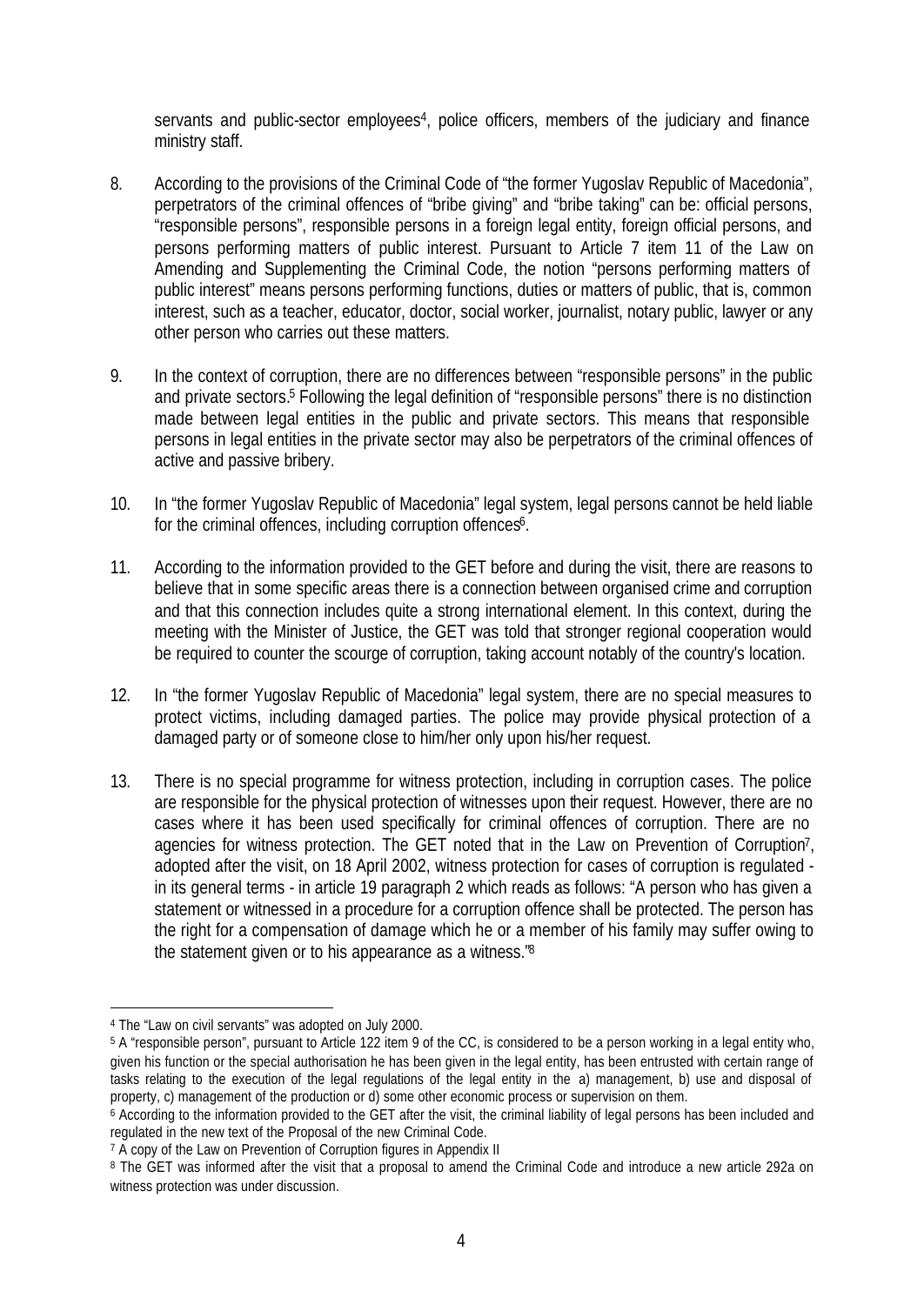servants and public-sector employees[4], police officers, members of the judiciary and finance ministry staff.

8. According to the provisions of the Criminal Code of "the former Yugoslav Republic of Macedonia", perpetrators of the criminal offences of "bribe giving" and "bribe taking" can be: official persons, "responsible persons", responsible persons in a foreign legal entity, foreign official persons, and persons performing matters of public interest. Pursuant to Article 7 item 11 of the Law on Amending and Supplementing the Criminal Code, the notion "persons performing matters of public interest" means persons performing functions, duties or matters of public, that is, common interest, such as a teacher, educator, doctor, social worker, journalist, notary public, lawyer or any other person who carries out these matters.

9. In the context of corruption, there are no differences between "responsible persons" in the public and private sectors.[5] Following the legal definition of "responsible persons" there is no distinction made between legal entities in the public and private sectors. This means that responsible persons in legal entities in the private sector may also be perpetrators of the criminal offences of active and passive bribery.

10. In "the former Yugoslav Republic of Macedonia" legal system, legal persons cannot be held liable for the criminal offences, including corruption offences[6].

11. According to the information provided to the GET before and during the visit, there are reasons to believe that in some specific areas there is a connection between organised crime and corruption and that this connection includes quite a strong international element. In this context, during the meeting with the Minister of Justice, the GET was told that stronger regional cooperation would be required to counter the scourge of corruption, taking account notably of the country's location.

12. In "the former Yugoslav Republic of Macedonia" legal system, there are no special measures to protect victims, including damaged parties. The police may provide physical protection of a damaged party or of someone close to him/her only upon his/her request.

13. There is no special programme for witness protection, including in corruption cases. The police are responsible for the physical protection of witnesses upon their request. However, there are no cases where it has been used specifically for criminal offences of corruption. There are no agencies for witness protection. The GET noted that in the Law on Prevention of Corruption[7], adopted after the visit, on 18 April 2002, witness protection for cases of corruption is regulated - in its general terms - in article 19 paragraph 2 which reads as follows: "A person who has given a statement or witnessed in a procedure for a corruption offence shall be protected. The person has the right for a compensation of damage which he or a member of his family may suffer owing to the statement given or to his appearance as a witness."[8]

---

[4] The "Law on civil servants" was adopted on July 2000.

[5] A "responsible person", pursuant to Article 122 item 9 of the CC, is considered to be a person working in a legal entity who, given his function or the special authorisation he has been given in the legal entity, has been entrusted with certain range of tasks relating to the execution of the legal regulations of the legal entity in the a) management, b) use and disposal of property, c) management of the production or d) some other economic process or supervision on them.

[6] According to the information provided to the GET after the visit, the criminal liability of legal persons has been included and regulated in the new text of the Proposal of the new Criminal Code.

[7] A copy of the Law on Prevention of Corruption figures in Appendix II

[8] The GET was informed after the visit that a proposal to amend the Criminal Code and introduce a new article 292a on witness protection was under discussion.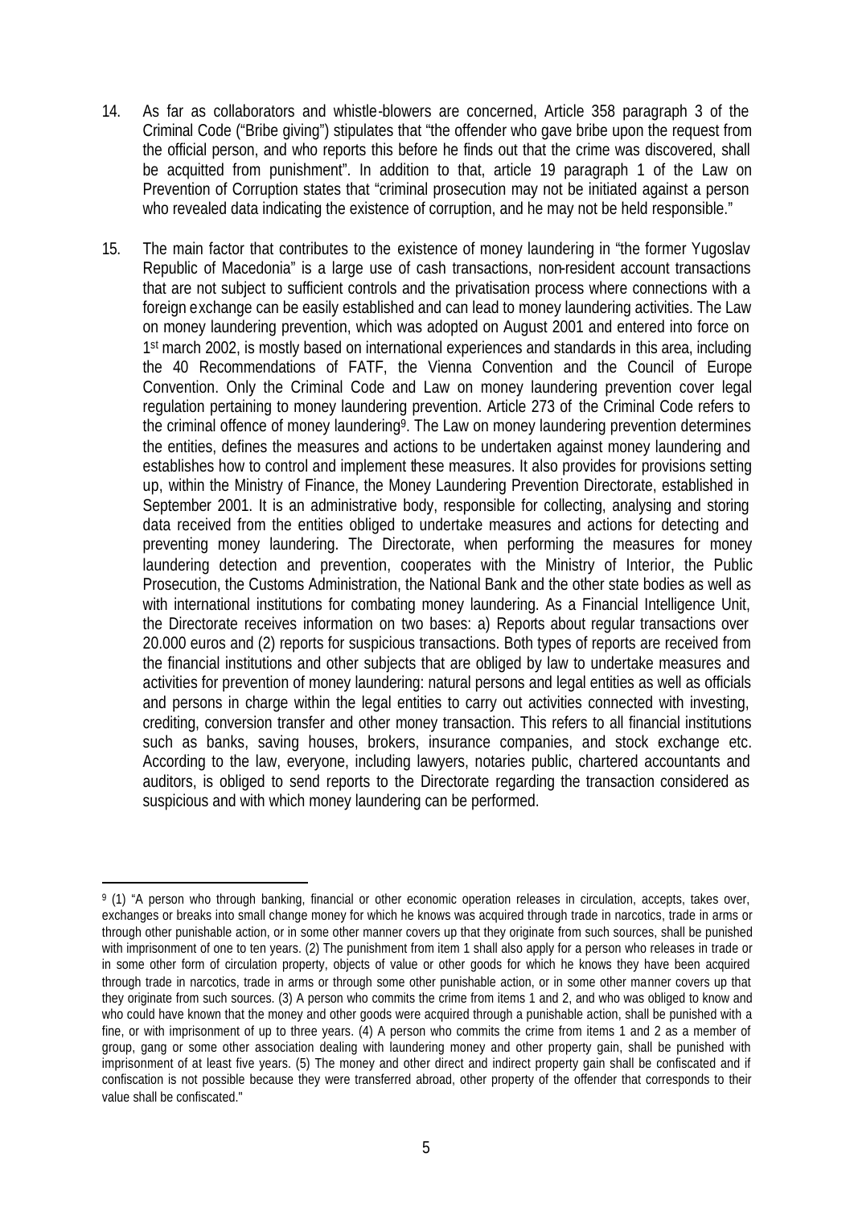14. As far as collaborators and whistle-blowers are concerned, Article 358 paragraph 3 of the Criminal Code ("Bribe giving") stipulates that "the offender who gave bribe upon the request from the official person, and who reports this before he finds out that the crime was discovered, shall be acquitted from punishment". In addition to that, article 19 paragraph 1 of the Law on Prevention of Corruption states that "criminal prosecution may not be initiated against a person who revealed data indicating the existence of corruption, and he may not be held responsible."

15. The main factor that contributes to the existence of money laundering in "the former Yugoslav Republic of Macedonia" is a large use of cash transactions, non-resident account transactions that are not subject to sufficient controls and the privatisation process where connections with a foreign exchange can be easily established and can lead to money laundering activities. The Law on money laundering prevention, which was adopted on August 2001 and entered into force on 1st march 2002, is mostly based on international experiences and standards in this area, including the 40 Recommendations of FATF, the Vienna Convention and the Council of Europe Convention. Only the Criminal Code and Law on money laundering prevention cover legal regulation pertaining to money laundering prevention. Article 273 of the Criminal Code refers to the criminal offence of money laundering[9]. The Law on money laundering prevention determines the entities, defines the measures and actions to be undertaken against money laundering and establishes how to control and implement these measures. It also provides for provisions setting up, within the Ministry of Finance, the Money Laundering Prevention Directorate, established in September 2001. It is an administrative body, responsible for collecting, analysing and storing data received from the entities obliged to undertake measures and actions for detecting and preventing money laundering. The Directorate, when performing the measures for money laundering detection and prevention, cooperates with the Ministry of Interior, the Public Prosecution, the Customs Administration, the National Bank and the other state bodies as well as with international institutions for combating money laundering. As a Financial Intelligence Unit, the Directorate receives information on two bases: a) Reports about regular transactions over 20.000 euros and (2) reports for suspicious transactions. Both types of reports are received from the financial institutions and other subjects that are obliged by law to undertake measures and activities for prevention of money laundering: natural persons and legal entities as well as officials and persons in charge within the legal entities to carry out activities connected with investing, crediting, conversion transfer and other money transaction. This refers to all financial institutions such as banks, saving houses, brokers, insurance companies, and stock exchange etc. According to the law, everyone, including lawyers, notaries public, chartered accountants and auditors, is obliged to send reports to the Directorate regarding the transaction considered as suspicious and with which money laundering can be performed.

---

[9] (1) "A person who through banking, financial or other economic operation releases in circulation, accepts, takes over, exchanges or breaks into small change money for which he knows was acquired through trade in narcotics, trade in arms or through other punishable action, or in some other manner covers up that they originate from such sources, shall be punished with imprisonment of one to ten years. (2) The punishment from item 1 shall also apply for a person who releases in trade or in some other form of circulation property, objects of value or other goods for which he knows they have been acquired through trade in narcotics, trade in arms or through some other punishable action, or in some other manner covers up that they originate from such sources. (3) A person who commits the crime from items 1 and 2, and who was obliged to know and who could have known that the money and other goods were acquired through a punishable action, shall be punished with a fine, or with imprisonment of up to three years. (4) A person who commits the crime from items 1 and 2 as a member of group, gang or some other association dealing with laundering money and other property gain, shall be punished with imprisonment of at least five years. (5) The money and other direct and indirect property gain shall be confiscated and if confiscation is not possible because they were transferred abroad, other property of the offender that corresponds to their value shall be confiscated."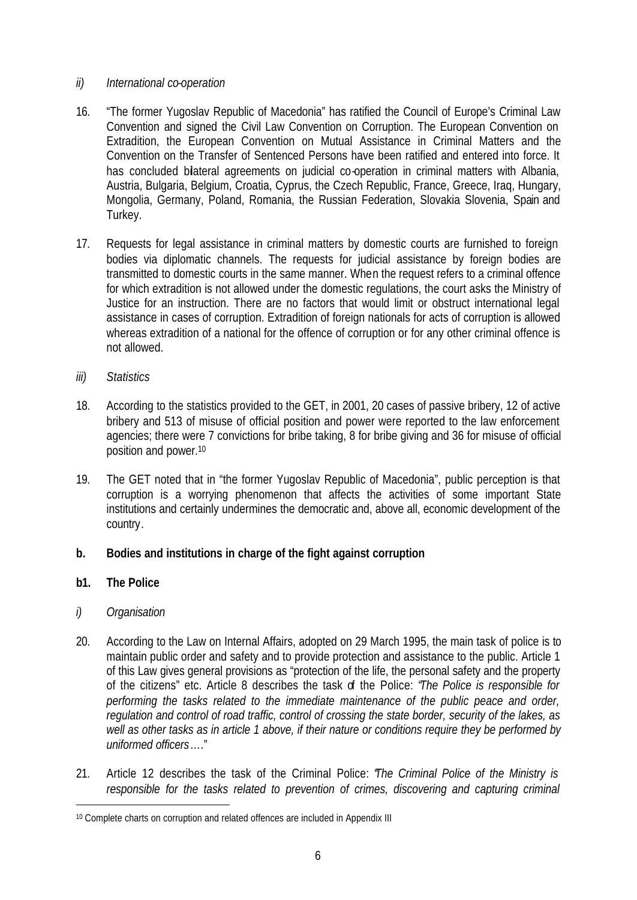*ii) International co-operation*

16. "The former Yugoslav Republic of Macedonia" has ratified the Council of Europe's Criminal Law Convention and signed the Civil Law Convention on Corruption. The European Convention on Extradition, the European Convention on Mutual Assistance in Criminal Matters and the Convention on the Transfer of Sentenced Persons have been ratified and entered into force. It has concluded bilateral agreements on judicial co-operation in criminal matters with Albania, Austria, Bulgaria, Belgium, Croatia, Cyprus, the Czech Republic, France, Greece, Iraq, Hungary, Mongolia, Germany, Poland, Romania, the Russian Federation, Slovakia Slovenia, Spain and Turkey.

17. Requests for legal assistance in criminal matters by domestic courts are furnished to foreign bodies via diplomatic channels. The requests for judicial assistance by foreign bodies are transmitted to domestic courts in the same manner. When the request refers to a criminal offence for which extradition is not allowed under the domestic regulations, the court asks the Ministry of Justice for an instruction. There are no factors that would limit or obstruct international legal assistance in cases of corruption. Extradition of foreign nationals for acts of corruption is allowed whereas extradition of a national for the offence of corruption or for any other criminal offence is not allowed.

*iii) Statistics*

18. According to the statistics provided to the GET, in 2001, 20 cases of passive bribery, 12 of active bribery and 513 of misuse of official position and power were reported to the law enforcement agencies; there were 7 convictions for bribe taking, 8 for bribe giving and 36 for misuse of official position and power.[10]

19. The GET noted that in "the former Yugoslav Republic of Macedonia", public perception is that corruption is a worrying phenomenon that affects the activities of some important State institutions and certainly undermines the democratic and, above all, economic development of the country.

### b. Bodies and institutions in charge of the fight against corruption

#### b1. The Police

*i) Organisation*

20. According to the Law on Internal Affairs, adopted on 29 March 1995, the main task of police is to maintain public order and safety and to provide protection and assistance to the public. Article 1 of this Law gives general provisions as "protection of the life, the personal safety and the property of the citizens" etc. Article 8 describes the task of the Police: "*The Police is responsible for performing the tasks related to the immediate maintenance of the public peace and order, regulation and control of road traffic, control of crossing the state border, security of the lakes, as well as other tasks as in article 1 above, if their nature or conditions require they be performed by uniformed officers….*"

21. Article 12 describes the task of the Criminal Police: "*The Criminal Police of the Ministry is responsible for the tasks related to prevention of crimes, discovering and capturing criminal*

---

[10] Complete charts on corruption and related offences are included in Appendix III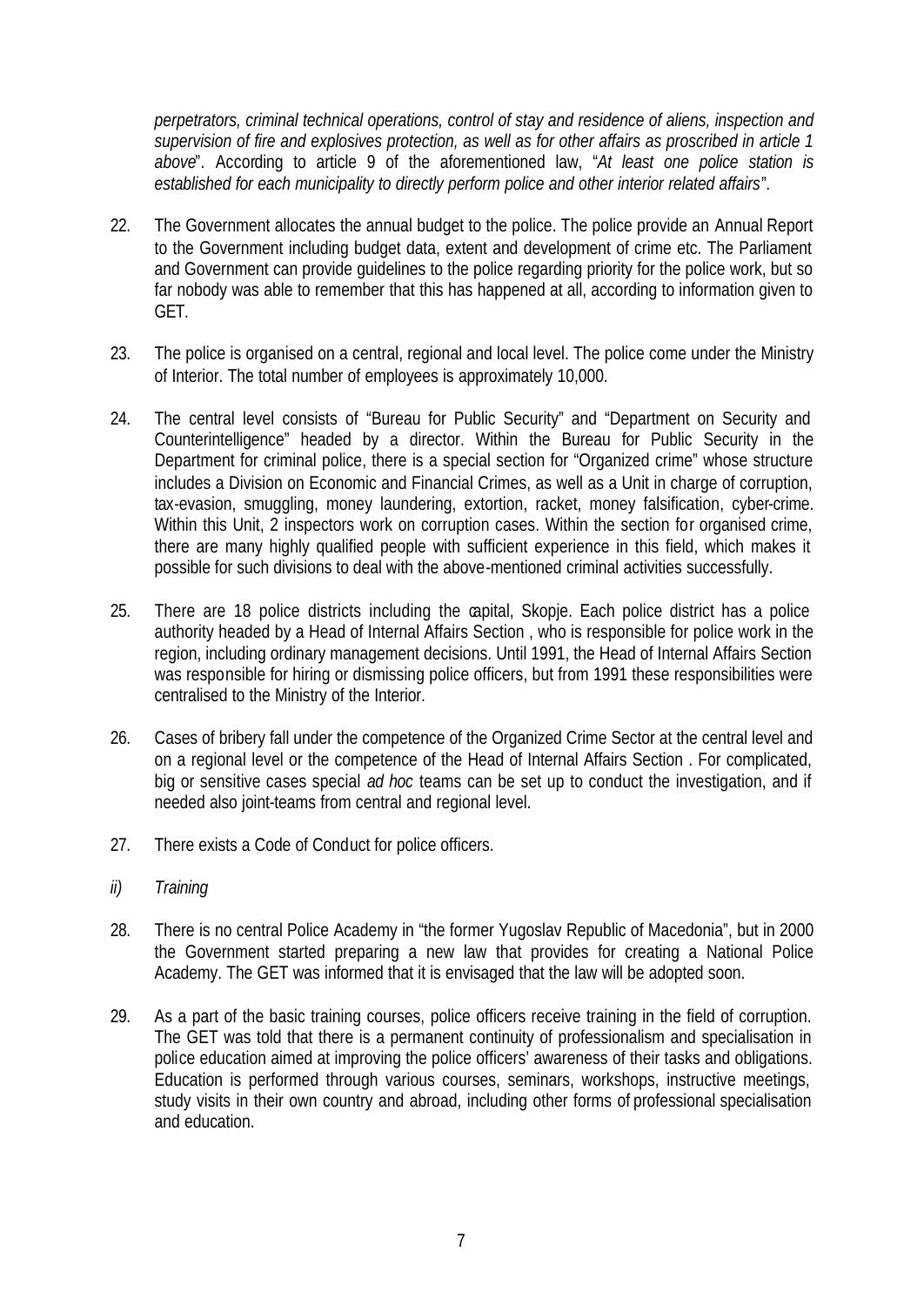*perpetrators, criminal technical operations, control of stay and residence of aliens, inspection and supervision of fire and explosives protection, as well as for other affairs as proscribed in article 1 above*". According to article 9 of the aforementioned law, "*At least one police station is established for each municipality to directly perform police and other interior related affairs*".

22. The Government allocates the annual budget to the police. The police provide an Annual Report to the Government including budget data, extent and development of crime etc. The Parliament and Government can provide guidelines to the police regarding priority for the police work, but so far nobody was able to remember that this has happened at all, according to information given to GET.

23. The police is organised on a central, regional and local level. The police come under the Ministry of Interior. The total number of employees is approximately 10,000.

24. The central level consists of "Bureau for Public Security" and "Department on Security and Counterintelligence" headed by a director. Within the Bureau for Public Security in the Department for criminal police, there is a special section for "Organized crime" whose structure includes a Division on Economic and Financial Crimes, as well as a Unit in charge of corruption, tax-evasion, smuggling, money laundering, extortion, racket, money falsification, cyber-crime. Within this Unit, 2 inspectors work on corruption cases. Within the section for organised crime, there are many highly qualified people with sufficient experience in this field, which makes it possible for such divisions to deal with the above-mentioned criminal activities successfully.

25. There are 18 police districts including the capital, Skopje. Each police district has a police authority headed by a Head of Internal Affairs Section , who is responsible for police work in the region, including ordinary management decisions. Until 1991, the Head of Internal Affairs Section was responsible for hiring or dismissing police officers, but from 1991 these responsibilities were centralised to the Ministry of the Interior.

26. Cases of bribery fall under the competence of the Organized Crime Sector at the central level and on a regional level or the competence of the Head of Internal Affairs Section . For complicated, big or sensitive cases special *ad hoc* teams can be set up to conduct the investigation, and if needed also joint-teams from central and regional level.

27. There exists a Code of Conduct for police officers.

*ii) Training*

28. There is no central Police Academy in "the former Yugoslav Republic of Macedonia", but in 2000 the Government started preparing a new law that provides for creating a National Police Academy. The GET was informed that it is envisaged that the law will be adopted soon.

29. As a part of the basic training courses, police officers receive training in the field of corruption. The GET was told that there is a permanent continuity of professionalism and specialisation in police education aimed at improving the police officers' awareness of their tasks and obligations. Education is performed through various courses, seminars, workshops, instructive meetings, study visits in their own country and abroad, including other forms of professional specialisation and education.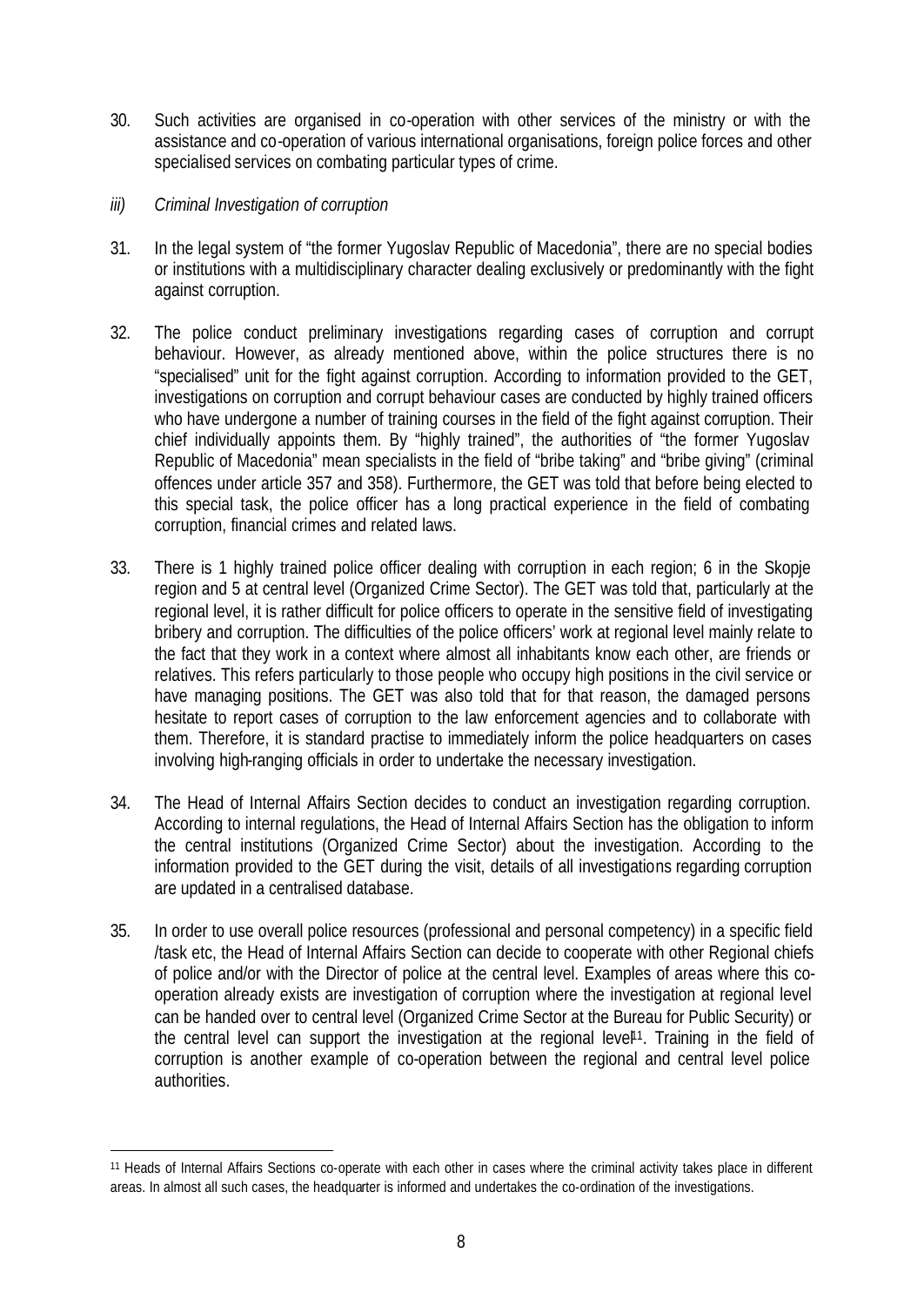30. Such activities are organised in co-operation with other services of the ministry or with the assistance and co-operation of various international organisations, foreign police forces and other specialised services on combating particular types of crime.

*iii) Criminal Investigation of corruption*

31. In the legal system of "the former Yugoslav Republic of Macedonia", there are no special bodies or institutions with a multidisciplinary character dealing exclusively or predominantly with the fight against corruption.

32. The police conduct preliminary investigations regarding cases of corruption and corrupt behaviour. However, as already mentioned above, within the police structures there is no "specialised" unit for the fight against corruption. According to information provided to the GET, investigations on corruption and corrupt behaviour cases are conducted by highly trained officers who have undergone a number of training courses in the field of the fight against corruption. Their chief individually appoints them. By "highly trained", the authorities of "the former Yugoslav Republic of Macedonia" mean specialists in the field of "bribe taking" and "bribe giving" (criminal offences under article 357 and 358). Furthermore, the GET was told that before being elected to this special task, the police officer has a long practical experience in the field of combating corruption, financial crimes and related laws.

33. There is 1 highly trained police officer dealing with corruption in each region; 6 in the Skopje region and 5 at central level (Organized Crime Sector). The GET was told that, particularly at the regional level, it is rather difficult for police officers to operate in the sensitive field of investigating bribery and corruption. The difficulties of the police officers' work at regional level mainly relate to the fact that they work in a context where almost all inhabitants know each other, are friends or relatives. This refers particularly to those people who occupy high positions in the civil service or have managing positions. The GET was also told that for that reason, the damaged persons hesitate to report cases of corruption to the law enforcement agencies and to collaborate with them. Therefore, it is standard practise to immediately inform the police headquarters on cases involving high-ranging officials in order to undertake the necessary investigation.

34. The Head of Internal Affairs Section decides to conduct an investigation regarding corruption. According to internal regulations, the Head of Internal Affairs Section has the obligation to inform the central institutions (Organized Crime Sector) about the investigation. According to the information provided to the GET during the visit, details of all investigations regarding corruption are updated in a centralised database.

35. In order to use overall police resources (professional and personal competency) in a specific field /task etc, the Head of Internal Affairs Section can decide to cooperate with other Regional chiefs of police and/or with the Director of police at the central level. Examples of areas where this co-operation already exists are investigation of corruption where the investigation at regional level can be handed over to central level (Organized Crime Sector at the Bureau for Public Security) or the central level can support the investigation at the regional level[11]. Training in the field of corruption is another example of co-operation between the regional and central level police authorities.

---

[11] Heads of Internal Affairs Sections co-operate with each other in cases where the criminal activity takes place in different areas. In almost all such cases, the headquarter is informed and undertakes the co-ordination of the investigations.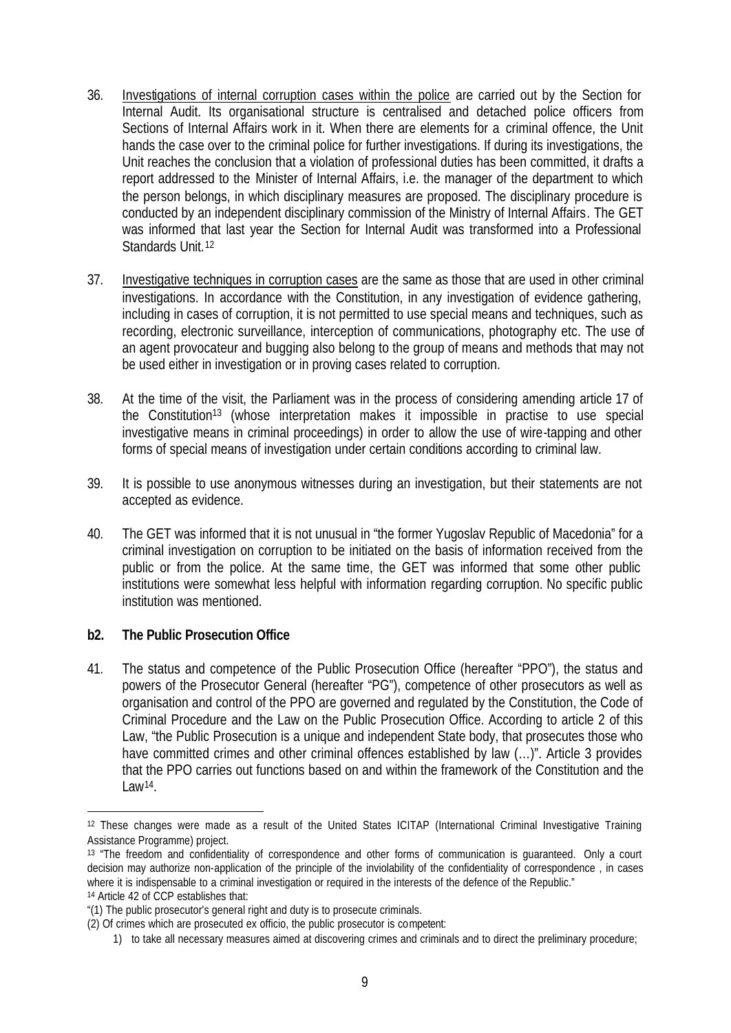36. Investigations of internal corruption cases within the police are carried out by the Section for Internal Audit. Its organisational structure is centralised and detached police officers from Sections of Internal Affairs work in it. When there are elements for a criminal offence, the Unit hands the case over to the criminal police for further investigations. If during its investigations, the Unit reaches the conclusion that a violation of professional duties has been committed, it drafts a report addressed to the Minister of Internal Affairs, i.e. the manager of the department to which the person belongs, in which disciplinary measures are proposed. The disciplinary procedure is conducted by an independent disciplinary commission of the Ministry of Internal Affairs. The GET was informed that last year the Section for Internal Audit was transformed into a Professional Standards Unit.[12]

37. Investigative techniques in corruption cases are the same as those that are used in other criminal investigations. In accordance with the Constitution, in any investigation of evidence gathering, including in cases of corruption, it is not permitted to use special means and techniques, such as recording, electronic surveillance, interception of communications, photography etc. The use of an agent provocateur and bugging also belong to the group of means and methods that may not be used either in investigation or in proving cases related to corruption.

38. At the time of the visit, the Parliament was in the process of considering amending article 17 of the Constitution[13] (whose interpretation makes it impossible in practise to use special investigative means in criminal proceedings) in order to allow the use of wire-tapping and other forms of special means of investigation under certain conditions according to criminal law.

39. It is possible to use anonymous witnesses during an investigation, but their statements are not accepted as evidence.

40. The GET was informed that it is not unusual in "the former Yugoslav Republic of Macedonia" for a criminal investigation on corruption to be initiated on the basis of information received from the public or from the police. At the same time, the GET was informed that some other public institutions were somewhat less helpful with information regarding corruption. No specific public institution was mentioned.

### b2. The Public Prosecution Office

41. The status and competence of the Public Prosecution Office (hereafter "PPO"), the status and powers of the Prosecutor General (hereafter "PG"), competence of other prosecutors as well as organisation and control of the PPO are governed and regulated by the Constitution, the Code of Criminal Procedure and the Law on the Public Prosecution Office. According to article 2 of this Law, "the Public Prosecution is a unique and independent State body, that prosecutes those who have committed crimes and other criminal offences established by law (…)". Article 3 provides that the PPO carries out functions based on and within the framework of the Constitution and the Law[14].

---

[12] These changes were made as a result of the United States ICITAP (International Criminal Investigative Training Assistance Programme) project.

[13] "The freedom and confidentiality of correspondence and other forms of communication is guaranteed. Only a court decision may authorize non-application of the principle of the inviolability of the confidentiality of correspondence , in cases where it is indispensable to a criminal investigation or required in the interests of the defence of the Republic."

[14] Article 42 of CCP establishes that:

"(1) The public prosecutor's general right and duty is to prosecute criminals.

(2) Of crimes which are prosecuted ex officio, the public prosecutor is competent:

1) to take all necessary measures aimed at discovering crimes and criminals and to direct the preliminary procedure;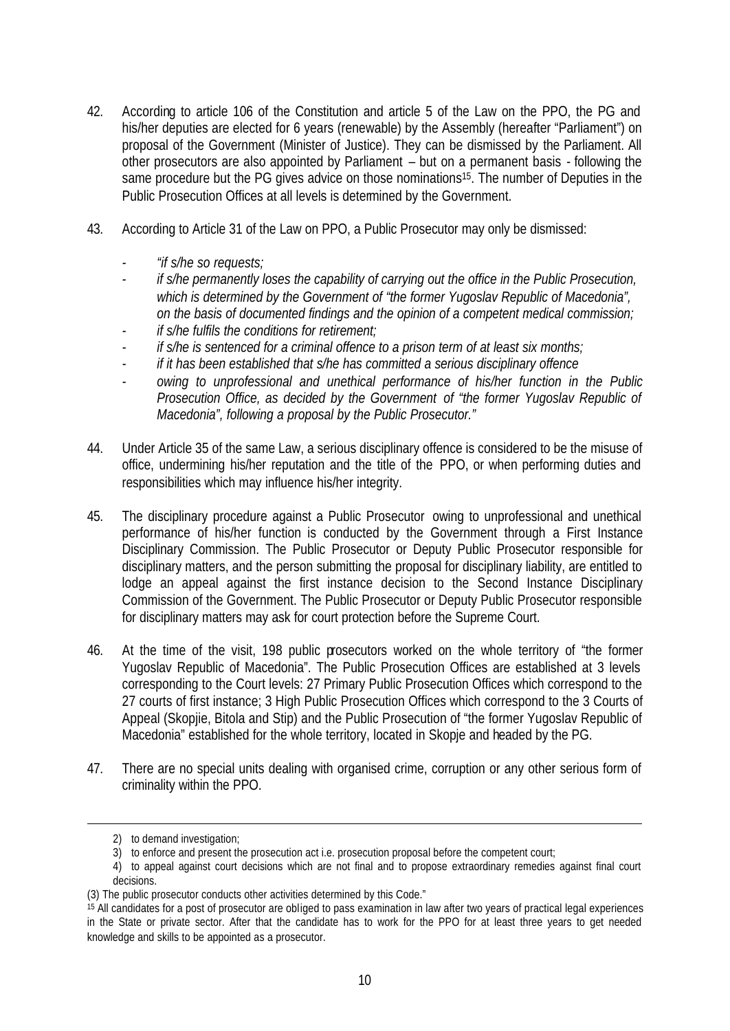42. According to article 106 of the Constitution and article 5 of the Law on the PPO, the PG and his/her deputies are elected for 6 years (renewable) by the Assembly (hereafter "Parliament") on proposal of the Government (Minister of Justice). They can be dismissed by the Parliament. All other prosecutors are also appointed by Parliament – but on a permanent basis - following the same procedure but the PG gives advice on those nominations[15]. The number of Deputies in the Public Prosecution Offices at all levels is determined by the Government.

43. According to Article 31 of the Law on PPO, a Public Prosecutor may only be dismissed:

    - *"if s/he so requests;*
    - *if s/he permanently loses the capability of carrying out the office in the Public Prosecution, which is determined by the Government of "the former Yugoslav Republic of Macedonia", on the basis of documented findings and the opinion of a competent medical commission;*
    - *if s/he fulfils the conditions for retirement;*
    - *if s/he is sentenced for a criminal offence to a prison term of at least six months;*
    - *if it has been established that s/he has committed a serious disciplinary offence*
    - *owing to unprofessional and unethical performance of his/her function in the Public Prosecution Office, as decided by the Government of "the former Yugoslav Republic of Macedonia", following a proposal by the Public Prosecutor."*

44. Under Article 35 of the same Law, a serious disciplinary offence is considered to be the misuse of office, undermining his/her reputation and the title of the PPO, or when performing duties and responsibilities which may influence his/her integrity.

45. The disciplinary procedure against a Public Prosecutor owing to unprofessional and unethical performance of his/her function is conducted by the Government through a First Instance Disciplinary Commission. The Public Prosecutor or Deputy Public Prosecutor responsible for disciplinary matters, and the person submitting the proposal for disciplinary liability, are entitled to lodge an appeal against the first instance decision to the Second Instance Disciplinary Commission of the Government. The Public Prosecutor or Deputy Public Prosecutor responsible for disciplinary matters may ask for court protection before the Supreme Court.

46. At the time of the visit, 198 public prosecutors worked on the whole territory of "the former Yugoslav Republic of Macedonia". The Public Prosecution Offices are established at 3 levels corresponding to the Court levels: 27 Primary Public Prosecution Offices which correspond to the 27 courts of first instance; 3 High Public Prosecution Offices which correspond to the 3 Courts of Appeal (Skopjie, Bitola and Stip) and the Public Prosecution of "the former Yugoslav Republic of Macedonia" established for the whole territory, located in Skopje and headed by the PG.

47. There are no special units dealing with organised crime, corruption or any other serious form of criminality within the PPO.

---

2) to demand investigation;
3) to enforce and present the prosecution act i.e. prosecution proposal before the competent court;
4) to appeal against court decisions which are not final and to propose extraordinary remedies against final court decisions.

(3) The public prosecutor conducts other activities determined by this Code."

[15] All candidates for a post of prosecutor are obliged to pass examination in law after two years of practical legal experiences in the State or private sector. After that the candidate has to work for the PPO for at least three years to get needed knowledge and skills to be appointed as a prosecutor.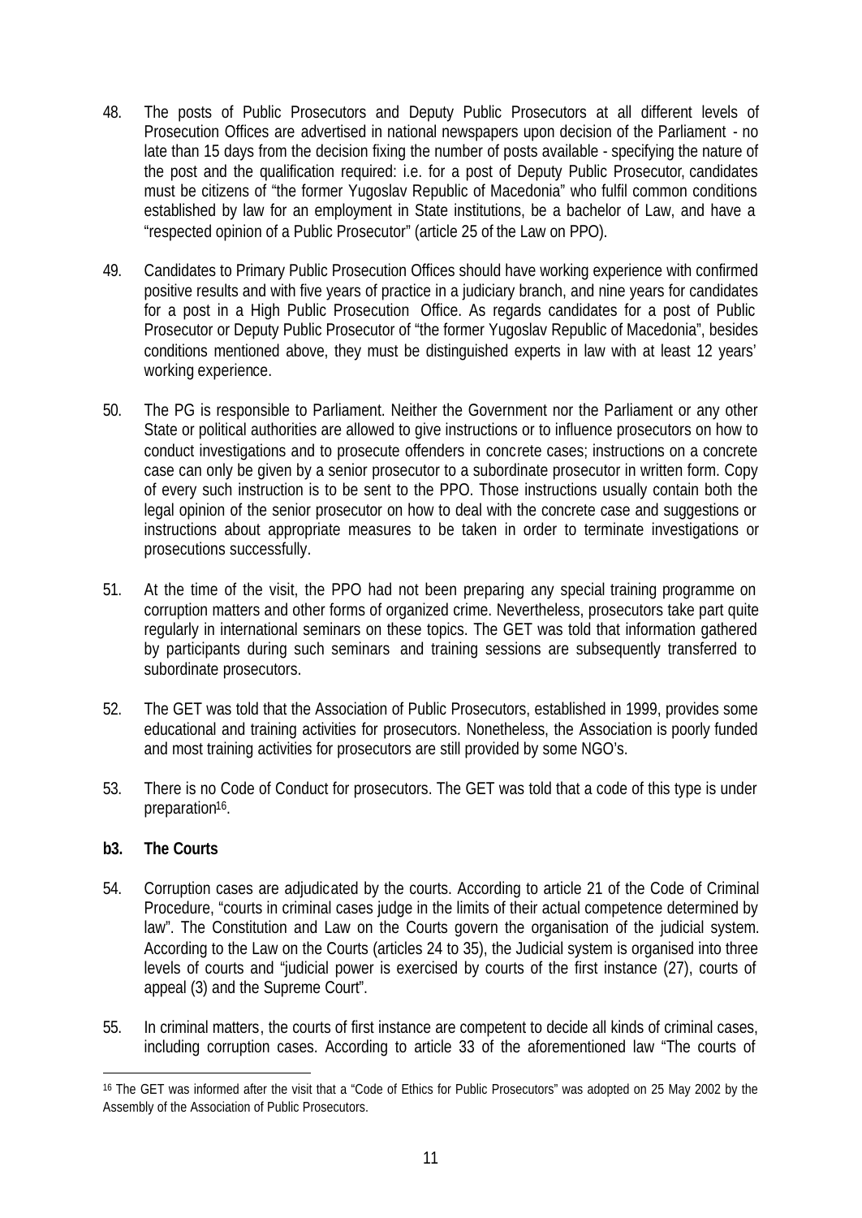48. The posts of Public Prosecutors and Deputy Public Prosecutors at all different levels of Prosecution Offices are advertised in national newspapers upon decision of the Parliament - no late than 15 days from the decision fixing the number of posts available - specifying the nature of the post and the qualification required: i.e. for a post of Deputy Public Prosecutor, candidates must be citizens of "the former Yugoslav Republic of Macedonia" who fulfil common conditions established by law for an employment in State institutions, be a bachelor of Law, and have a "respected opinion of a Public Prosecutor" (article 25 of the Law on PPO).

49. Candidates to Primary Public Prosecution Offices should have working experience with confirmed positive results and with five years of practice in a judiciary branch, and nine years for candidates for a post in a High Public Prosecution Office. As regards candidates for a post of Public Prosecutor or Deputy Public Prosecutor of "the former Yugoslav Republic of Macedonia", besides conditions mentioned above, they must be distinguished experts in law with at least 12 years' working experience.

50. The PG is responsible to Parliament. Neither the Government nor the Parliament or any other State or political authorities are allowed to give instructions or to influence prosecutors on how to conduct investigations and to prosecute offenders in concrete cases; instructions on a concrete case can only be given by a senior prosecutor to a subordinate prosecutor in written form. Copy of every such instruction is to be sent to the PPO. Those instructions usually contain both the legal opinion of the senior prosecutor on how to deal with the concrete case and suggestions or instructions about appropriate measures to be taken in order to terminate investigations or prosecutions successfully.

51. At the time of the visit, the PPO had not been preparing any special training programme on corruption matters and other forms of organized crime. Nevertheless, prosecutors take part quite regularly in international seminars on these topics. The GET was told that information gathered by participants during such seminars and training sessions are subsequently transferred to subordinate prosecutors.

52. The GET was told that the Association of Public Prosecutors, established in 1999, provides some educational and training activities for prosecutors. Nonetheless, the Association is poorly funded and most training activities for prosecutors are still provided by some NGO's.

53. There is no Code of Conduct for prosecutors. The GET was told that a code of this type is under preparation[16].

### b3. The Courts

54. Corruption cases are adjudicated by the courts. According to article 21 of the Code of Criminal Procedure, "courts in criminal cases judge in the limits of their actual competence determined by law". The Constitution and Law on the Courts govern the organisation of the judicial system. According to the Law on the Courts (articles 24 to 35), the Judicial system is organised into three levels of courts and "judicial power is exercised by courts of the first instance (27), courts of appeal (3) and the Supreme Court".

55. In criminal matters, the courts of first instance are competent to decide all kinds of criminal cases, including corruption cases. According to article 33 of the aforementioned law "The courts of

---

[16] The GET was informed after the visit that a "Code of Ethics for Public Prosecutors" was adopted on 25 May 2002 by the Assembly of the Association of Public Prosecutors.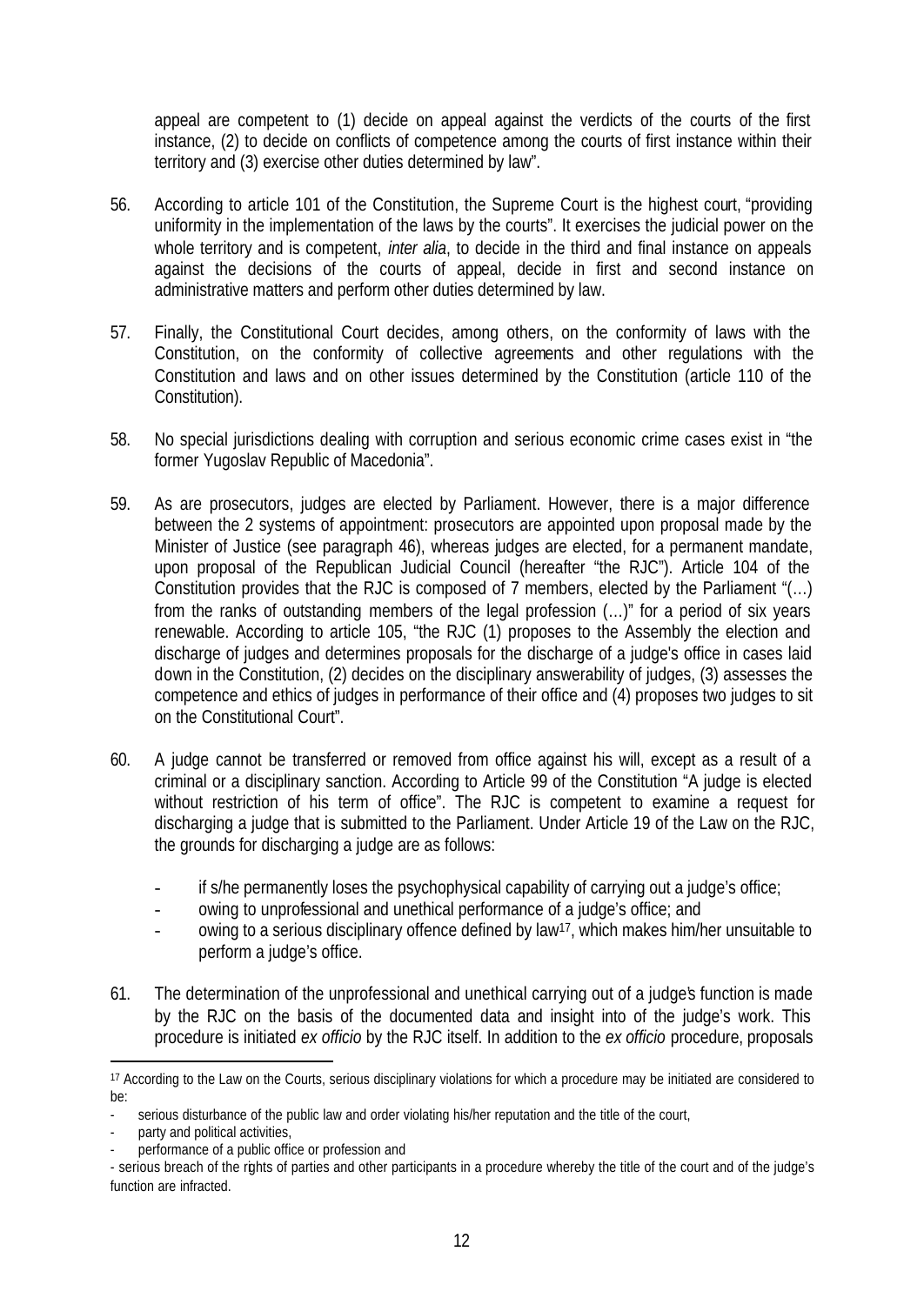appeal are competent to (1) decide on appeal against the verdicts of the courts of the first instance, (2) to decide on conflicts of competence among the courts of first instance within their territory and (3) exercise other duties determined by law".

56. According to article 101 of the Constitution, the Supreme Court is the highest court, "providing uniformity in the implementation of the laws by the courts". It exercises the judicial power on the whole territory and is competent, *inter alia*, to decide in the third and final instance on appeals against the decisions of the courts of appeal, decide in first and second instance on administrative matters and perform other duties determined by law.

57. Finally, the Constitutional Court decides, among others, on the conformity of laws with the Constitution, on the conformity of collective agreements and other regulations with the Constitution and laws and on other issues determined by the Constitution (article 110 of the Constitution).

58. No special jurisdictions dealing with corruption and serious economic crime cases exist in "the former Yugoslav Republic of Macedonia".

59. As are prosecutors, judges are elected by Parliament. However, there is a major difference between the 2 systems of appointment: prosecutors are appointed upon proposal made by the Minister of Justice (see paragraph 46), whereas judges are elected, for a permanent mandate, upon proposal of the Republican Judicial Council (hereafter "the RJC"). Article 104 of the Constitution provides that the RJC is composed of 7 members, elected by the Parliament "(…) from the ranks of outstanding members of the legal profession (…)" for a period of six years renewable. According to article 105, "the RJC (1) proposes to the Assembly the election and discharge of judges and determines proposals for the discharge of a judge's office in cases laid down in the Constitution, (2) decides on the disciplinary answerability of judges, (3) assesses the competence and ethics of judges in performance of their office and (4) proposes two judges to sit on the Constitutional Court".

60. A judge cannot be transferred or removed from office against his will, except as a result of a criminal or a disciplinary sanction. According to Article 99 of the Constitution "A judge is elected without restriction of his term of office". The RJC is competent to examine a request for discharging a judge that is submitted to the Parliament. Under Article 19 of the Law on the RJC, the grounds for discharging a judge are as follows:

   - if s/he permanently loses the psychophysical capability of carrying out a judge's office;
   - owing to unprofessional and unethical performance of a judge's office; and
   - owing to a serious disciplinary offence defined by law[17], which makes him/her unsuitable to perform a judge's office.

61. The determination of the unprofessional and unethical carrying out of a judge's function is made by the RJC on the basis of the documented data and insight into of the judge's work. This procedure is initiated *ex officio* by the RJC itself. In addition to the *ex officio* procedure, proposals

---

[17] According to the Law on the Courts, serious disciplinary violations for which a procedure may be initiated are considered to be:
- serious disturbance of the public law and order violating his/her reputation and the title of the court,
- party and political activities,
- performance of a public office or profession and
- serious breach of the rights of parties and other participants in a procedure whereby the title of the court and of the judge's function are infracted.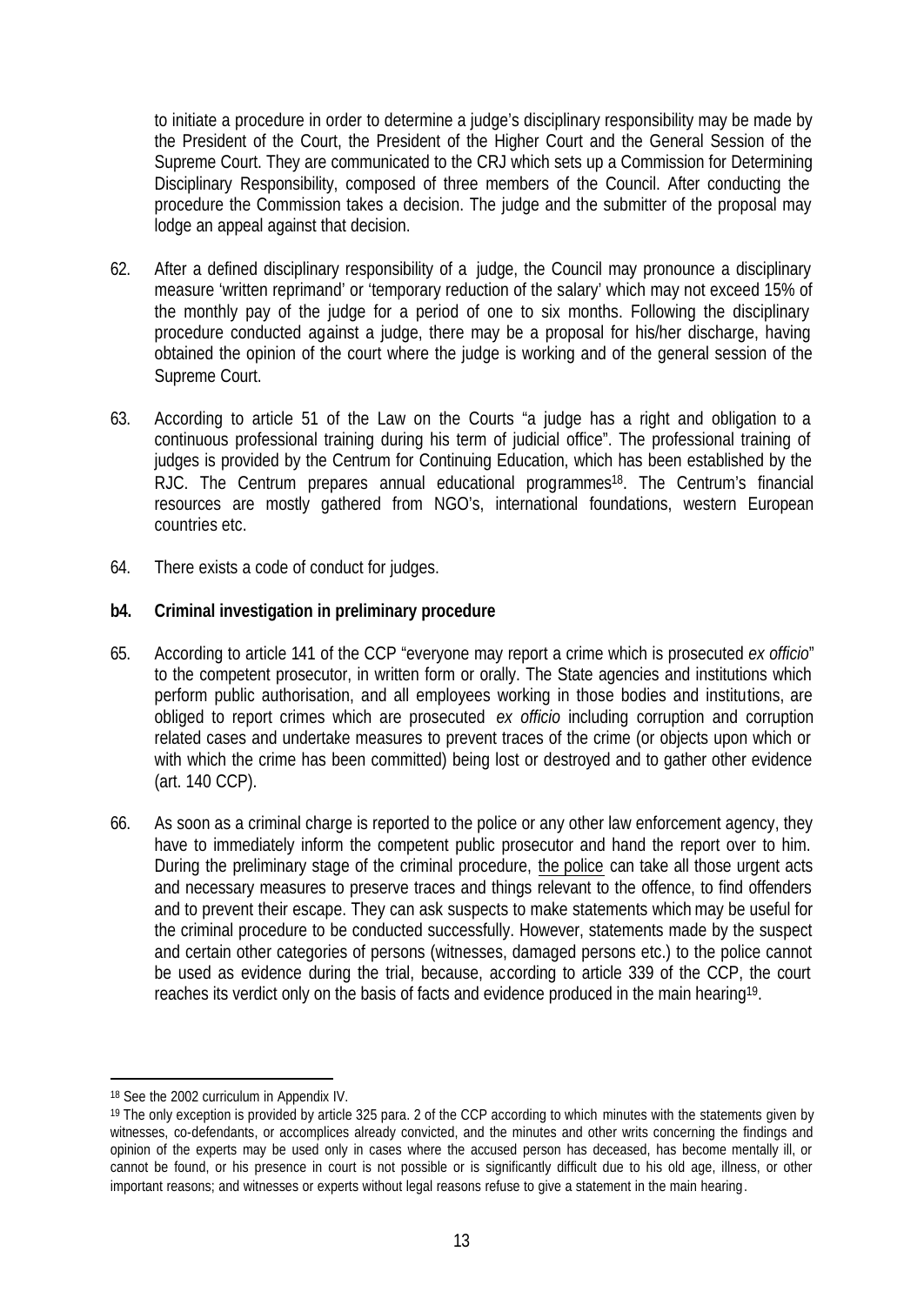to initiate a procedure in order to determine a judge's disciplinary responsibility may be made by the President of the Court, the President of the Higher Court and the General Session of the Supreme Court. They are communicated to the CRJ which sets up a Commission for Determining Disciplinary Responsibility, composed of three members of the Council. After conducting the procedure the Commission takes a decision. The judge and the submitter of the proposal may lodge an appeal against that decision.

62. After a defined disciplinary responsibility of a judge, the Council may pronounce a disciplinary measure 'written reprimand' or 'temporary reduction of the salary' which may not exceed 15% of the monthly pay of the judge for a period of one to six months. Following the disciplinary procedure conducted against a judge, there may be a proposal for his/her discharge, having obtained the opinion of the court where the judge is working and of the general session of the Supreme Court.

63. According to article 51 of the Law on the Courts "a judge has a right and obligation to a continuous professional training during his term of judicial office". The professional training of judges is provided by the Centrum for Continuing Education, which has been established by the RJC. The Centrum prepares annual educational programmes[18]. The Centrum's financial resources are mostly gathered from NGO's, international foundations, western European countries etc.

64. There exists a code of conduct for judges.

**b4. Criminal investigation in preliminary procedure**

65. According to article 141 of the CCP "everyone may report a crime which is prosecuted *ex officio*" to the competent prosecutor, in written form or orally. The State agencies and institutions which perform public authorisation, and all employees working in those bodies and institutions, are obliged to report crimes which are prosecuted *ex officio* including corruption and corruption related cases and undertake measures to prevent traces of the crime (or objects upon which or with which the crime has been committed) being lost or destroyed and to gather other evidence (art. 140 CCP).

66. As soon as a criminal charge is reported to the police or any other law enforcement agency, they have to immediately inform the competent public prosecutor and hand the report over to him. During the preliminary stage of the criminal procedure, the police can take all those urgent acts and necessary measures to preserve traces and things relevant to the offence, to find offenders and to prevent their escape. They can ask suspects to make statements which may be useful for the criminal procedure to be conducted successfully. However, statements made by the suspect and certain other categories of persons (witnesses, damaged persons etc.) to the police cannot be used as evidence during the trial, because, according to article 339 of the CCP, the court reaches its verdict only on the basis of facts and evidence produced in the main hearing[19].

---

[18] See the 2002 curriculum in Appendix IV.

[19] The only exception is provided by article 325 para. 2 of the CCP according to which minutes with the statements given by witnesses, co-defendants, or accomplices already convicted, and the minutes and other writs concerning the findings and opinion of the experts may be used only in cases where the accused person has deceased, has become mentally ill, or cannot be found, or his presence in court is not possible or is significantly difficult due to his old age, illness, or other important reasons; and witnesses or experts without legal reasons refuse to give a statement in the main hearing.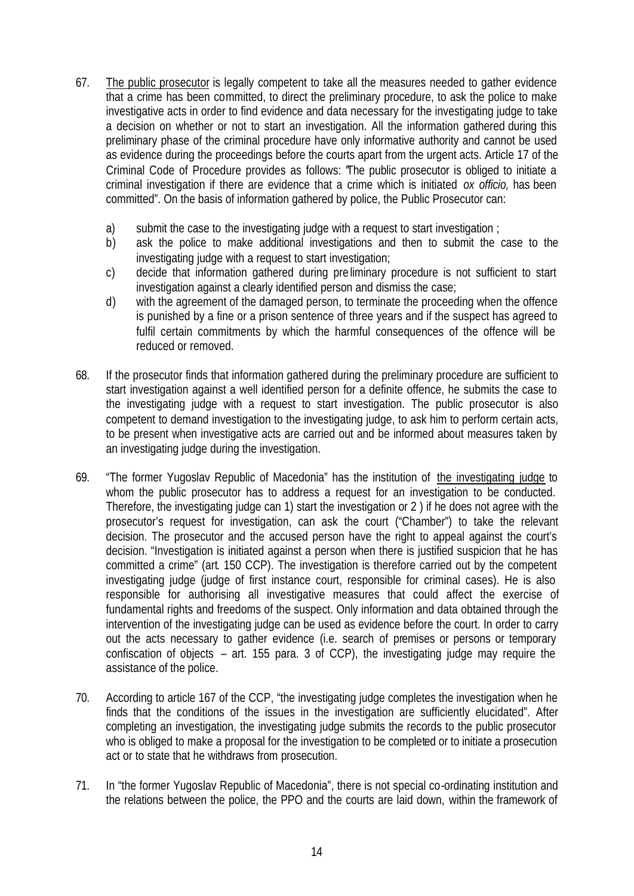67. The public prosecutor is legally competent to take all the measures needed to gather evidence that a crime has been committed, to direct the preliminary procedure, to ask the police to make investigative acts in order to find evidence and data necessary for the investigating judge to take a decision on whether or not to start an investigation. All the information gathered during this preliminary phase of the criminal procedure have only informative authority and cannot be used as evidence during the proceedings before the courts apart from the urgent acts. Article 17 of the Criminal Code of Procedure provides as follows: "The public prosecutor is obliged to initiate a criminal investigation if there are evidence that a crime which is initiated *ox officio,* has been committed". On the basis of information gathered by police, the Public Prosecutor can:

    a) submit the case to the investigating judge with a request to start investigation ;
    b) ask the police to make additional investigations and then to submit the case to the investigating judge with a request to start investigation;
    c) decide that information gathered during preliminary procedure is not sufficient to start investigation against a clearly identified person and dismiss the case;
    d) with the agreement of the damaged person, to terminate the proceeding when the offence is punished by a fine or a prison sentence of three years and if the suspect has agreed to fulfil certain commitments by which the harmful consequences of the offence will be reduced or removed.

68. If the prosecutor finds that information gathered during the preliminary procedure are sufficient to start investigation against a well identified person for a definite offence, he submits the case to the investigating judge with a request to start investigation. The public prosecutor is also competent to demand investigation to the investigating judge, to ask him to perform certain acts, to be present when investigative acts are carried out and be informed about measures taken by an investigating judge during the investigation.

69. "The former Yugoslav Republic of Macedonia" has the institution of the investigating judge to whom the public prosecutor has to address a request for an investigation to be conducted. Therefore, the investigating judge can 1) start the investigation or 2 ) if he does not agree with the prosecutor's request for investigation, can ask the court ("Chamber") to take the relevant decision. The prosecutor and the accused person have the right to appeal against the court's decision. "Investigation is initiated against a person when there is justified suspicion that he has committed a crime" (art. 150 CCP). The investigation is therefore carried out by the competent investigating judge (judge of first instance court, responsible for criminal cases). He is also responsible for authorising all investigative measures that could affect the exercise of fundamental rights and freedoms of the suspect. Only information and data obtained through the intervention of the investigating judge can be used as evidence before the court. In order to carry out the acts necessary to gather evidence (i.e. search of premises or persons or temporary confiscation of objects – art. 155 para. 3 of CCP), the investigating judge may require the assistance of the police.

70. According to article 167 of the CCP, "the investigating judge completes the investigation when he finds that the conditions of the issues in the investigation are sufficiently elucidated". After completing an investigation, the investigating judge submits the records to the public prosecutor who is obliged to make a proposal for the investigation to be completed or to initiate a prosecution act or to state that he withdraws from prosecution.

71. In "the former Yugoslav Republic of Macedonia", there is not special co-ordinating institution and the relations between the police, the PPO and the courts are laid down, within the framework of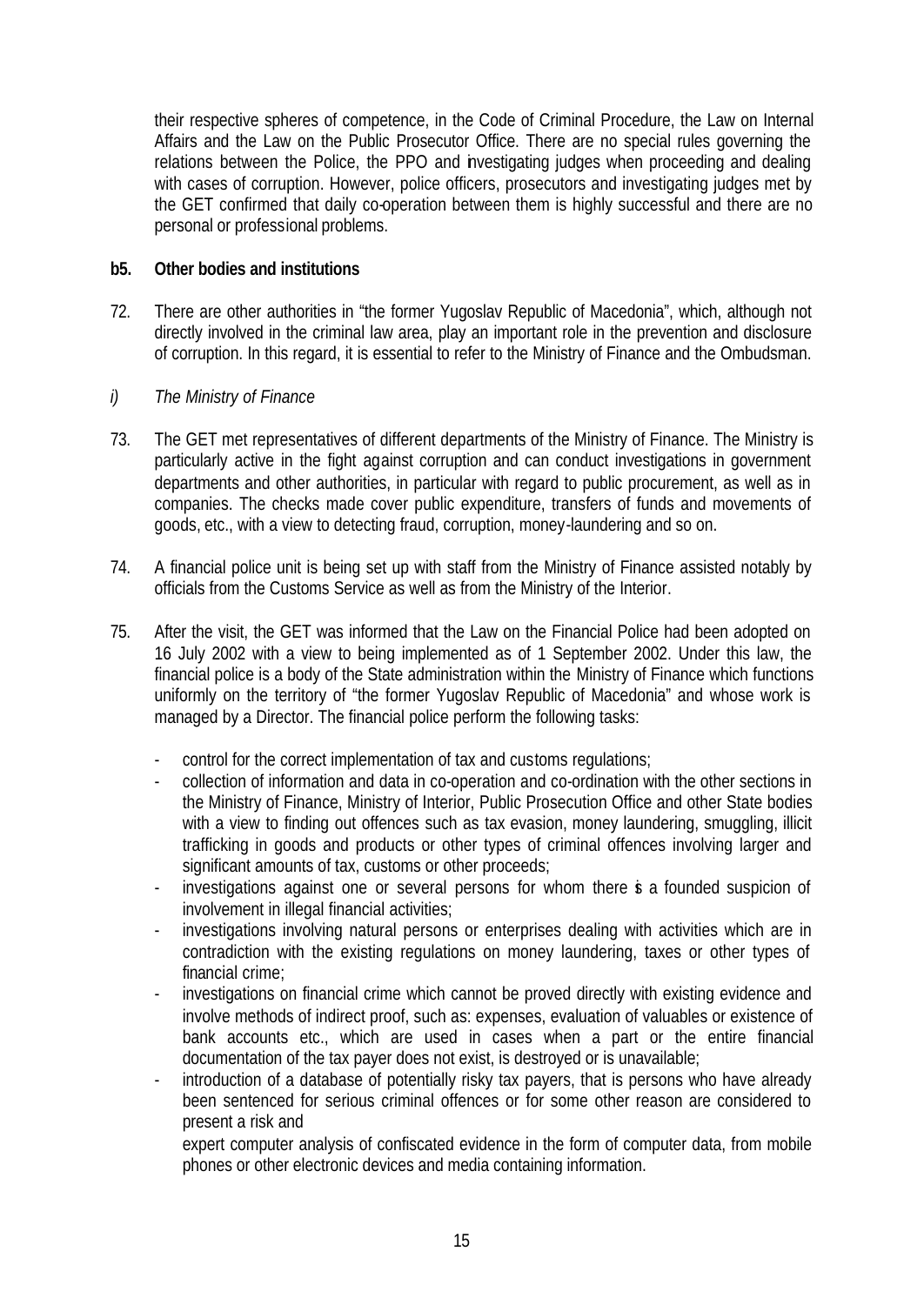their respective spheres of competence, in the Code of Criminal Procedure, the Law on Internal Affairs and the Law on the Public Prosecutor Office. There are no special rules governing the relations between the Police, the PPO and investigating judges when proceeding and dealing with cases of corruption. However, police officers, prosecutors and investigating judges met by the GET confirmed that daily co-operation between them is highly successful and there are no personal or professional problems.

**b5. Other bodies and institutions**

72. There are other authorities in "the former Yugoslav Republic of Macedonia", which, although not directly involved in the criminal law area, play an important role in the prevention and disclosure of corruption. In this regard, it is essential to refer to the Ministry of Finance and the Ombudsman.

*i) The Ministry of Finance*

73. The GET met representatives of different departments of the Ministry of Finance. The Ministry is particularly active in the fight against corruption and can conduct investigations in government departments and other authorities, in particular with regard to public procurement, as well as in companies. The checks made cover public expenditure, transfers of funds and movements of goods, etc., with a view to detecting fraud, corruption, money-laundering and so on.

74. A financial police unit is being set up with staff from the Ministry of Finance assisted notably by officials from the Customs Service as well as from the Ministry of the Interior.

75. After the visit, the GET was informed that the Law on the Financial Police had been adopted on 16 July 2002 with a view to being implemented as of 1 September 2002. Under this law, the financial police is a body of the State administration within the Ministry of Finance which functions uniformly on the territory of "the former Yugoslav Republic of Macedonia" and whose work is managed by a Director. The financial police perform the following tasks:

   - control for the correct implementation of tax and customs regulations;
   - collection of information and data in co-operation and co-ordination with the other sections in the Ministry of Finance, Ministry of Interior, Public Prosecution Office and other State bodies with a view to finding out offences such as tax evasion, money laundering, smuggling, illicit trafficking in goods and products or other types of criminal offences involving larger and significant amounts of tax, customs or other proceeds;
   - investigations against one or several persons for whom there is a founded suspicion of involvement in illegal financial activities;
   - investigations involving natural persons or enterprises dealing with activities which are in contradiction with the existing regulations on money laundering, taxes or other types of financial crime;
   - investigations on financial crime which cannot be proved directly with existing evidence and involve methods of indirect proof, such as: expenses, evaluation of valuables or existence of bank accounts etc., which are used in cases when a part or the entire financial documentation of the tax payer does not exist, is destroyed or is unavailable;
   - introduction of a database of potentially risky tax payers, that is persons who have already been sentenced for serious criminal offences or for some other reason are considered to present a risk and

     expert computer analysis of confiscated evidence in the form of computer data, from mobile phones or other electronic devices and media containing information.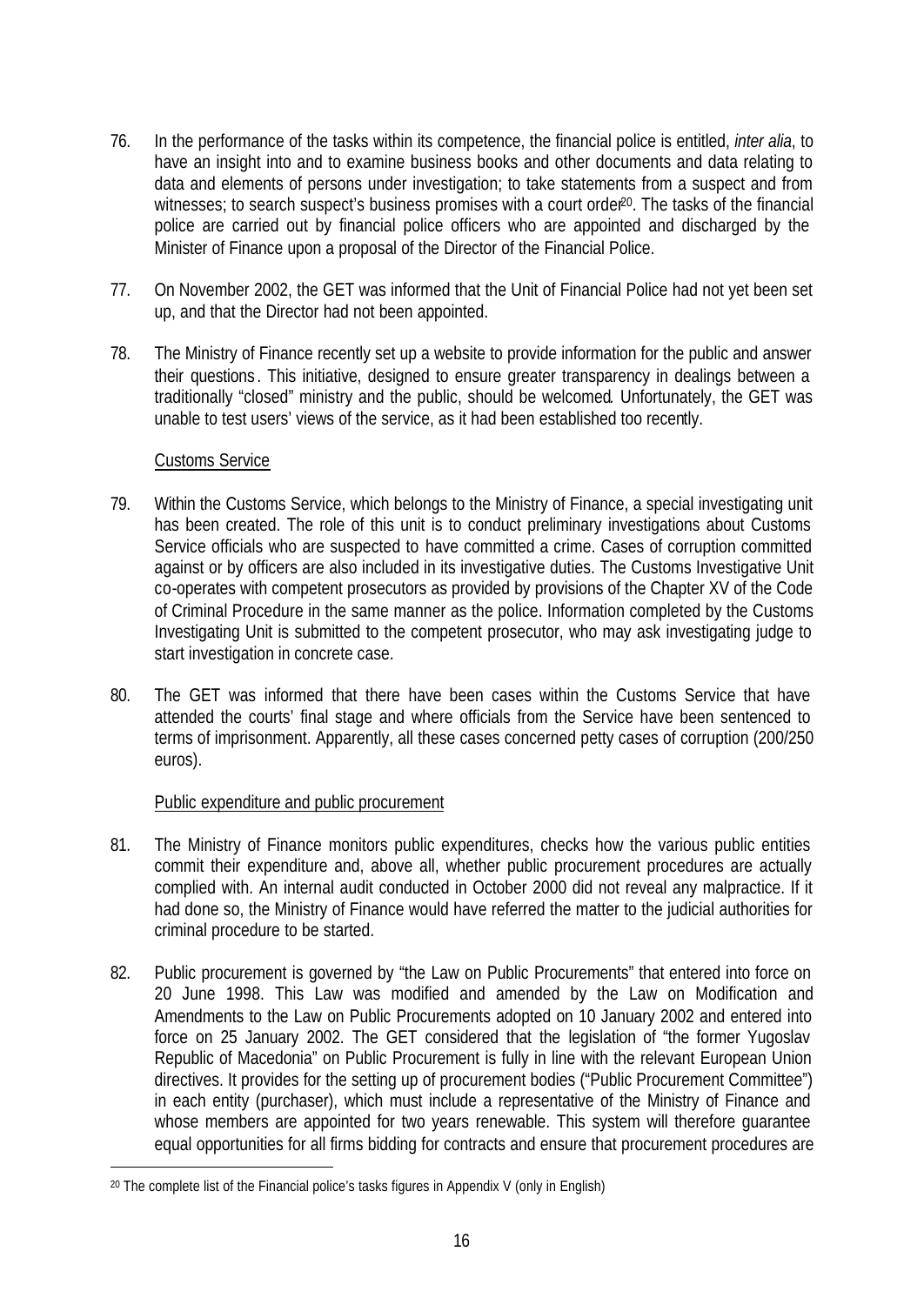76. In the performance of the tasks within its competence, the financial police is entitled, *inter alia*, to have an insight into and to examine business books and other documents and data relating to data and elements of persons under investigation; to take statements from a suspect and from witnesses; to search suspect's business promises with a court order[20]. The tasks of the financial police are carried out by financial police officers who are appointed and discharged by the Minister of Finance upon a proposal of the Director of the Financial Police.

77. On November 2002, the GET was informed that the Unit of Financial Police had not yet been set up, and that the Director had not been appointed.

78. The Ministry of Finance recently set up a website to provide information for the public and answer their questions. This initiative, designed to ensure greater transparency in dealings between a traditionally "closed" ministry and the public, should be welcomed. Unfortunately, the GET was unable to test users' views of the service, as it had been established too recently.

<u>Customs Service</u>

79. Within the Customs Service, which belongs to the Ministry of Finance, a special investigating unit has been created. The role of this unit is to conduct preliminary investigations about Customs Service officials who are suspected to have committed a crime. Cases of corruption committed against or by officers are also included in its investigative duties. The Customs Investigative Unit co-operates with competent prosecutors as provided by provisions of the Chapter XV of the Code of Criminal Procedure in the same manner as the police. Information completed by the Customs Investigating Unit is submitted to the competent prosecutor, who may ask investigating judge to start investigation in concrete case.

80. The GET was informed that there have been cases within the Customs Service that have attended the courts' final stage and where officials from the Service have been sentenced to terms of imprisonment. Apparently, all these cases concerned petty cases of corruption (200/250 euros).

<u>Public expenditure and public procurement</u>

81. The Ministry of Finance monitors public expenditures, checks how the various public entities commit their expenditure and, above all, whether public procurement procedures are actually complied with. An internal audit conducted in October 2000 did not reveal any malpractice. If it had done so, the Ministry of Finance would have referred the matter to the judicial authorities for criminal procedure to be started.

82. Public procurement is governed by "the Law on Public Procurements" that entered into force on 20 June 1998. This Law was modified and amended by the Law on Modification and Amendments to the Law on Public Procurements adopted on 10 January 2002 and entered into force on 25 January 2002. The GET considered that the legislation of "the former Yugoslav Republic of Macedonia" on Public Procurement is fully in line with the relevant European Union directives. It provides for the setting up of procurement bodies ("Public Procurement Committee") in each entity (purchaser), which must include a representative of the Ministry of Finance and whose members are appointed for two years renewable. This system will therefore guarantee equal opportunities for all firms bidding for contracts and ensure that procurement procedures are

[20] The complete list of the Financial police's tasks figures in Appendix V (only in English)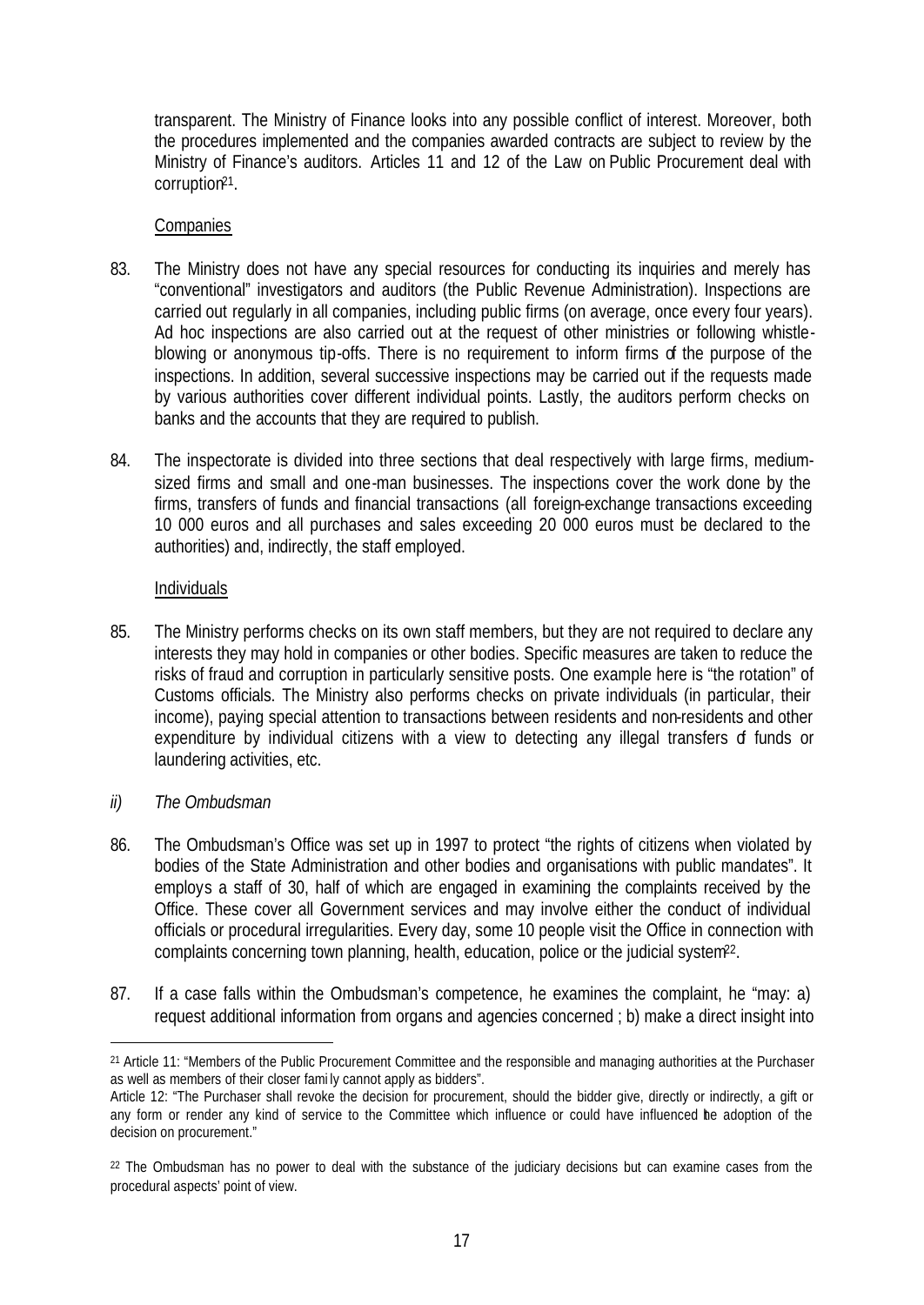transparent. The Ministry of Finance looks into any possible conflict of interest. Moreover, both the procedures implemented and the companies awarded contracts are subject to review by the Ministry of Finance's auditors. Articles 11 and 12 of the Law on Public Procurement deal with corruption[21].

Companies

83. The Ministry does not have any special resources for conducting its inquiries and merely has "conventional" investigators and auditors (the Public Revenue Administration). Inspections are carried out regularly in all companies, including public firms (on average, once every four years). Ad hoc inspections are also carried out at the request of other ministries or following whistle-blowing or anonymous tip-offs. There is no requirement to inform firms of the purpose of the inspections. In addition, several successive inspections may be carried out if the requests made by various authorities cover different individual points. Lastly, the auditors perform checks on banks and the accounts that they are required to publish.

84. The inspectorate is divided into three sections that deal respectively with large firms, medium-sized firms and small and one-man businesses. The inspections cover the work done by the firms, transfers of funds and financial transactions (all foreign-exchange transactions exceeding 10 000 euros and all purchases and sales exceeding 20 000 euros must be declared to the authorities) and, indirectly, the staff employed.

Individuals

85. The Ministry performs checks on its own staff members, but they are not required to declare any interests they may hold in companies or other bodies. Specific measures are taken to reduce the risks of fraud and corruption in particularly sensitive posts. One example here is "the rotation" of Customs officials. The Ministry also performs checks on private individuals (in particular, their income), paying special attention to transactions between residents and non-residents and other expenditure by individual citizens with a view to detecting any illegal transfers of funds or laundering activities, etc.

*ii) The Ombudsman*

86. The Ombudsman's Office was set up in 1997 to protect "the rights of citizens when violated by bodies of the State Administration and other bodies and organisations with public mandates". It employs a staff of 30, half of which are engaged in examining the complaints received by the Office. These cover all Government services and may involve either the conduct of individual officials or procedural irregularities. Every day, some 10 people visit the Office in connection with complaints concerning town planning, health, education, police or the judicial system[22].

87. If a case falls within the Ombudsman's competence, he examines the complaint, he "may: a) request additional information from organs and agencies concerned ; b) make a direct insight into

---

[21] Article 11: "Members of the Public Procurement Committee and the responsible and managing authorities at the Purchaser as well as members of their closer family cannot apply as bidders".
Article 12: "The Purchaser shall revoke the decision for procurement, should the bidder give, directly or indirectly, a gift or any form or render any kind of service to the Committee which influence or could have influenced the adoption of the decision on procurement."

[22] The Ombudsman has no power to deal with the substance of the judiciary decisions but can examine cases from the procedural aspects' point of view.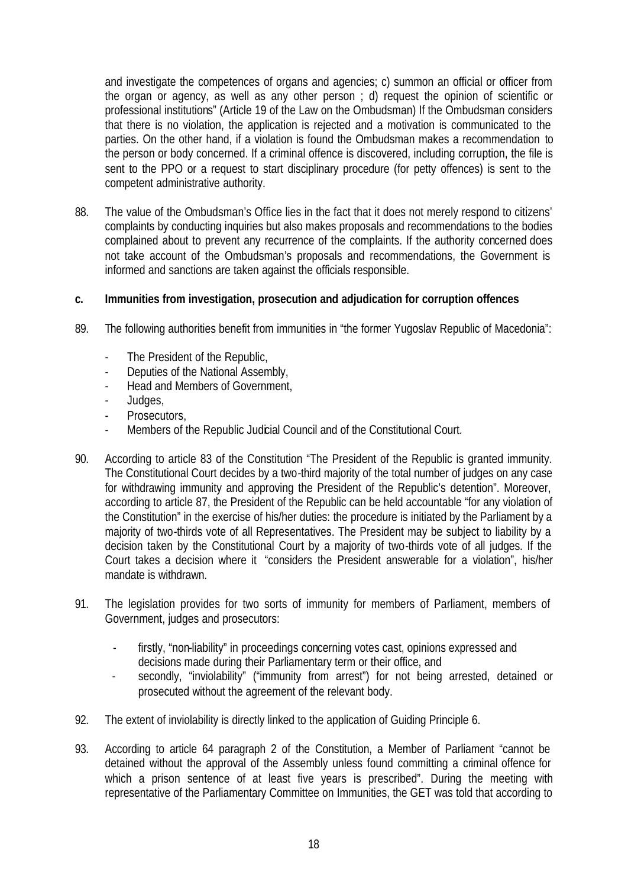and investigate the competences of organs and agencies; c) summon an official or officer from the organ or agency, as well as any other person ; d) request the opinion of scientific or professional institutions" (Article 19 of the Law on the Ombudsman) If the Ombudsman considers that there is no violation, the application is rejected and a motivation is communicated to the parties. On the other hand, if a violation is found the Ombudsman makes a recommendation to the person or body concerned. If a criminal offence is discovered, including corruption, the file is sent to the PPO or a request to start disciplinary procedure (for petty offences) is sent to the competent administrative authority.

88. The value of the Ombudsman's Office lies in the fact that it does not merely respond to citizens' complaints by conducting inquiries but also makes proposals and recommendations to the bodies complained about to prevent any recurrence of the complaints. If the authority concerned does not take account of the Ombudsman's proposals and recommendations, the Government is informed and sanctions are taken against the officials responsible.

### c. Immunities from investigation, prosecution and adjudication for corruption offences

89. The following authorities benefit from immunities in "the former Yugoslav Republic of Macedonia":

- The President of the Republic,
- Deputies of the National Assembly,
- Head and Members of Government,
- Judges,
- Prosecutors,
- Members of the Republic Judicial Council and of the Constitutional Court.

90. According to article 83 of the Constitution "The President of the Republic is granted immunity. The Constitutional Court decides by a two-third majority of the total number of judges on any case for withdrawing immunity and approving the President of the Republic's detention". Moreover, according to article 87, the President of the Republic can be held accountable "for any violation of the Constitution" in the exercise of his/her duties: the procedure is initiated by the Parliament by a majority of two-thirds vote of all Representatives. The President may be subject to liability by a decision taken by the Constitutional Court by a majority of two-thirds vote of all judges. If the Court takes a decision where it "considers the President answerable for a violation", his/her mandate is withdrawn.

91. The legislation provides for two sorts of immunity for members of Parliament, members of Government, judges and prosecutors:

- firstly, "non-liability" in proceedings concerning votes cast, opinions expressed and decisions made during their Parliamentary term or their office, and
- secondly, "inviolability" ("immunity from arrest") for not being arrested, detained or prosecuted without the agreement of the relevant body.

92. The extent of inviolability is directly linked to the application of Guiding Principle 6.

93. According to article 64 paragraph 2 of the Constitution, a Member of Parliament "cannot be detained without the approval of the Assembly unless found committing a criminal offence for which a prison sentence of at least five years is prescribed". During the meeting with representative of the Parliamentary Committee on Immunities, the GET was told that according to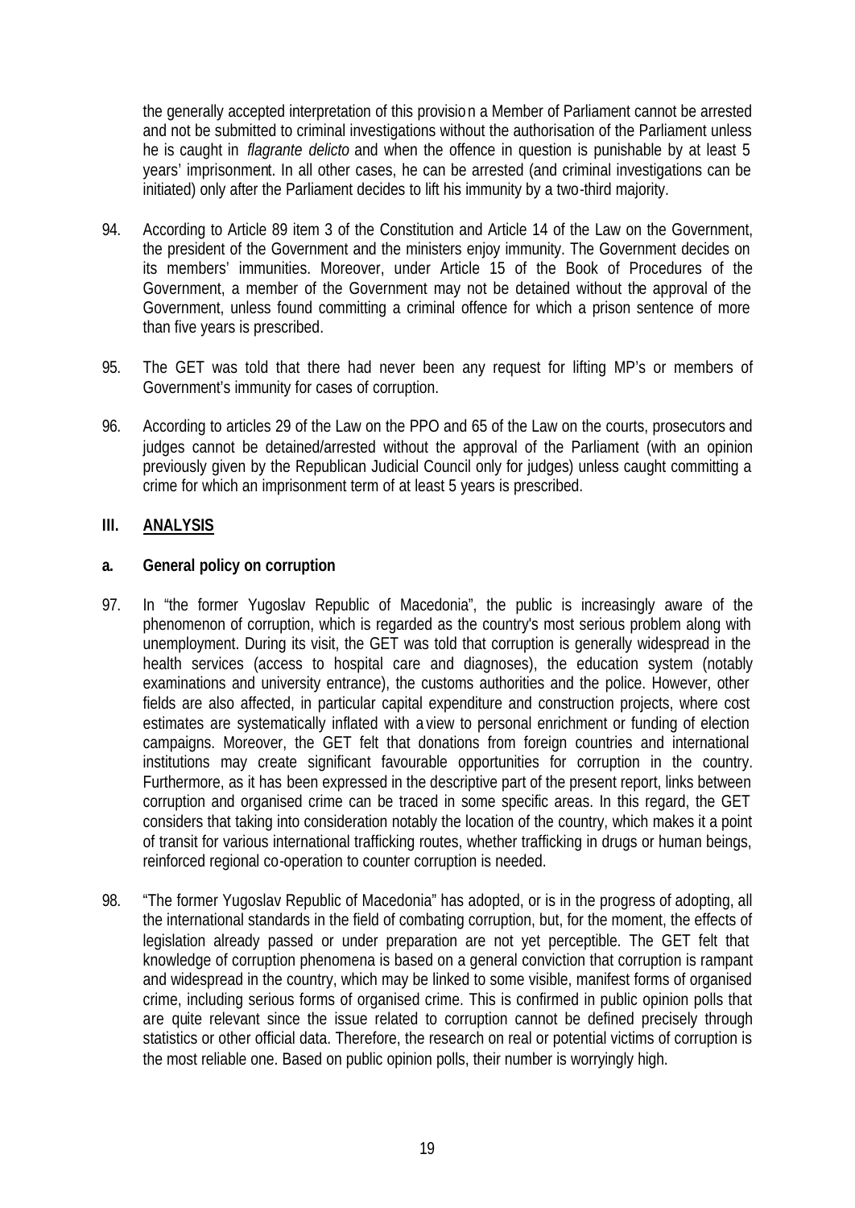the generally accepted interpretation of this provision a Member of Parliament cannot be arrested and not be submitted to criminal investigations without the authorisation of the Parliament unless he is caught in *flagrante delicto* and when the offence in question is punishable by at least 5 years' imprisonment. In all other cases, he can be arrested (and criminal investigations can be initiated) only after the Parliament decides to lift his immunity by a two-third majority.

94. According to Article 89 item 3 of the Constitution and Article 14 of the Law on the Government, the president of the Government and the ministers enjoy immunity. The Government decides on its members' immunities. Moreover, under Article 15 of the Book of Procedures of the Government, a member of the Government may not be detained without the approval of the Government, unless found committing a criminal offence for which a prison sentence of more than five years is prescribed.

95. The GET was told that there had never been any request for lifting MP's or members of Government's immunity for cases of corruption.

96. According to articles 29 of the Law on the PPO and 65 of the Law on the courts, prosecutors and judges cannot be detained/arrested without the approval of the Parliament (with an opinion previously given by the Republican Judicial Council only for judges) unless caught committing a crime for which an imprisonment term of at least 5 years is prescribed.

## III. ANALYSIS

### a. General policy on corruption

97. In "the former Yugoslav Republic of Macedonia", the public is increasingly aware of the phenomenon of corruption, which is regarded as the country's most serious problem along with unemployment. During its visit, the GET was told that corruption is generally widespread in the health services (access to hospital care and diagnoses), the education system (notably examinations and university entrance), the customs authorities and the police. However, other fields are also affected, in particular capital expenditure and construction projects, where cost estimates are systematically inflated with a view to personal enrichment or funding of election campaigns. Moreover, the GET felt that donations from foreign countries and international institutions may create significant favourable opportunities for corruption in the country. Furthermore, as it has been expressed in the descriptive part of the present report, links between corruption and organised crime can be traced in some specific areas. In this regard, the GET considers that taking into consideration notably the location of the country, which makes it a point of transit for various international trafficking routes, whether trafficking in drugs or human beings, reinforced regional co-operation to counter corruption is needed.

98. "The former Yugoslav Republic of Macedonia" has adopted, or is in the progress of adopting, all the international standards in the field of combating corruption, but, for the moment, the effects of legislation already passed or under preparation are not yet perceptible. The GET felt that knowledge of corruption phenomena is based on a general conviction that corruption is rampant and widespread in the country, which may be linked to some visible, manifest forms of organised crime, including serious forms of organised crime. This is confirmed in public opinion polls that are quite relevant since the issue related to corruption cannot be defined precisely through statistics or other official data. Therefore, the research on real or potential victims of corruption is the most reliable one. Based on public opinion polls, their number is worryingly high.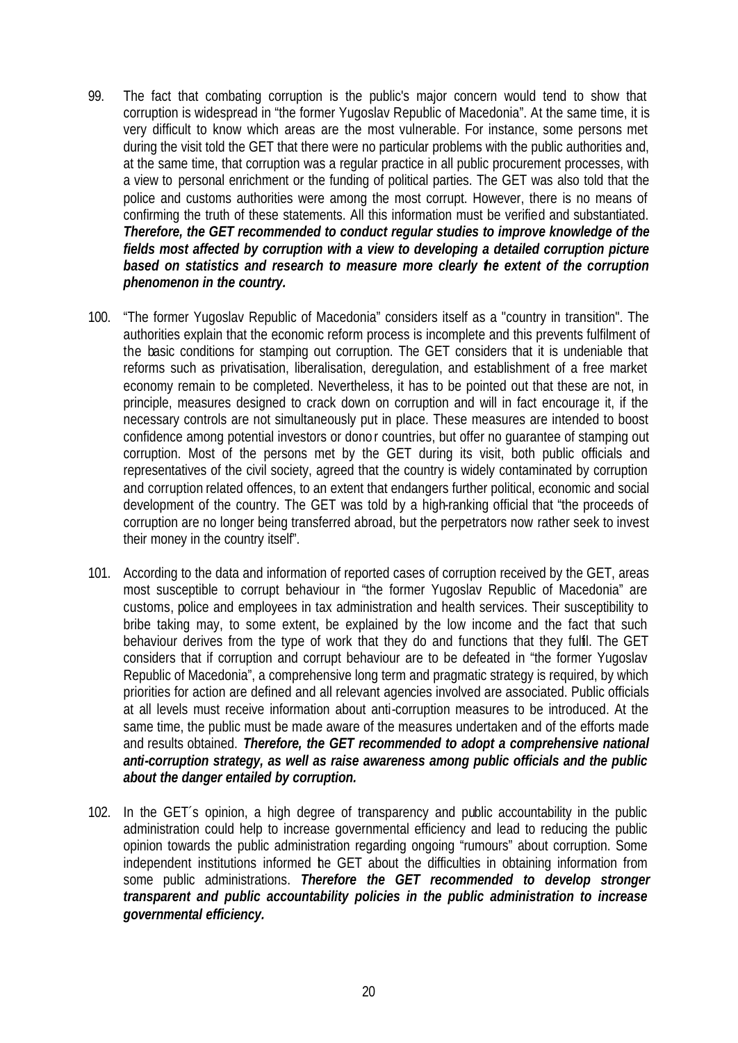99. The fact that combating corruption is the public's major concern would tend to show that corruption is widespread in "the former Yugoslav Republic of Macedonia". At the same time, it is very difficult to know which areas are the most vulnerable. For instance, some persons met during the visit told the GET that there were no particular problems with the public authorities and, at the same time, that corruption was a regular practice in all public procurement processes, with a view to personal enrichment or the funding of political parties. The GET was also told that the police and customs authorities were among the most corrupt. However, there is no means of confirming the truth of these statements. All this information must be verified and substantiated. ***Therefore, the GET recommended to conduct regular studies to improve knowledge of the fields most affected by corruption with a view to developing a detailed corruption picture based on statistics and research to measure more clearly the extent of the corruption phenomenon in the country.***

100. "The former Yugoslav Republic of Macedonia" considers itself as a "country in transition". The authorities explain that the economic reform process is incomplete and this prevents fulfilment of the basic conditions for stamping out corruption. The GET considers that it is undeniable that reforms such as privatisation, liberalisation, deregulation, and establishment of a free market economy remain to be completed. Nevertheless, it has to be pointed out that these are not, in principle, measures designed to crack down on corruption and will in fact encourage it, if the necessary controls are not simultaneously put in place. These measures are intended to boost confidence among potential investors or donor countries, but offer no guarantee of stamping out corruption. Most of the persons met by the GET during its visit, both public officials and representatives of the civil society, agreed that the country is widely contaminated by corruption and corruption related offences, to an extent that endangers further political, economic and social development of the country. The GET was told by a high-ranking official that "the proceeds of corruption are no longer being transferred abroad, but the perpetrators now rather seek to invest their money in the country itself".

101. According to the data and information of reported cases of corruption received by the GET, areas most susceptible to corrupt behaviour in "the former Yugoslav Republic of Macedonia" are customs, police and employees in tax administration and health services. Their susceptibility to bribe taking may, to some extent, be explained by the low income and the fact that such behaviour derives from the type of work that they do and functions that they fulfil. The GET considers that if corruption and corrupt behaviour are to be defeated in "the former Yugoslav Republic of Macedonia", a comprehensive long term and pragmatic strategy is required, by which priorities for action are defined and all relevant agencies involved are associated. Public officials at all levels must receive information about anti-corruption measures to be introduced. At the same time, the public must be made aware of the measures undertaken and of the efforts made and results obtained. ***Therefore, the GET recommended to adopt a comprehensive national anti-corruption strategy, as well as raise awareness among public officials and the public about the danger entailed by corruption.***

102. In the GET´s opinion, a high degree of transparency and public accountability in the public administration could help to increase governmental efficiency and lead to reducing the public opinion towards the public administration regarding ongoing "rumours" about corruption. Some independent institutions informed the GET about the difficulties in obtaining information from some public administrations. ***Therefore the GET recommended to develop stronger transparent and public accountability policies in the public administration to increase governmental efficiency.***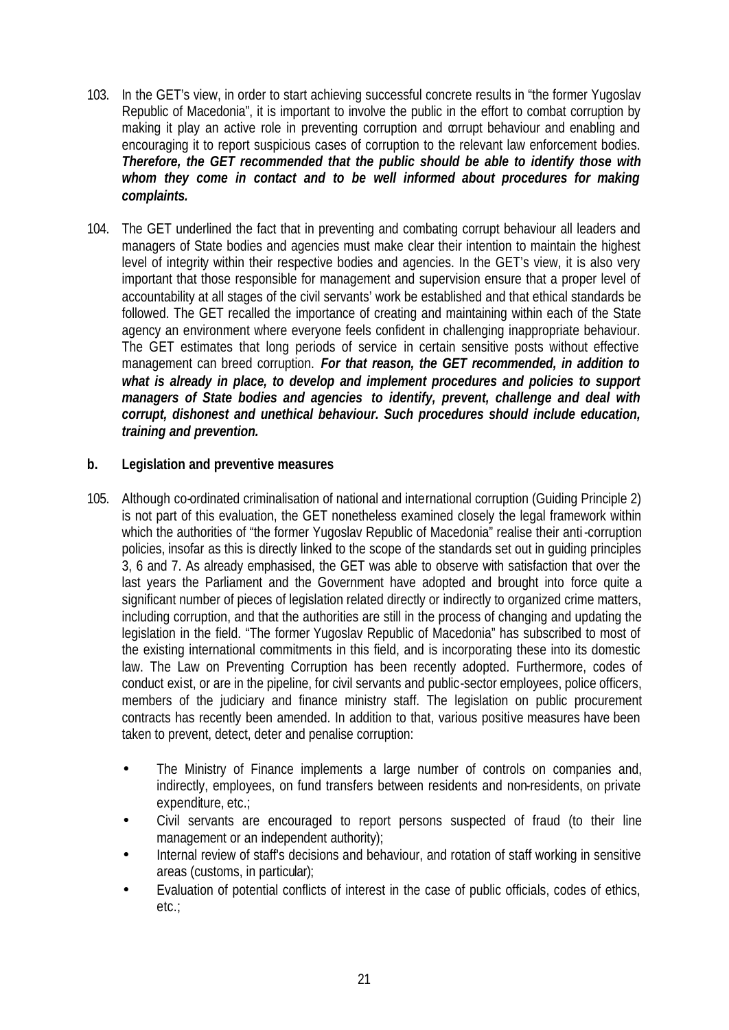103. In the GET's view, in order to start achieving successful concrete results in "the former Yugoslav Republic of Macedonia", it is important to involve the public in the effort to combat corruption by making it play an active role in preventing corruption and corrupt behaviour and enabling and encouraging it to report suspicious cases of corruption to the relevant law enforcement bodies. ***Therefore, the GET recommended that the public should be able to identify those with whom they come in contact and to be well informed about procedures for making complaints.***

104. The GET underlined the fact that in preventing and combating corrupt behaviour all leaders and managers of State bodies and agencies must make clear their intention to maintain the highest level of integrity within their respective bodies and agencies. In the GET's view, it is also very important that those responsible for management and supervision ensure that a proper level of accountability at all stages of the civil servants' work be established and that ethical standards be followed. The GET recalled the importance of creating and maintaining within each of the State agency an environment where everyone feels confident in challenging inappropriate behaviour. The GET estimates that long periods of service in certain sensitive posts without effective management can breed corruption. ***For that reason, the GET recommended, in addition to what is already in place, to develop and implement procedures and policies to support managers of State bodies and agencies to identify, prevent, challenge and deal with corrupt, dishonest and unethical behaviour. Such procedures should include education, training and prevention.***

**b. Legislation and preventive measures**

105. Although co-ordinated criminalisation of national and international corruption (Guiding Principle 2) is not part of this evaluation, the GET nonetheless examined closely the legal framework within which the authorities of "the former Yugoslav Republic of Macedonia" realise their anti-corruption policies, insofar as this is directly linked to the scope of the standards set out in guiding principles 3, 6 and 7. As already emphasised, the GET was able to observe with satisfaction that over the last years the Parliament and the Government have adopted and brought into force quite a significant number of pieces of legislation related directly or indirectly to organized crime matters, including corruption, and that the authorities are still in the process of changing and updating the legislation in the field. "The former Yugoslav Republic of Macedonia" has subscribed to most of the existing international commitments in this field, and is incorporating these into its domestic law. The Law on Preventing Corruption has been recently adopted. Furthermore, codes of conduct exist, or are in the pipeline, for civil servants and public-sector employees, police officers, members of the judiciary and finance ministry staff. The legislation on public procurement contracts has recently been amended. In addition to that, various positive measures have been taken to prevent, detect, deter and penalise corruption:

- The Ministry of Finance implements a large number of controls on companies and, indirectly, employees, on fund transfers between residents and non-residents, on private expenditure, etc.;
- Civil servants are encouraged to report persons suspected of fraud (to their line management or an independent authority);
- Internal review of staff's decisions and behaviour, and rotation of staff working in sensitive areas (customs, in particular);
- Evaluation of potential conflicts of interest in the case of public officials, codes of ethics, etc.;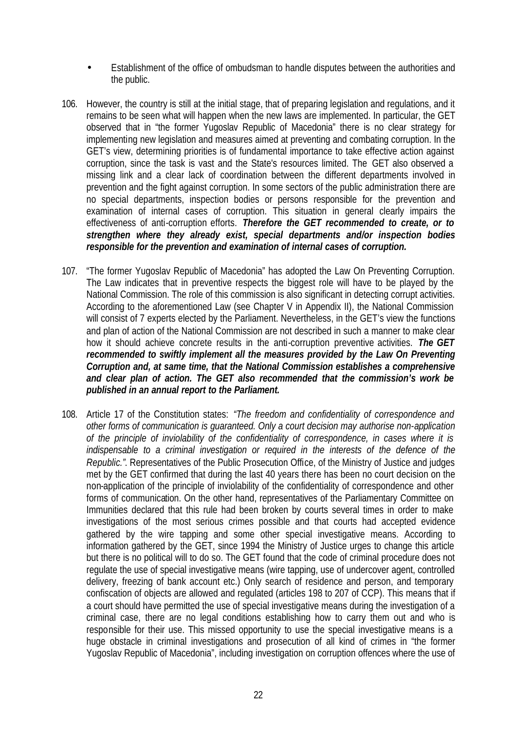- Establishment of the office of ombudsman to handle disputes between the authorities and the public.

106. However, the country is still at the initial stage, that of preparing legislation and regulations, and it remains to be seen what will happen when the new laws are implemented. In particular, the GET observed that in "the former Yugoslav Republic of Macedonia" there is no clear strategy for implementing new legislation and measures aimed at preventing and combating corruption. In the GET's view, determining priorities is of fundamental importance to take effective action against corruption, since the task is vast and the State's resources limited. The GET also observed a missing link and a clear lack of coordination between the different departments involved in prevention and the fight against corruption. In some sectors of the public administration there are no special departments, inspection bodies or persons responsible for the prevention and examination of internal cases of corruption. This situation in general clearly impairs the effectiveness of anti-corruption efforts. ***Therefore the GET recommended to create, or to strengthen where they already exist, special departments and/or inspection bodies responsible for the prevention and examination of internal cases of corruption.***

107. "The former Yugoslav Republic of Macedonia" has adopted the Law On Preventing Corruption. The Law indicates that in preventive respects the biggest role will have to be played by the National Commission. The role of this commission is also significant in detecting corrupt activities. According to the aforementioned Law (see Chapter V in Appendix II), the National Commission will consist of 7 experts elected by the Parliament. Nevertheless, in the GET's view the functions and plan of action of the National Commission are not described in such a manner to make clear how it should achieve concrete results in the anti-corruption preventive activities. ***The GET recommended to swiftly implement all the measures provided by the Law On Preventing Corruption and, at same time, that the National Commission establishes a comprehensive and clear plan of action. The GET also recommended that the commission's work be published in an annual report to the Parliament.***

108. Article 17 of the Constitution states: *"The freedom and confidentiality of correspondence and other forms of communication is guaranteed. Only a court decision may authorise non-application of the principle of inviolability of the confidentiality of correspondence, in cases where it is indispensable to a criminal investigation or required in the interests of the defence of the Republic."*. Representatives of the Public Prosecution Office, of the Ministry of Justice and judges met by the GET confirmed that during the last 40 years there has been no court decision on the non-application of the principle of inviolability of the confidentiality of correspondence and other forms of communication. On the other hand, representatives of the Parliamentary Committee on Immunities declared that this rule had been broken by courts several times in order to make investigations of the most serious crimes possible and that courts had accepted evidence gathered by the wire tapping and some other special investigative means. According to information gathered by the GET, since 1994 the Ministry of Justice urges to change this article but there is no political will to do so. The GET found that the code of criminal procedure does not regulate the use of special investigative means (wire tapping, use of undercover agent, controlled delivery, freezing of bank account etc.) Only search of residence and person, and temporary confiscation of objects are allowed and regulated (articles 198 to 207 of CCP). This means that if a court should have permitted the use of special investigative means during the investigation of a criminal case, there are no legal conditions establishing how to carry them out and who is responsible for their use. This missed opportunity to use the special investigative means is a huge obstacle in criminal investigations and prosecution of all kind of crimes in "the former Yugoslav Republic of Macedonia", including investigation on corruption offences where the use of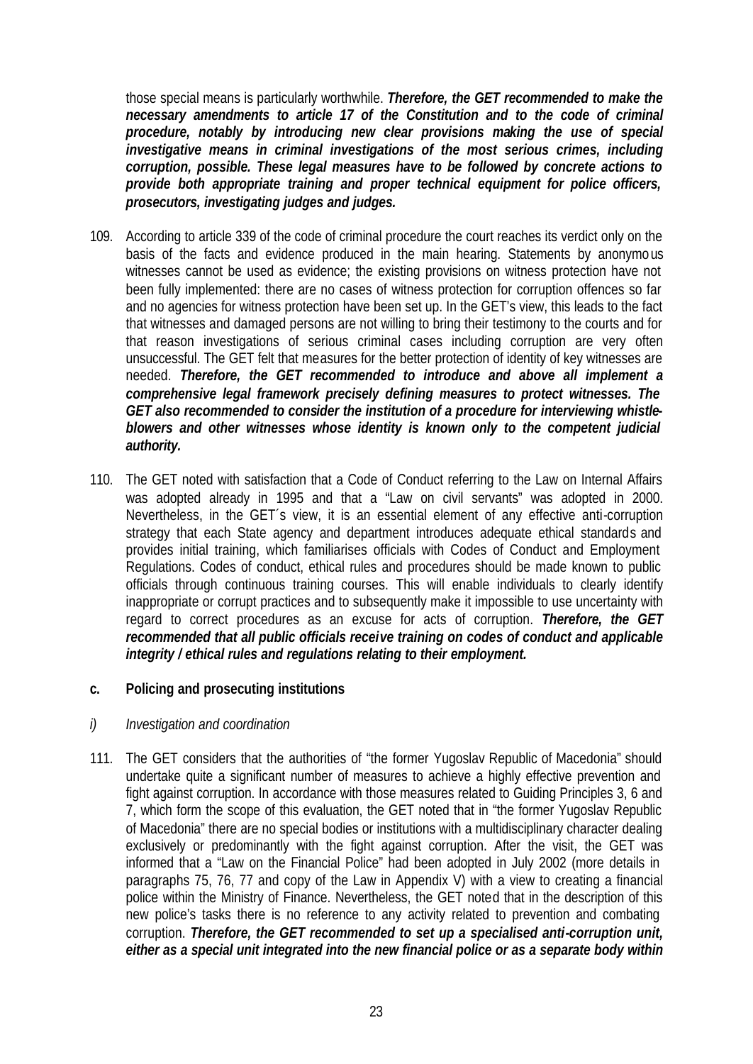those special means is particularly worthwhile. ***Therefore, the GET recommended to make the necessary amendments to article 17 of the Constitution and to the code of criminal procedure, notably by introducing new clear provisions making the use of special investigative means in criminal investigations of the most serious crimes, including corruption, possible. These legal measures have to be followed by concrete actions to provide both appropriate training and proper technical equipment for police officers, prosecutors, investigating judges and judges.***

109. According to article 339 of the code of criminal procedure the court reaches its verdict only on the basis of the facts and evidence produced in the main hearing. Statements by anonymous witnesses cannot be used as evidence; the existing provisions on witness protection have not been fully implemented: there are no cases of witness protection for corruption offences so far and no agencies for witness protection have been set up. In the GET's view, this leads to the fact that witnesses and damaged persons are not willing to bring their testimony to the courts and for that reason investigations of serious criminal cases including corruption are very often unsuccessful. The GET felt that measures for the better protection of identity of key witnesses are needed. ***Therefore, the GET recommended to introduce and above all implement a comprehensive legal framework precisely defining measures to protect witnesses. The GET also recommended to consider the institution of a procedure for interviewing whistle-blowers and other witnesses whose identity is known only to the competent judicial authority.***

110. The GET noted with satisfaction that a Code of Conduct referring to the Law on Internal Affairs was adopted already in 1995 and that a "Law on civil servants" was adopted in 2000. Nevertheless, in the GET´s view, it is an essential element of any effective anti-corruption strategy that each State agency and department introduces adequate ethical standards and provides initial training, which familiarises officials with Codes of Conduct and Employment Regulations. Codes of conduct, ethical rules and procedures should be made known to public officials through continuous training courses. This will enable individuals to clearly identify inappropriate or corrupt practices and to subsequently make it impossible to use uncertainty with regard to correct procedures as an excuse for acts of corruption. ***Therefore, the GET recommended that all public officials receive training on codes of conduct and applicable integrity / ethical rules and regulations relating to their employment.***

### c. Policing and prosecuting institutions

#### *i) Investigation and coordination*

111. The GET considers that the authorities of "the former Yugoslav Republic of Macedonia" should undertake quite a significant number of measures to achieve a highly effective prevention and fight against corruption. In accordance with those measures related to Guiding Principles 3, 6 and 7, which form the scope of this evaluation, the GET noted that in "the former Yugoslav Republic of Macedonia" there are no special bodies or institutions with a multidisciplinary character dealing exclusively or predominantly with the fight against corruption. After the visit, the GET was informed that a "Law on the Financial Police" had been adopted in July 2002 (more details in paragraphs 75, 76, 77 and copy of the Law in Appendix V) with a view to creating a financial police within the Ministry of Finance. Nevertheless, the GET noted that in the description of this new police's tasks there is no reference to any activity related to prevention and combating corruption. ***Therefore, the GET recommended to set up a specialised anti-corruption unit, either as a special unit integrated into the new financial police or as a separate body within***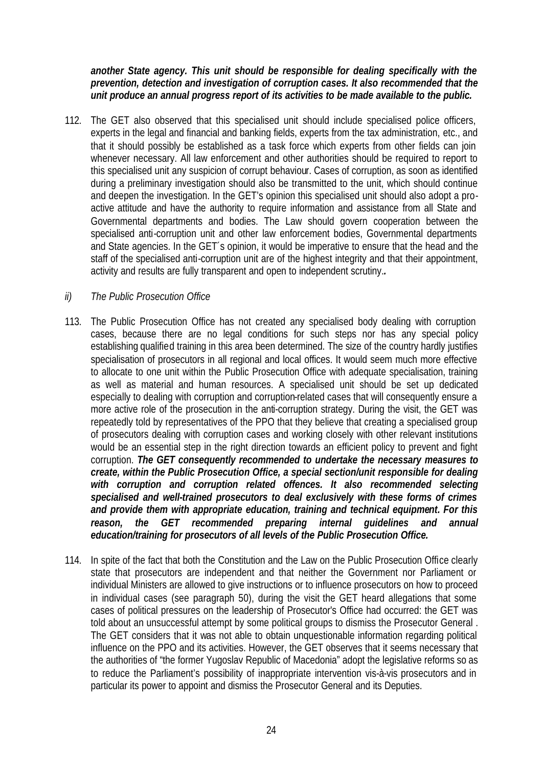***another State agency. This unit should be responsible for dealing specifically with the prevention, detection and investigation of corruption cases. It also recommended that the unit produce an annual progress report of its activities to be made available to the public.***

112. The GET also observed that this specialised unit should include specialised police officers, experts in the legal and financial and banking fields, experts from the tax administration, etc., and that it should possibly be established as a task force which experts from other fields can join whenever necessary. All law enforcement and other authorities should be required to report to this specialised unit any suspicion of corrupt behaviour. Cases of corruption, as soon as identified during a preliminary investigation should also be transmitted to the unit, which should continue and deepen the investigation. In the GET's opinion this specialised unit should also adopt a pro-active attitude and have the authority to require information and assistance from all State and Governmental departments and bodies. The Law should govern cooperation between the specialised anti-corruption unit and other law enforcement bodies, Governmental departments and State agencies. In the GET´s opinion, it would be imperative to ensure that the head and the staff of the specialised anti-corruption unit are of the highest integrity and that their appointment, activity and results are fully transparent and open to independent scrutiny.*.*

*ii) The Public Prosecution Office*

113. The Public Prosecution Office has not created any specialised body dealing with corruption cases, because there are no legal conditions for such steps nor has any special policy establishing qualified training in this area been determined. The size of the country hardly justifies specialisation of prosecutors in all regional and local offices. It would seem much more effective to allocate to one unit within the Public Prosecution Office with adequate specialisation, training as well as material and human resources. A specialised unit should be set up dedicated especially to dealing with corruption and corruption-related cases that will consequently ensure a more active role of the prosecution in the anti-corruption strategy. During the visit, the GET was repeatedly told by representatives of the PPO that they believe that creating a specialised group of prosecutors dealing with corruption cases and working closely with other relevant institutions would be an essential step in the right direction towards an efficient policy to prevent and fight corruption. ***The GET consequently recommended to undertake the necessary measures to create, within the Public Prosecution Office, a special section/unit responsible for dealing with corruption and corruption related offences. It also recommended selecting specialised and well-trained prosecutors to deal exclusively with these forms of crimes and provide them with appropriate education, training and technical equipment. For this reason, the GET recommended preparing internal guidelines and annual education/training for prosecutors of all levels of the Public Prosecution Office.***

114. In spite of the fact that both the Constitution and the Law on the Public Prosecution Office clearly state that prosecutors are independent and that neither the Government nor Parliament or individual Ministers are allowed to give instructions or to influence prosecutors on how to proceed in individual cases (see paragraph 50), during the visit the GET heard allegations that some cases of political pressures on the leadership of Prosecutor's Office had occurred: the GET was told about an unsuccessful attempt by some political groups to dismiss the Prosecutor General . The GET considers that it was not able to obtain unquestionable information regarding political influence on the PPO and its activities. However, the GET observes that it seems necessary that the authorities of "the former Yugoslav Republic of Macedonia" adopt the legislative reforms so as to reduce the Parliament's possibility of inappropriate intervention vis-à-vis prosecutors and in particular its power to appoint and dismiss the Prosecutor General and its Deputies.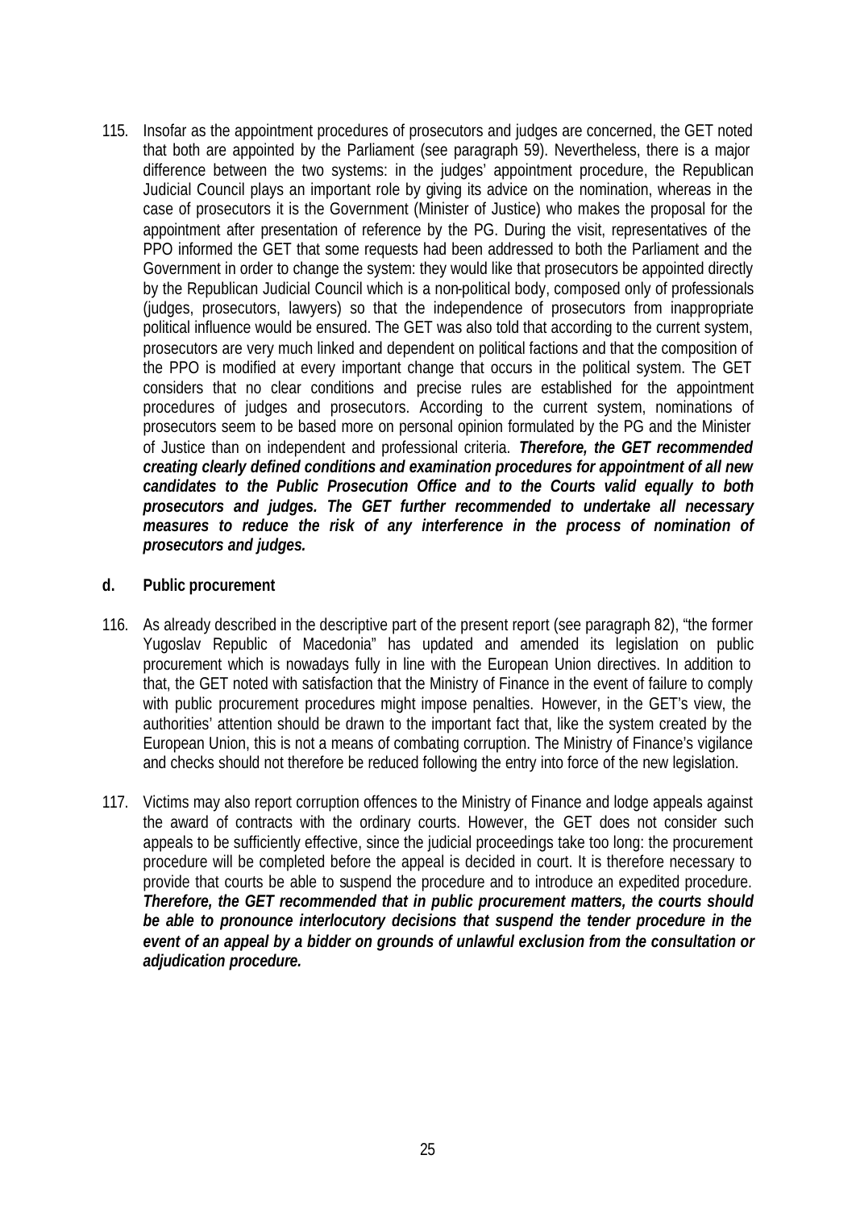115. Insofar as the appointment procedures of prosecutors and judges are concerned, the GET noted that both are appointed by the Parliament (see paragraph 59). Nevertheless, there is a major difference between the two systems: in the judges' appointment procedure, the Republican Judicial Council plays an important role by giving its advice on the nomination, whereas in the case of prosecutors it is the Government (Minister of Justice) who makes the proposal for the appointment after presentation of reference by the PG. During the visit, representatives of the PPO informed the GET that some requests had been addressed to both the Parliament and the Government in order to change the system: they would like that prosecutors be appointed directly by the Republican Judicial Council which is a non-political body, composed only of professionals (judges, prosecutors, lawyers) so that the independence of prosecutors from inappropriate political influence would be ensured. The GET was also told that according to the current system, prosecutors are very much linked and dependent on political factions and that the composition of the PPO is modified at every important change that occurs in the political system. The GET considers that no clear conditions and precise rules are established for the appointment procedures of judges and prosecutors. According to the current system, nominations of prosecutors seem to be based more on personal opinion formulated by the PG and the Minister of Justice than on independent and professional criteria. ***Therefore, the GET recommended creating clearly defined conditions and examination procedures for appointment of all new candidates to the Public Prosecution Office and to the Courts valid equally to both prosecutors and judges. The GET further recommended to undertake all necessary measures to reduce the risk of any interference in the process of nomination of prosecutors and judges.***

### d. Public procurement

116. As already described in the descriptive part of the present report (see paragraph 82), "the former Yugoslav Republic of Macedonia" has updated and amended its legislation on public procurement which is nowadays fully in line with the European Union directives. In addition to that, the GET noted with satisfaction that the Ministry of Finance in the event of failure to comply with public procurement procedures might impose penalties. However, in the GET's view, the authorities' attention should be drawn to the important fact that, like the system created by the European Union, this is not a means of combating corruption. The Ministry of Finance's vigilance and checks should not therefore be reduced following the entry into force of the new legislation.

117. Victims may also report corruption offences to the Ministry of Finance and lodge appeals against the award of contracts with the ordinary courts. However, the GET does not consider such appeals to be sufficiently effective, since the judicial proceedings take too long: the procurement procedure will be completed before the appeal is decided in court. It is therefore necessary to provide that courts be able to suspend the procedure and to introduce an expedited procedure. ***Therefore, the GET recommended that in public procurement matters, the courts should be able to pronounce interlocutory decisions that suspend the tender procedure in the event of an appeal by a bidder on grounds of unlawful exclusion from the consultation or adjudication procedure.***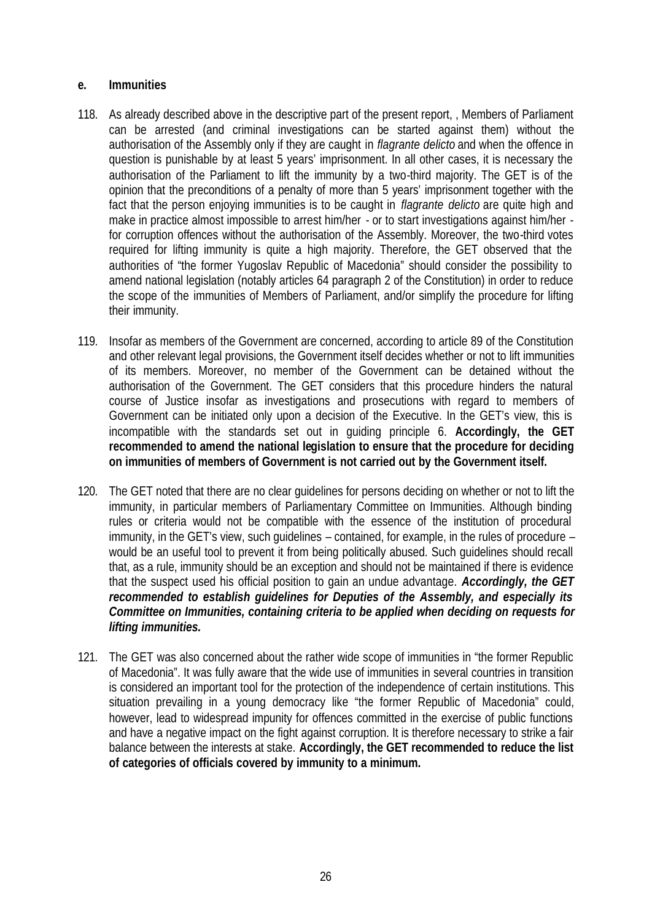**e. Immunities**

118. As already described above in the descriptive part of the present report, , Members of Parliament can be arrested (and criminal investigations can be started against them) without the authorisation of the Assembly only if they are caught in *flagrante delicto* and when the offence in question is punishable by at least 5 years' imprisonment. In all other cases, it is necessary the authorisation of the Parliament to lift the immunity by a two-third majority. The GET is of the opinion that the preconditions of a penalty of more than 5 years' imprisonment together with the fact that the person enjoying immunities is to be caught in *flagrante delicto* are quite high and make in practice almost impossible to arrest him/her - or to start investigations against him/her - for corruption offences without the authorisation of the Assembly. Moreover, the two-third votes required for lifting immunity is quite a high majority. Therefore, the GET observed that the authorities of "the former Yugoslav Republic of Macedonia" should consider the possibility to amend national legislation (notably articles 64 paragraph 2 of the Constitution) in order to reduce the scope of the immunities of Members of Parliament, and/or simplify the procedure for lifting their immunity.

119. Insofar as members of the Government are concerned, according to article 89 of the Constitution and other relevant legal provisions, the Government itself decides whether or not to lift immunities of its members. Moreover, no member of the Government can be detained without the authorisation of the Government. The GET considers that this procedure hinders the natural course of Justice insofar as investigations and prosecutions with regard to members of Government can be initiated only upon a decision of the Executive. In the GET's view, this is incompatible with the standards set out in guiding principle 6. **Accordingly, the GET recommended to amend the national legislation to ensure that the procedure for deciding on immunities of members of Government is not carried out by the Government itself.**

120. The GET noted that there are no clear guidelines for persons deciding on whether or not to lift the immunity, in particular members of Parliamentary Committee on Immunities. Although binding rules or criteria would not be compatible with the essence of the institution of procedural immunity, in the GET's view, such guidelines – contained, for example, in the rules of procedure – would be an useful tool to prevent it from being politically abused. Such guidelines should recall that, as a rule, immunity should be an exception and should not be maintained if there is evidence that the suspect used his official position to gain an undue advantage. ***Accordingly, the GET recommended to establish guidelines for Deputies of the Assembly, and especially its Committee on Immunities, containing criteria to be applied when deciding on requests for lifting immunities.***

121. The GET was also concerned about the rather wide scope of immunities in "the former Republic of Macedonia". It was fully aware that the wide use of immunities in several countries in transition is considered an important tool for the protection of the independence of certain institutions. This situation prevailing in a young democracy like "the former Republic of Macedonia" could, however, lead to widespread impunity for offences committed in the exercise of public functions and have a negative impact on the fight against corruption. It is therefore necessary to strike a fair balance between the interests at stake. **Accordingly, the GET recommended to reduce the list of categories of officials covered by immunity to a minimum.**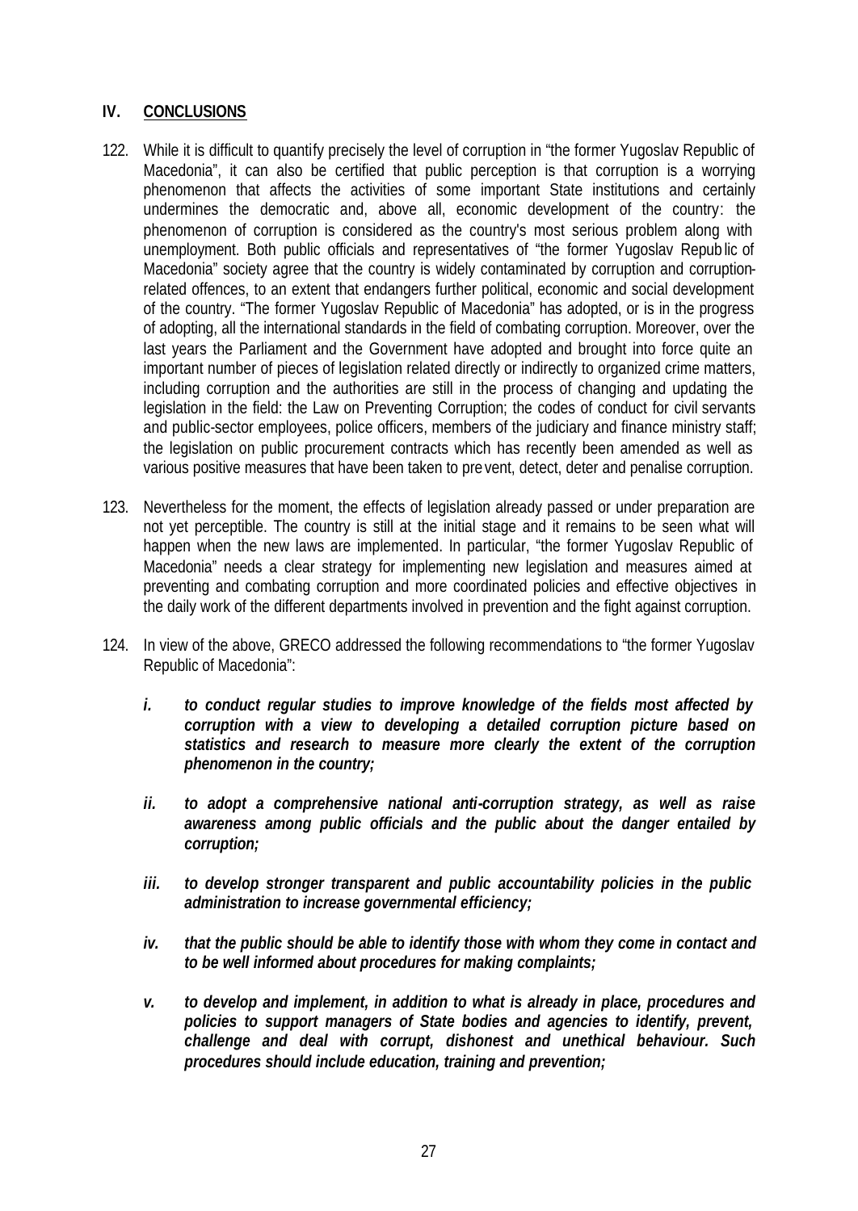## IV. CONCLUSIONS

122. While it is difficult to quantify precisely the level of corruption in "the former Yugoslav Republic of Macedonia", it can also be certified that public perception is that corruption is a worrying phenomenon that affects the activities of some important State institutions and certainly undermines the democratic and, above all, economic development of the country: the phenomenon of corruption is considered as the country's most serious problem along with unemployment. Both public officials and representatives of "the former Yugoslav Republic of Macedonia" society agree that the country is widely contaminated by corruption and corruption-related offences, to an extent that endangers further political, economic and social development of the country. "The former Yugoslav Republic of Macedonia" has adopted, or is in the progress of adopting, all the international standards in the field of combating corruption. Moreover, over the last years the Parliament and the Government have adopted and brought into force quite an important number of pieces of legislation related directly or indirectly to organized crime matters, including corruption and the authorities are still in the process of changing and updating the legislation in the field: the Law on Preventing Corruption; the codes of conduct for civil servants and public-sector employees, police officers, members of the judiciary and finance ministry staff; the legislation on public procurement contracts which has recently been amended as well as various positive measures that have been taken to prevent, detect, deter and penalise corruption.

123. Nevertheless for the moment, the effects of legislation already passed or under preparation are not yet perceptible. The country is still at the initial stage and it remains to be seen what will happen when the new laws are implemented. In particular, "the former Yugoslav Republic of Macedonia" needs a clear strategy for implementing new legislation and measures aimed at preventing and combating corruption and more coordinated policies and effective objectives in the daily work of the different departments involved in prevention and the fight against corruption.

124. In view of the above, GRECO addressed the following recommendations to "the former Yugoslav Republic of Macedonia":

   ***i. to conduct regular studies to improve knowledge of the fields most affected by corruption with a view to developing a detailed corruption picture based on statistics and research to measure more clearly the extent of the corruption phenomenon in the country;***

   ***ii. to adopt a comprehensive national anti-corruption strategy, as well as raise awareness among public officials and the public about the danger entailed by corruption;***

   ***iii. to develop stronger transparent and public accountability policies in the public administration to increase governmental efficiency;***

   ***iv. that the public should be able to identify those with whom they come in contact and to be well informed about procedures for making complaints;***

   ***v. to develop and implement, in addition to what is already in place, procedures and policies to support managers of State bodies and agencies to identify, prevent, challenge and deal with corrupt, dishonest and unethical behaviour. Such procedures should include education, training and prevention;***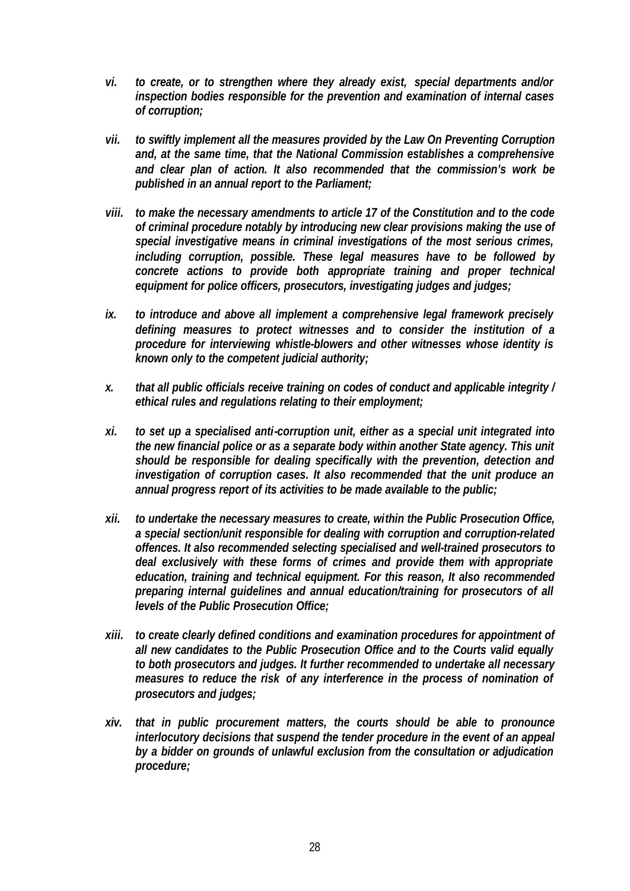*vi. to create, or to strengthen where they already exist, special departments and/or inspection bodies responsible for the prevention and examination of internal cases of corruption;*

*vii. to swiftly implement all the measures provided by the Law On Preventing Corruption and, at the same time, that the National Commission establishes a comprehensive and clear plan of action. It also recommended that the commission's work be published in an annual report to the Parliament;*

*viii. to make the necessary amendments to article 17 of the Constitution and to the code of criminal procedure notably by introducing new clear provisions making the use of special investigative means in criminal investigations of the most serious crimes, including corruption, possible. These legal measures have to be followed by concrete actions to provide both appropriate training and proper technical equipment for police officers, prosecutors, investigating judges and judges;*

*ix. to introduce and above all implement a comprehensive legal framework precisely defining measures to protect witnesses and to consider the institution of a procedure for interviewing whistle-blowers and other witnesses whose identity is known only to the competent judicial authority;*

*x. that all public officials receive training on codes of conduct and applicable integrity / ethical rules and regulations relating to their employment;*

*xi. to set up a specialised anti-corruption unit, either as a special unit integrated into the new financial police or as a separate body within another State agency. This unit should be responsible for dealing specifically with the prevention, detection and investigation of corruption cases. It also recommended that the unit produce an annual progress report of its activities to be made available to the public;*

*xii. to undertake the necessary measures to create, within the Public Prosecution Office, a special section/unit responsible for dealing with corruption and corruption-related offences. It also recommended selecting specialised and well-trained prosecutors to deal exclusively with these forms of crimes and provide them with appropriate education, training and technical equipment. For this reason, It also recommended preparing internal guidelines and annual education/training for prosecutors of all levels of the Public Prosecution Office;*

*xiii. to create clearly defined conditions and examination procedures for appointment of all new candidates to the Public Prosecution Office and to the Courts valid equally to both prosecutors and judges. It further recommended to undertake all necessary measures to reduce the risk of any interference in the process of nomination of prosecutors and judges;*

*xiv. that in public procurement matters, the courts should be able to pronounce interlocutory decisions that suspend the tender procedure in the event of an appeal by a bidder on grounds of unlawful exclusion from the consultation or adjudication procedure;*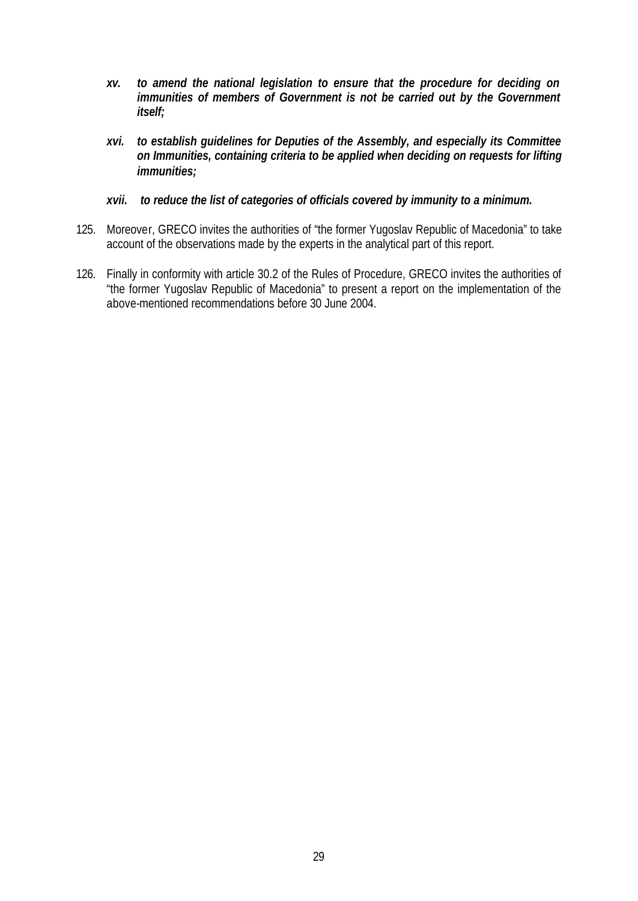*xv. **to amend the national legislation to ensure that the procedure for deciding on immunities of members of Government is not be carried out by the Government itself;***

*xvi. **to establish guidelines for Deputies of the Assembly, and especially its Committee on Immunities, containing criteria to be applied when deciding on requests for lifting immunities;***

*xvii. **to reduce the list of categories of officials covered by immunity to a minimum.***

125. Moreover, GRECO invites the authorities of "the former Yugoslav Republic of Macedonia" to take account of the observations made by the experts in the analytical part of this report.

126. Finally in conformity with article 30.2 of the Rules of Procedure, GRECO invites the authorities of "the former Yugoslav Republic of Macedonia" to present a report on the implementation of the above-mentioned recommendations before 30 June 2004.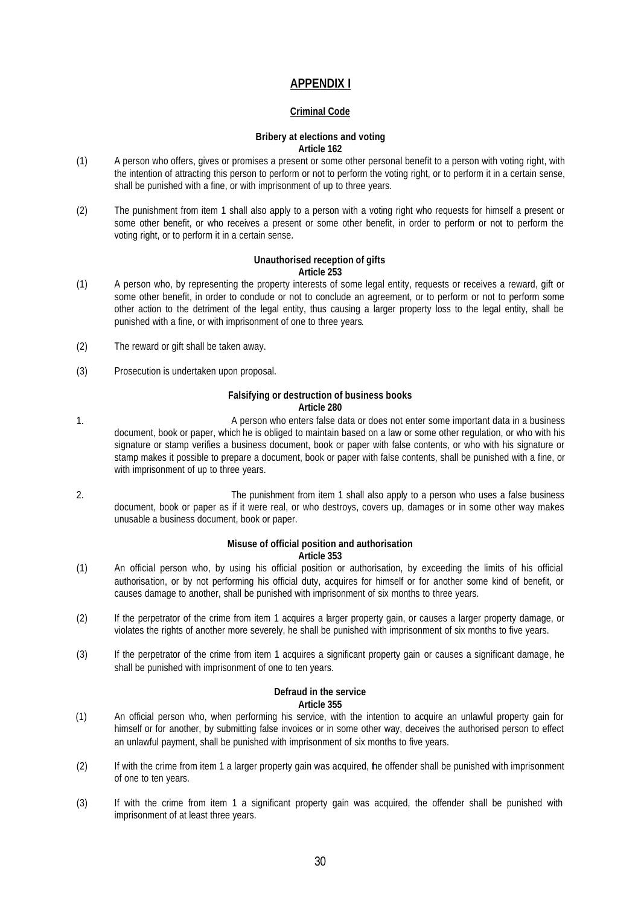# APPENDIX I

## Criminal Code

### Bribery at elections and voting
### Article 162

(1) A person who offers, gives or promises a present or some other personal benefit to a person with voting right, with the intention of attracting this person to perform or not to perform the voting right, or to perform it in a certain sense, shall be punished with a fine, or with imprisonment of up to three years.

(2) The punishment from item 1 shall also apply to a person with a voting right who requests for himself a present or some other benefit, or who receives a present or some other benefit, in order to perform or not to perform the voting right, or to perform it in a certain sense.

### Unauthorised reception of gifts
### Article 253

(1) A person who, by representing the property interests of some legal entity, requests or receives a reward, gift or some other benefit, in order to conclude or not to conclude an agreement, or to perform or not to perform some other action to the detriment of the legal entity, thus causing a larger property loss to the legal entity, shall be punished with a fine, or with imprisonment of one to three years.

(2) The reward or gift shall be taken away.

(3) Prosecution is undertaken upon proposal.

### Falsifying or destruction of business books
### Article 280

1. A person who enters false data or does not enter some important data in a business document, book or paper, which he is obliged to maintain based on a law or some other regulation, or who with his signature or stamp verifies a business document, book or paper with false contents, or who with his signature or stamp makes it possible to prepare a document, book or paper with false contents, shall be punished with a fine, or with imprisonment of up to three years.

2. The punishment from item 1 shall also apply to a person who uses a false business document, book or paper as if it were real, or who destroys, covers up, damages or in some other way makes unusable a business document, book or paper.

### Misuse of official position and authorisation
### Article 353

(1) An official person who, by using his official position or authorisation, by exceeding the limits of his official authorisation, or by not performing his official duty, acquires for himself or for another some kind of benefit, or causes damage to another, shall be punished with imprisonment of six months to three years.

(2) If the perpetrator of the crime from item 1 acquires a larger property gain, or causes a larger property damage, or violates the rights of another more severely, he shall be punished with imprisonment of six months to five years.

(3) If the perpetrator of the crime from item 1 acquires a significant property gain or causes a significant damage, he shall be punished with imprisonment of one to ten years.

### Defraud in the service
### Article 355

(1) An official person who, when performing his service, with the intention to acquire an unlawful property gain for himself or for another, by submitting false invoices or in some other way, deceives the authorised person to effect an unlawful payment, shall be punished with imprisonment of six months to five years.

(2) If with the crime from item 1 a larger property gain was acquired, the offender shall be punished with imprisonment of one to ten years.

(3) If with the crime from item 1 a significant property gain was acquired, the offender shall be punished with imprisonment of at least three years.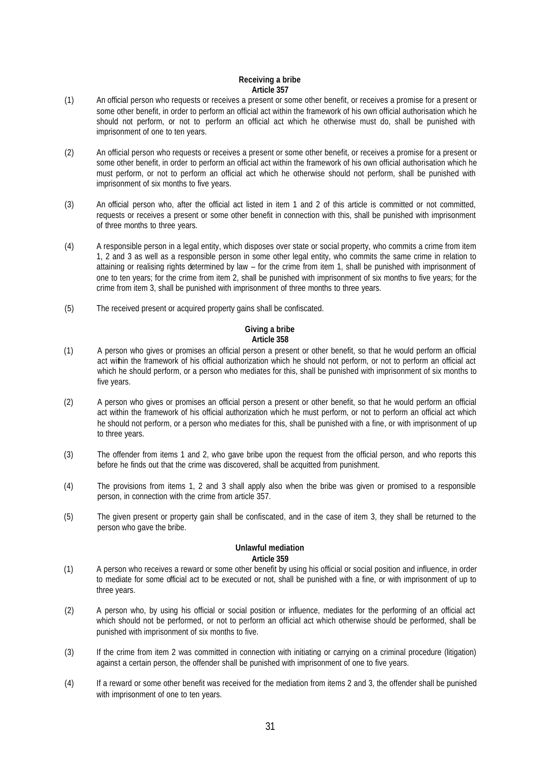**Receiving a bribe**
**Article 357**

(1) An official person who requests or receives a present or some other benefit, or receives a promise for a present or some other benefit, in order to perform an official act within the framework of his own official authorisation which he should not perform, or not to perform an official act which he otherwise must do, shall be punished with imprisonment of one to ten years.

(2) An official person who requests or receives a present or some other benefit, or receives a promise for a present or some other benefit, in order to perform an official act within the framework of his own official authorisation which he must perform, or not to perform an official act which he otherwise should not perform, shall be punished with imprisonment of six months to five years.

(3) An official person who, after the official act listed in item 1 and 2 of this article is committed or not committed, requests or receives a present or some other benefit in connection with this, shall be punished with imprisonment of three months to three years.

(4) A responsible person in a legal entity, which disposes over state or social property, who commits a crime from item 1, 2 and 3 as well as a responsible person in some other legal entity, who commits the same crime in relation to attaining or realising rights determined by law – for the crime from item 1, shall be punished with imprisonment of one to ten years; for the crime from item 2, shall be punished with imprisonment of six months to five years; for the crime from item 3, shall be punished with imprisonment of three months to three years.

(5) The received present or acquired property gains shall be confiscated.

**Giving a bribe**
**Article 358**

(1) A person who gives or promises an official person a present or other benefit, so that he would perform an official act within the framework of his official authorization which he should not perform, or not to perform an official act which he should perform, or a person who mediates for this, shall be punished with imprisonment of six months to five years.

(2) A person who gives or promises an official person a present or other benefit, so that he would perform an official act within the framework of his official authorization which he must perform, or not to perform an official act which he should not perform, or a person who mediates for this, shall be punished with a fine, or with imprisonment of up to three years.

(3) The offender from items 1 and 2, who gave bribe upon the request from the official person, and who reports this before he finds out that the crime was discovered, shall be acquitted from punishment.

(4) The provisions from items 1, 2 and 3 shall apply also when the bribe was given or promised to a responsible person, in connection with the crime from article 357.

(5) The given present or property gain shall be confiscated, and in the case of item 3, they shall be returned to the person who gave the bribe.

**Unlawful mediation**
**Article 359**

(1) A person who receives a reward or some other benefit by using his official or social position and influence, in order to mediate for some official act to be executed or not, shall be punished with a fine, or with imprisonment of up to three years.

(2) A person who, by using his official or social position or influence, mediates for the performing of an official act which should not be performed, or not to perform an official act which otherwise should be performed, shall be punished with imprisonment of six months to five.

(3) If the crime from item 2 was committed in connection with initiating or carrying on a criminal procedure (litigation) against a certain person, the offender shall be punished with imprisonment of one to five years.

(4) If a reward or some other benefit was received for the mediation from items 2 and 3, the offender shall be punished with imprisonment of one to ten years.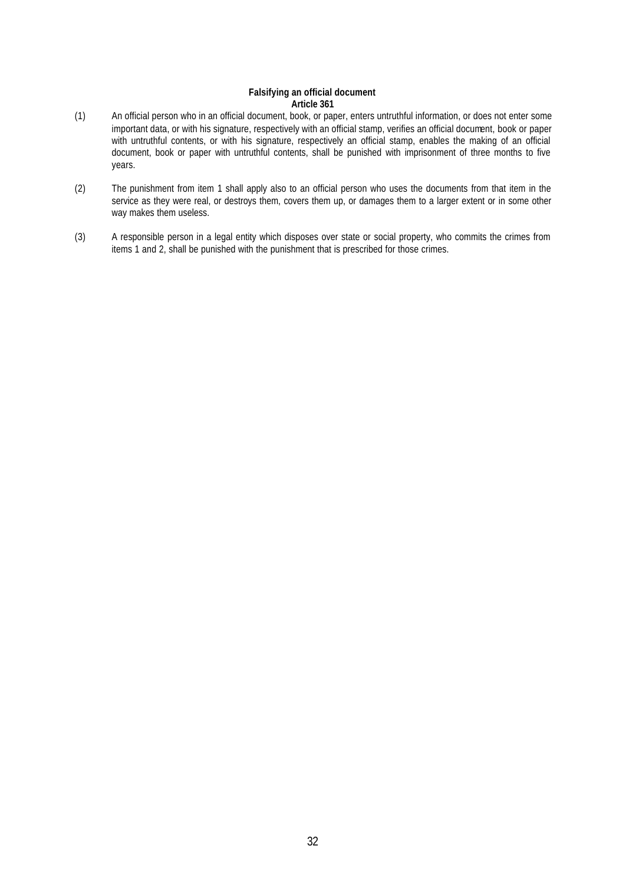**Falsifying an official document**
**Article 361**

(1) An official person who in an official document, book, or paper, enters untruthful information, or does not enter some important data, or with his signature, respectively with an official stamp, verifies an official document, book or paper with untruthful contents, or with his signature, respectively an official stamp, enables the making of an official document, book or paper with untruthful contents, shall be punished with imprisonment of three months to five years.

(2) The punishment from item 1 shall apply also to an official person who uses the documents from that item in the service as they were real, or destroys them, covers them up, or damages them to a larger extent or in some other way makes them useless.

(3) A responsible person in a legal entity which disposes over state or social property, who commits the crimes from items 1 and 2, shall be punished with the punishment that is prescribed for those crimes.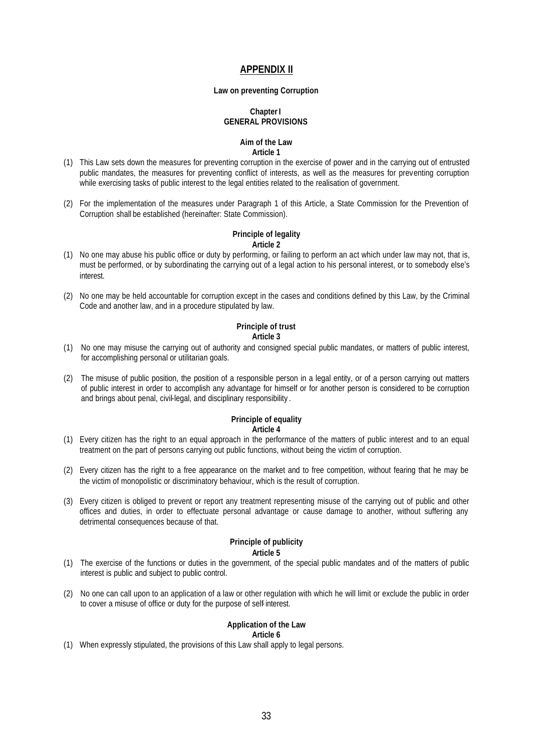## APPENDIX II

**Law on preventing Corruption**

**Chapter I**
**GENERAL PROVISIONS**

**Aim of the Law**
**Article 1**

(1) This Law sets down the measures for preventing corruption in the exercise of power and in the carrying out of entrusted public mandates, the measures for preventing conflict of interests, as well as the measures for preventing corruption while exercising tasks of public interest to the legal entities related to the realisation of government.

(2) For the implementation of the measures under Paragraph 1 of this Article, a State Commission for the Prevention of Corruption shall be established (hereinafter: State Commission).

**Principle of legality**
**Article 2**

(1) No one may abuse his public office or duty by performing, or failing to perform an act which under law may not, that is, must be performed, or by subordinating the carrying out of a legal action to his personal interest, or to somebody else's interest.

(2) No one may be held accountable for corruption except in the cases and conditions defined by this Law, by the Criminal Code and another law, and in a procedure stipulated by law.

**Principle of trust**
**Article 3**

(1) No one may misuse the carrying out of authority and consigned special public mandates, or matters of public interest, for accomplishing personal or utilitarian goals.

(2) The misuse of public position, the position of a responsible person in a legal entity, or of a person carrying out matters of public interest in order to accomplish any advantage for himself or for another person is considered to be corruption and brings about penal, civil-legal, and disciplinary responsibility.

**Principle of equality**
**Article 4**

(1) Every citizen has the right to an equal approach in the performance of the matters of public interest and to an equal treatment on the part of persons carrying out public functions, without being the victim of corruption.

(2) Every citizen has the right to a free appearance on the market and to free competition, without fearing that he may be the victim of monopolistic or discriminatory behaviour, which is the result of corruption.

(3) Every citizen is obliged to prevent or report any treatment representing misuse of the carrying out of public and other offices and duties, in order to effectuate personal advantage or cause damage to another, without suffering any detrimental consequences because of that.

**Principle of publicity**
**Article 5**

(1) The exercise of the functions or duties in the government, of the special public mandates and of the matters of public interest is public and subject to public control.

(2) No one can call upon to an application of a law or other regulation with which he will limit or exclude the public in order to cover a misuse of office or duty for the purpose of self-interest.

**Application of the Law**
**Article 6**

(1) When expressly stipulated, the provisions of this Law shall apply to legal persons.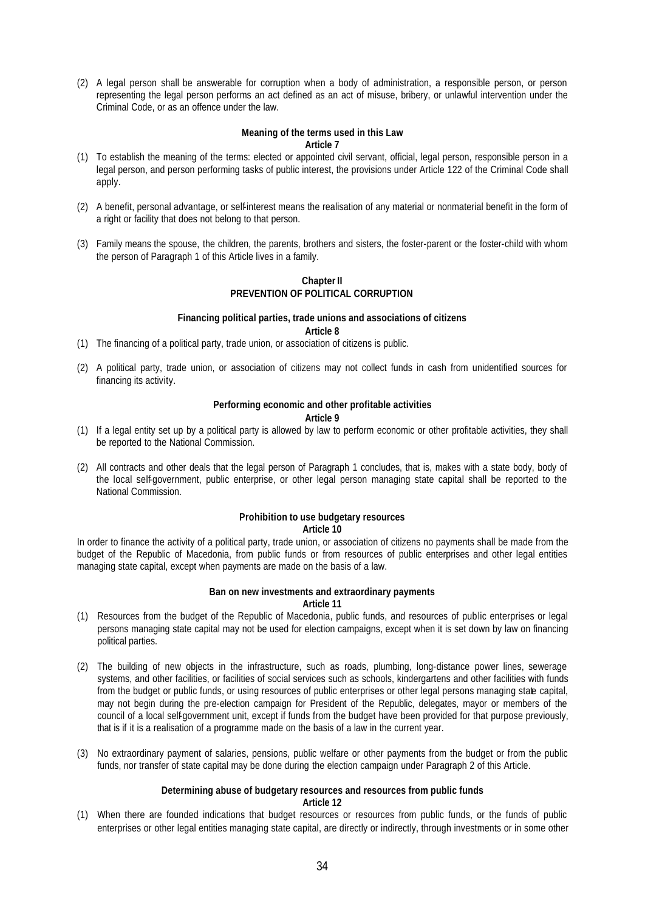(2) A legal person shall be answerable for corruption when a body of administration, a responsible person, or person representing the legal person performs an act defined as an act of misuse, bribery, or unlawful intervention under the Criminal Code, or as an offence under the law.

**Meaning of the terms used in this Law**
**Article 7**

(1) To establish the meaning of the terms: elected or appointed civil servant, official, legal person, responsible person in a legal person, and person performing tasks of public interest, the provisions under Article 122 of the Criminal Code shall apply.

(2) A benefit, personal advantage, or self-interest means the realisation of any material or nonmaterial benefit in the form of a right or facility that does not belong to that person.

(3) Family means the spouse, the children, the parents, brothers and sisters, the foster-parent or the foster-child with whom the person of Paragraph 1 of this Article lives in a family.

## Chapter II
## PREVENTION OF POLITICAL CORRUPTION

**Financing political parties, trade unions and associations of citizens**
**Article 8**

(1) The financing of a political party, trade union, or association of citizens is public.

(2) A political party, trade union, or association of citizens may not collect funds in cash from unidentified sources for financing its activity.

**Performing economic and other profitable activities**
**Article 9**

(1) If a legal entity set up by a political party is allowed by law to perform economic or other profitable activities, they shall be reported to the National Commission.

(2) All contracts and other deals that the legal person of Paragraph 1 concludes, that is, makes with a state body, body of the local self-government, public enterprise, or other legal person managing state capital shall be reported to the National Commission.

**Prohibition to use budgetary resources**
**Article 10**

In order to finance the activity of a political party, trade union, or association of citizens no payments shall be made from the budget of the Republic of Macedonia, from public funds or from resources of public enterprises and other legal entities managing state capital, except when payments are made on the basis of a law.

**Ban on new investments and extraordinary payments**
**Article 11**

(1) Resources from the budget of the Republic of Macedonia, public funds, and resources of public enterprises or legal persons managing state capital may not be used for election campaigns, except when it is set down by law on financing political parties.

(2) The building of new objects in the infrastructure, such as roads, plumbing, long-distance power lines, sewerage systems, and other facilities, or facilities of social services such as schools, kindergartens and other facilities with funds from the budget or public funds, or using resources of public enterprises or other legal persons managing state capital, may not begin during the pre-election campaign for President of the Republic, delegates, mayor or members of the council of a local self-government unit, except if funds from the budget have been provided for that purpose previously, that is if it is a realisation of a programme made on the basis of a law in the current year.

(3) No extraordinary payment of salaries, pensions, public welfare or other payments from the budget or from the public funds, nor transfer of state capital may be done during the election campaign under Paragraph 2 of this Article.

**Determining abuse of budgetary resources and resources from public funds**
**Article 12**

(1) When there are founded indications that budget resources or resources from public funds, or the funds of public enterprises or other legal entities managing state capital, are directly or indirectly, through investments or in some other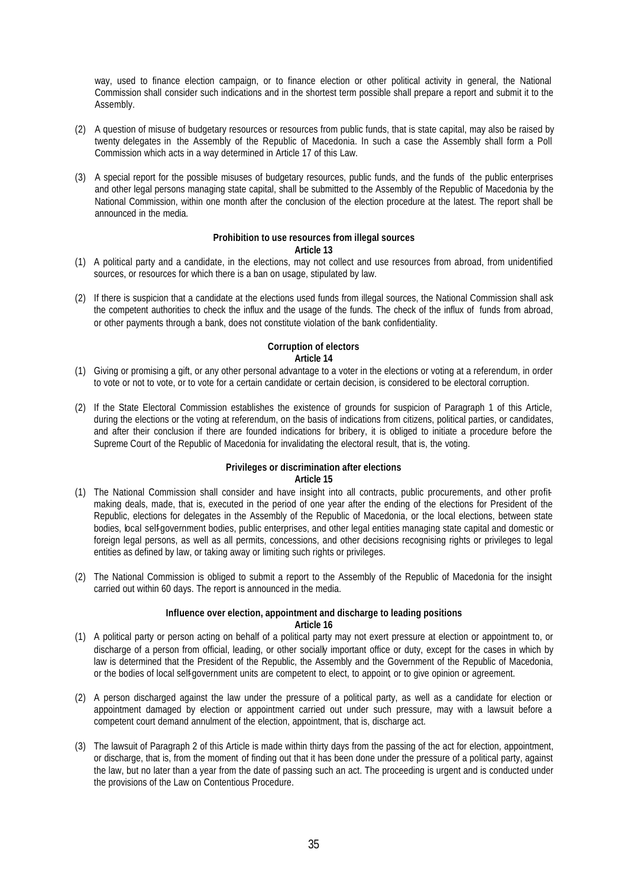way, used to finance election campaign, or to finance election or other political activity in general, the National Commission shall consider such indications and in the shortest term possible shall prepare a report and submit it to the Assembly.

(2) A question of misuse of budgetary resources or resources from public funds, that is state capital, may also be raised by twenty delegates in the Assembly of the Republic of Macedonia. In such a case the Assembly shall form a Poll Commission which acts in a way determined in Article 17 of this Law.

(3) A special report for the possible misuses of budgetary resources, public funds, and the funds of the public enterprises and other legal persons managing state capital, shall be submitted to the Assembly of the Republic of Macedonia by the National Commission, within one month after the conclusion of the election procedure at the latest. The report shall be announced in the media.

**Prohibition to use resources from illegal sources**
**Article 13**

(1) A political party and a candidate, in the elections, may not collect and use resources from abroad, from unidentified sources, or resources for which there is a ban on usage, stipulated by law.

(2) If there is suspicion that a candidate at the elections used funds from illegal sources, the National Commission shall ask the competent authorities to check the influx and the usage of the funds. The check of the influx of funds from abroad, or other payments through a bank, does not constitute violation of the bank confidentiality.

**Corruption of electors**
**Article 14**

(1) Giving or promising a gift, or any other personal advantage to a voter in the elections or voting at a referendum, in order to vote or not to vote, or to vote for a certain candidate or certain decision, is considered to be electoral corruption.

(2) If the State Electoral Commission establishes the existence of grounds for suspicion of Paragraph 1 of this Article, during the elections or the voting at referendum, on the basis of indications from citizens, political parties, or candidates, and after their conclusion if there are founded indications for bribery, it is obliged to initiate a procedure before the Supreme Court of the Republic of Macedonia for invalidating the electoral result, that is, the voting.

**Privileges or discrimination after elections**
**Article 15**

(1) The National Commission shall consider and have insight into all contracts, public procurements, and other profit-making deals, made, that is, executed in the period of one year after the ending of the elections for President of the Republic, elections for delegates in the Assembly of the Republic of Macedonia, or the local elections, between state bodies, local self-government bodies, public enterprises, and other legal entities managing state capital and domestic or foreign legal persons, as well as all permits, concessions, and other decisions recognising rights or privileges to legal entities as defined by law, or taking away or limiting such rights or privileges.

(2) The National Commission is obliged to submit a report to the Assembly of the Republic of Macedonia for the insight carried out within 60 days. The report is announced in the media.

**Influence over election, appointment and discharge to leading positions**
**Article 16**

(1) A political party or person acting on behalf of a political party may not exert pressure at election or appointment to, or discharge of a person from official, leading, or other socially important office or duty, except for the cases in which by law is determined that the President of the Republic, the Assembly and the Government of the Republic of Macedonia, or the bodies of local self-government units are competent to elect, to appoint, or to give opinion or agreement.

(2) A person discharged against the law under the pressure of a political party, as well as a candidate for election or appointment damaged by election or appointment carried out under such pressure, may with a lawsuit before a competent court demand annulment of the election, appointment, that is, discharge act.

(3) The lawsuit of Paragraph 2 of this Article is made within thirty days from the passing of the act for election, appointment, or discharge, that is, from the moment of finding out that it has been done under the pressure of a political party, against the law, but no later than a year from the date of passing such an act. The proceeding is urgent and is conducted under the provisions of the Law on Contentious Procedure.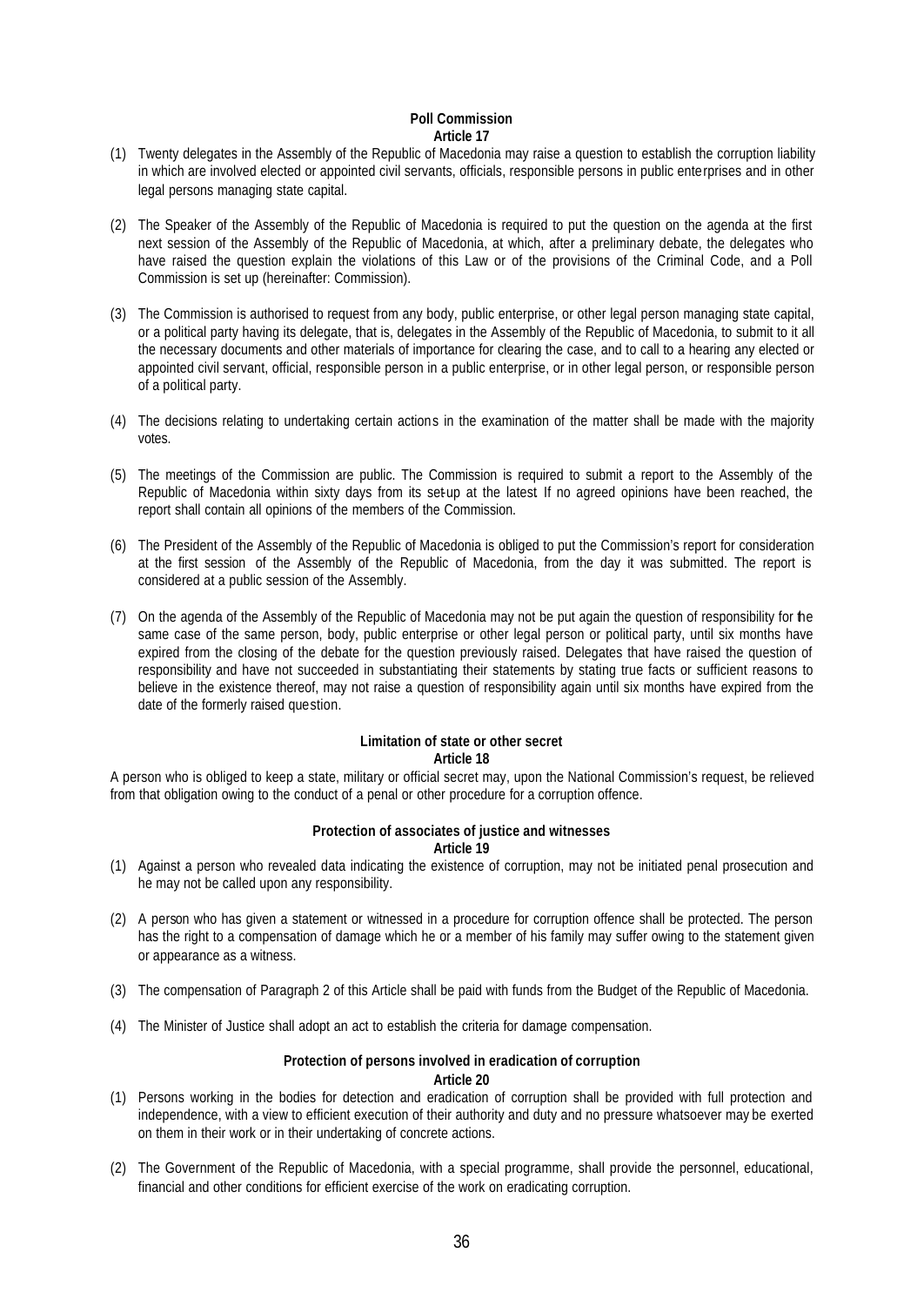**Poll Commission**
**Article 17**

(1) Twenty delegates in the Assembly of the Republic of Macedonia may raise a question to establish the corruption liability in which are involved elected or appointed civil servants, officials, responsible persons in public enterprises and in other legal persons managing state capital.

(2) The Speaker of the Assembly of the Republic of Macedonia is required to put the question on the agenda at the first next session of the Assembly of the Republic of Macedonia, at which, after a preliminary debate, the delegates who have raised the question explain the violations of this Law or of the provisions of the Criminal Code, and a Poll Commission is set up (hereinafter: Commission).

(3) The Commission is authorised to request from any body, public enterprise, or other legal person managing state capital, or a political party having its delegate, that is, delegates in the Assembly of the Republic of Macedonia, to submit to it all the necessary documents and other materials of importance for clearing the case, and to call to a hearing any elected or appointed civil servant, official, responsible person in a public enterprise, or in other legal person, or responsible person of a political party.

(4) The decisions relating to undertaking certain actions in the examination of the matter shall be made with the majority votes.

(5) The meetings of the Commission are public. The Commission is required to submit a report to the Assembly of the Republic of Macedonia within sixty days from its set-up at the latest If no agreed opinions have been reached, the report shall contain all opinions of the members of the Commission.

(6) The President of the Assembly of the Republic of Macedonia is obliged to put the Commission's report for consideration at the first session of the Assembly of the Republic of Macedonia, from the day it was submitted. The report is considered at a public session of the Assembly.

(7) On the agenda of the Assembly of the Republic of Macedonia may not be put again the question of responsibility for the same case of the same person, body, public enterprise or other legal person or political party, until six months have expired from the closing of the debate for the question previously raised. Delegates that have raised the question of responsibility and have not succeeded in substantiating their statements by stating true facts or sufficient reasons to believe in the existence thereof, may not raise a question of responsibility again until six months have expired from the date of the formerly raised question.

**Limitation of state or other secret**
**Article 18**

A person who is obliged to keep a state, military or official secret may, upon the National Commission's request, be relieved from that obligation owing to the conduct of a penal or other procedure for a corruption offence.

**Protection of associates of justice and witnesses**
**Article 19**

(1) Against a person who revealed data indicating the existence of corruption, may not be initiated penal prosecution and he may not be called upon any responsibility.

(2) A person who has given a statement or witnessed in a procedure for corruption offence shall be protected. The person has the right to a compensation of damage which he or a member of his family may suffer owing to the statement given or appearance as a witness.

(3) The compensation of Paragraph 2 of this Article shall be paid with funds from the Budget of the Republic of Macedonia.

(4) The Minister of Justice shall adopt an act to establish the criteria for damage compensation.

**Protection of persons involved in eradication of corruption**
**Article 20**

(1) Persons working in the bodies for detection and eradication of corruption shall be provided with full protection and independence, with a view to efficient execution of their authority and duty and no pressure whatsoever may be exerted on them in their work or in their undertaking of concrete actions.

(2) The Government of the Republic of Macedonia, with a special programme, shall provide the personnel, educational, financial and other conditions for efficient exercise of the work on eradicating corruption.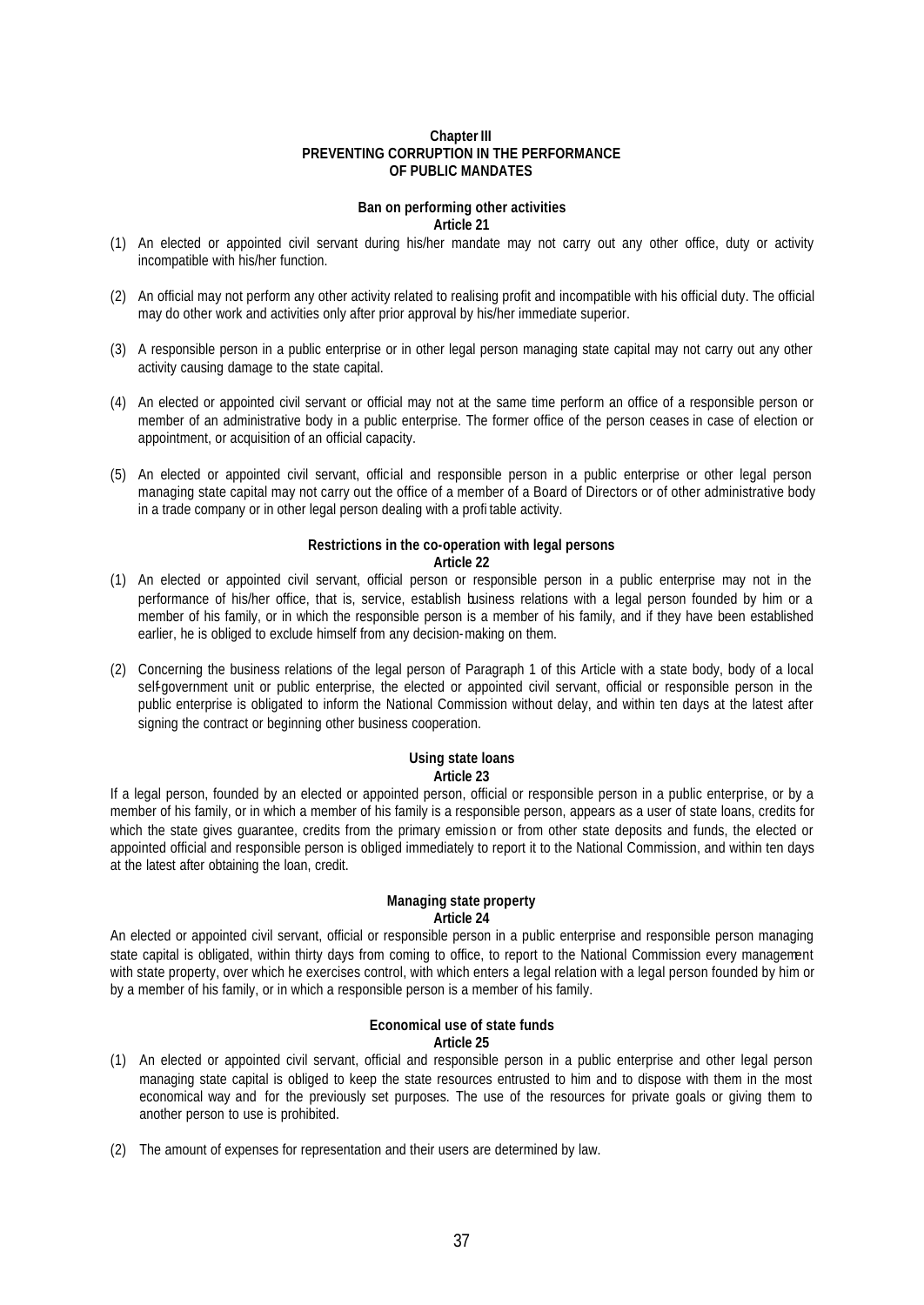## Chapter III
## PREVENTING CORRUPTION IN THE PERFORMANCE OF PUBLIC MANDATES

### Ban on performing other activities
### Article 21

(1) An elected or appointed civil servant during his/her mandate may not carry out any other office, duty or activity incompatible with his/her function.

(2) An official may not perform any other activity related to realising profit and incompatible with his official duty. The official may do other work and activities only after prior approval by his/her immediate superior.

(3) A responsible person in a public enterprise or in other legal person managing state capital may not carry out any other activity causing damage to the state capital.

(4) An elected or appointed civil servant or official may not at the same time perform an office of a responsible person or member of an administrative body in a public enterprise. The former office of the person ceases in case of election or appointment, or acquisition of an official capacity.

(5) An elected or appointed civil servant, official and responsible person in a public enterprise or other legal person managing state capital may not carry out the office of a member of a Board of Directors or of other administrative body in a trade company or in other legal person dealing with a profitable activity.

### Restrictions in the co-operation with legal persons
### Article 22

(1) An elected or appointed civil servant, official person or responsible person in a public enterprise may not in the performance of his/her office, that is, service, establish business relations with a legal person founded by him or a member of his family, or in which the responsible person is a member of his family, and if they have been established earlier, he is obliged to exclude himself from any decision-making on them.

(2) Concerning the business relations of the legal person of Paragraph 1 of this Article with a state body, body of a local self-government unit or public enterprise, the elected or appointed civil servant, official or responsible person in the public enterprise is obligated to inform the National Commission without delay, and within ten days at the latest after signing the contract or beginning other business cooperation.

### Using state loans
### Article 23

If a legal person, founded by an elected or appointed person, official or responsible person in a public enterprise, or by a member of his family, or in which a member of his family is a responsible person, appears as a user of state loans, credits for which the state gives guarantee, credits from the primary emission or from other state deposits and funds, the elected or appointed official and responsible person is obliged immediately to report it to the National Commission, and within ten days at the latest after obtaining the loan, credit.

### Managing state property
### Article 24

An elected or appointed civil servant, official or responsible person in a public enterprise and responsible person managing state capital is obligated, within thirty days from coming to office, to report to the National Commission every management with state property, over which he exercises control, with which enters a legal relation with a legal person founded by him or by a member of his family, or in which a responsible person is a member of his family.

### Economical use of state funds
### Article 25

(1) An elected or appointed civil servant, official and responsible person in a public enterprise and other legal person managing state capital is obliged to keep the state resources entrusted to him and to dispose with them in the most economical way and for the previously set purposes. The use of the resources for private goals or giving them to another person to use is prohibited.

(2) The amount of expenses for representation and their users are determined by law.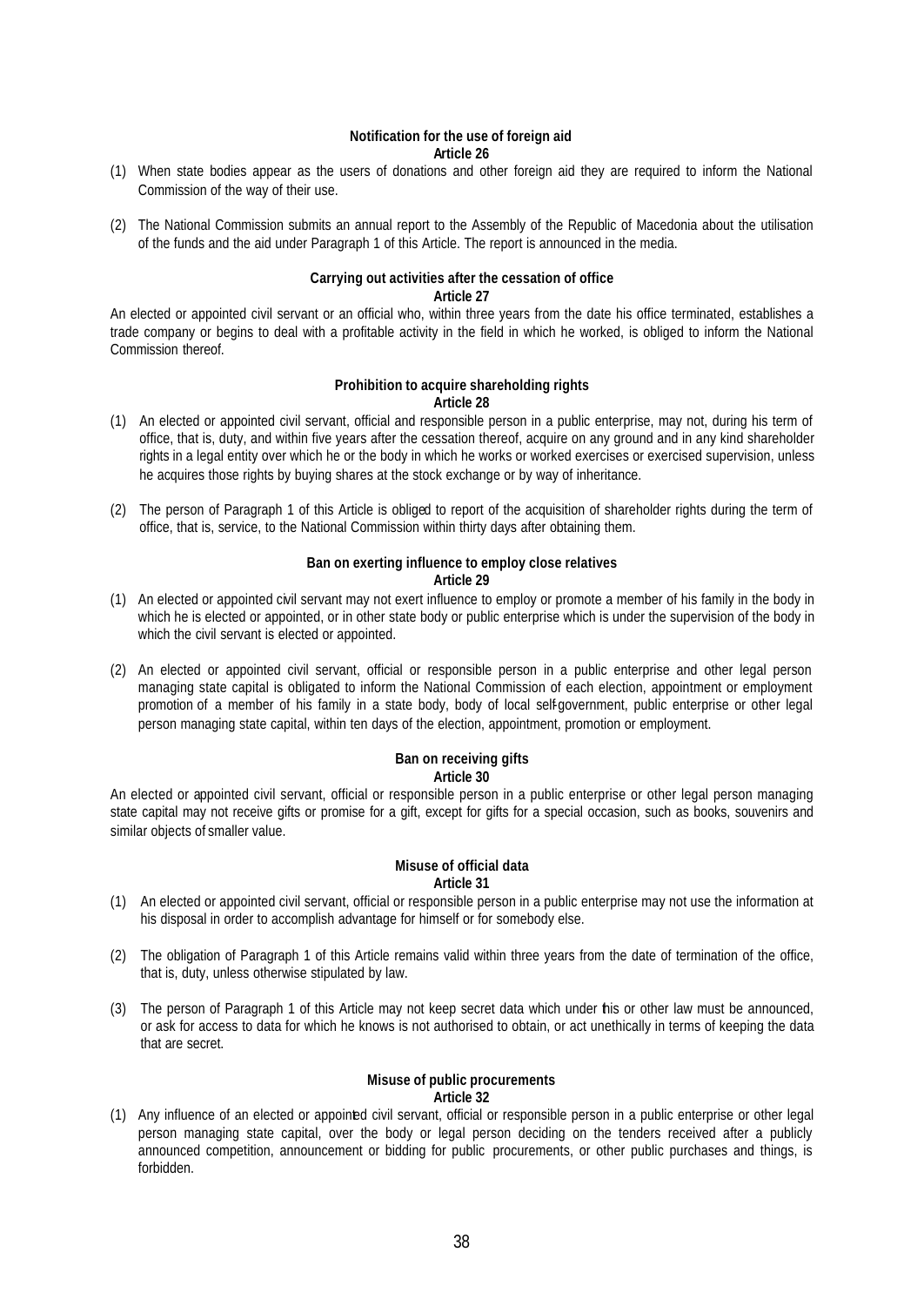**Notification for the use of foreign aid**
**Article 26**

(1) When state bodies appear as the users of donations and other foreign aid they are required to inform the National Commission of the way of their use.

(2) The National Commission submits an annual report to the Assembly of the Republic of Macedonia about the utilisation of the funds and the aid under Paragraph 1 of this Article. The report is announced in the media.

**Carrying out activities after the cessation of office**
**Article 27**

An elected or appointed civil servant or an official who, within three years from the date his office terminated, establishes a trade company or begins to deal with a profitable activity in the field in which he worked, is obliged to inform the National Commission thereof.

**Prohibition to acquire shareholding rights**
**Article 28**

(1) An elected or appointed civil servant, official and responsible person in a public enterprise, may not, during his term of office, that is, duty, and within five years after the cessation thereof, acquire on any ground and in any kind shareholder rights in a legal entity over which he or the body in which he works or worked exercises or exercised supervision, unless he acquires those rights by buying shares at the stock exchange or by way of inheritance.

(2) The person of Paragraph 1 of this Article is obliged to report of the acquisition of shareholder rights during the term of office, that is, service, to the National Commission within thirty days after obtaining them.

**Ban on exerting influence to employ close relatives**
**Article 29**

(1) An elected or appointed civil servant may not exert influence to employ or promote a member of his family in the body in which he is elected or appointed, or in other state body or public enterprise which is under the supervision of the body in which the civil servant is elected or appointed.

(2) An elected or appointed civil servant, official or responsible person in a public enterprise and other legal person managing state capital is obligated to inform the National Commission of each election, appointment or employment promotion of a member of his family in a state body, body of local self-government, public enterprise or other legal person managing state capital, within ten days of the election, appointment, promotion or employment.

**Ban on receiving gifts**
**Article 30**

An elected or appointed civil servant, official or responsible person in a public enterprise or other legal person managing state capital may not receive gifts or promise for a gift, except for gifts for a special occasion, such as books, souvenirs and similar objects of smaller value.

**Misuse of official data**
**Article 31**

(1) An elected or appointed civil servant, official or responsible person in a public enterprise may not use the information at his disposal in order to accomplish advantage for himself or for somebody else.

(2) The obligation of Paragraph 1 of this Article remains valid within three years from the date of termination of the office, that is, duty, unless otherwise stipulated by law.

(3) The person of Paragraph 1 of this Article may not keep secret data which under this or other law must be announced, or ask for access to data for which he knows is not authorised to obtain, or act unethically in terms of keeping the data that are secret.

**Misuse of public procurements**
**Article 32**

(1) Any influence of an elected or appointed civil servant, official or responsible person in a public enterprise or other legal person managing state capital, over the body or legal person deciding on the tenders received after a publicly announced competition, announcement or bidding for public procurements, or other public purchases and things, is forbidden.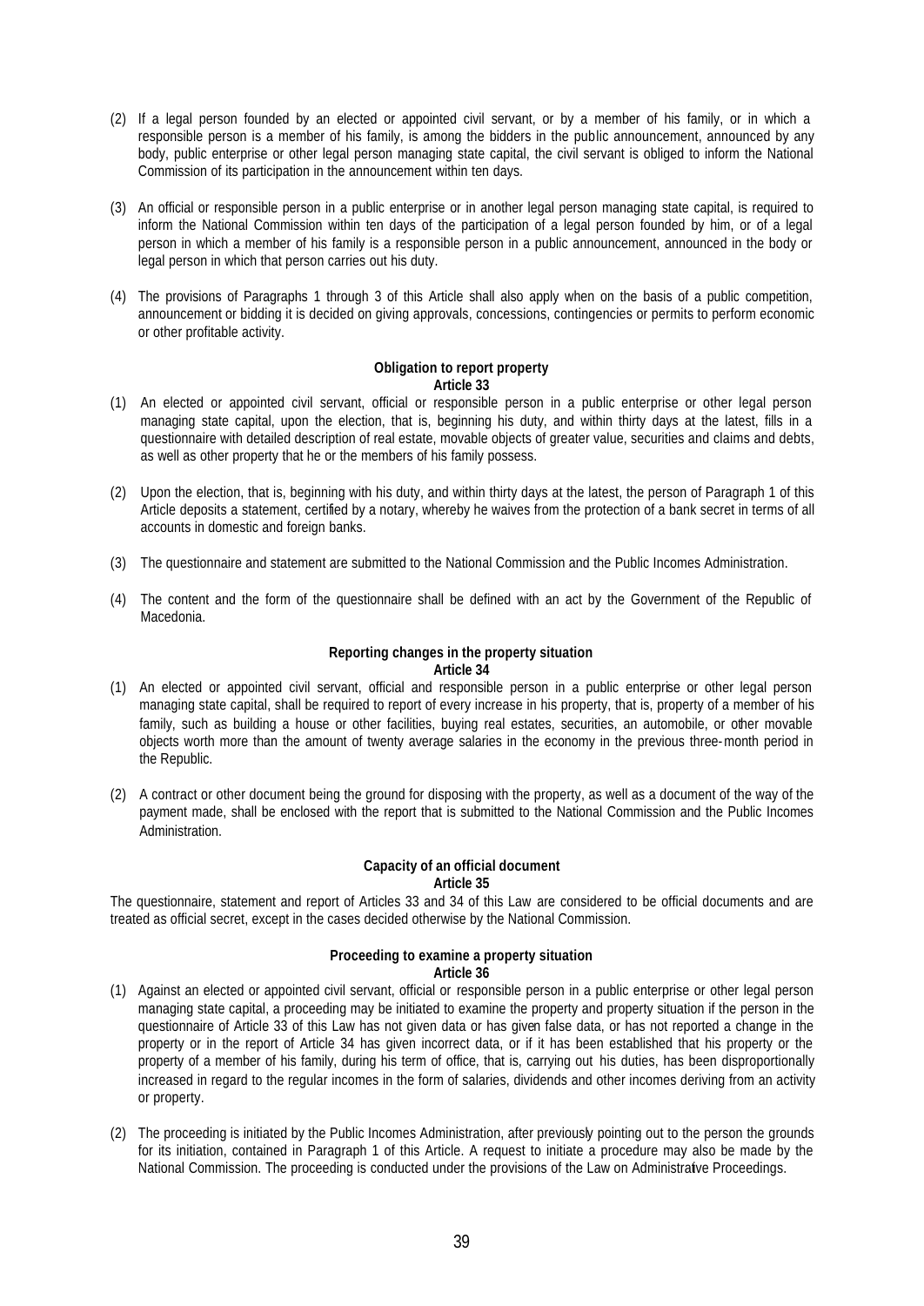(2) If a legal person founded by an elected or appointed civil servant, or by a member of his family, or in which a responsible person is a member of his family, is among the bidders in the public announcement, announced by any body, public enterprise or other legal person managing state capital, the civil servant is obliged to inform the National Commission of its participation in the announcement within ten days.

(3) An official or responsible person in a public enterprise or in another legal person managing state capital, is required to inform the National Commission within ten days of the participation of a legal person founded by him, or of a legal person in which a member of his family is a responsible person in a public announcement, announced in the body or legal person in which that person carries out his duty.

(4) The provisions of Paragraphs 1 through 3 of this Article shall also apply when on the basis of a public competition, announcement or bidding it is decided on giving approvals, concessions, contingencies or permits to perform economic or other profitable activity.

**Obligation to report property**
**Article 33**

(1) An elected or appointed civil servant, official or responsible person in a public enterprise or other legal person managing state capital, upon the election, that is, beginning his duty, and within thirty days at the latest, fills in a questionnaire with detailed description of real estate, movable objects of greater value, securities and claims and debts, as well as other property that he or the members of his family possess.

(2) Upon the election, that is, beginning with his duty, and within thirty days at the latest, the person of Paragraph 1 of this Article deposits a statement, certified by a notary, whereby he waives from the protection of a bank secret in terms of all accounts in domestic and foreign banks.

(3) The questionnaire and statement are submitted to the National Commission and the Public Incomes Administration.

(4) The content and the form of the questionnaire shall be defined with an act by the Government of the Republic of Macedonia.

**Reporting changes in the property situation**
**Article 34**

(1) An elected or appointed civil servant, official and responsible person in a public enterprise or other legal person managing state capital, shall be required to report of every increase in his property, that is, property of a member of his family, such as building a house or other facilities, buying real estates, securities, an automobile, or other movable objects worth more than the amount of twenty average salaries in the economy in the previous three-month period in the Republic.

(2) A contract or other document being the ground for disposing with the property, as well as a document of the way of the payment made, shall be enclosed with the report that is submitted to the National Commission and the Public Incomes Administration.

**Capacity of an official document**
**Article 35**

The questionnaire, statement and report of Articles 33 and 34 of this Law are considered to be official documents and are treated as official secret, except in the cases decided otherwise by the National Commission.

**Proceeding to examine a property situation**
**Article 36**

(1) Against an elected or appointed civil servant, official or responsible person in a public enterprise or other legal person managing state capital, a proceeding may be initiated to examine the property and property situation if the person in the questionnaire of Article 33 of this Law has not given data or has given false data, or has not reported a change in the property or in the report of Article 34 has given incorrect data, or if it has been established that his property or the property of a member of his family, during his term of office, that is, carrying out his duties, has been disproportionally increased in regard to the regular incomes in the form of salaries, dividends and other incomes deriving from an activity or property.

(2) The proceeding is initiated by the Public Incomes Administration, after previously pointing out to the person the grounds for its initiation, contained in Paragraph 1 of this Article. A request to initiate a procedure may also be made by the National Commission. The proceeding is conducted under the provisions of the Law on Administrative Proceedings.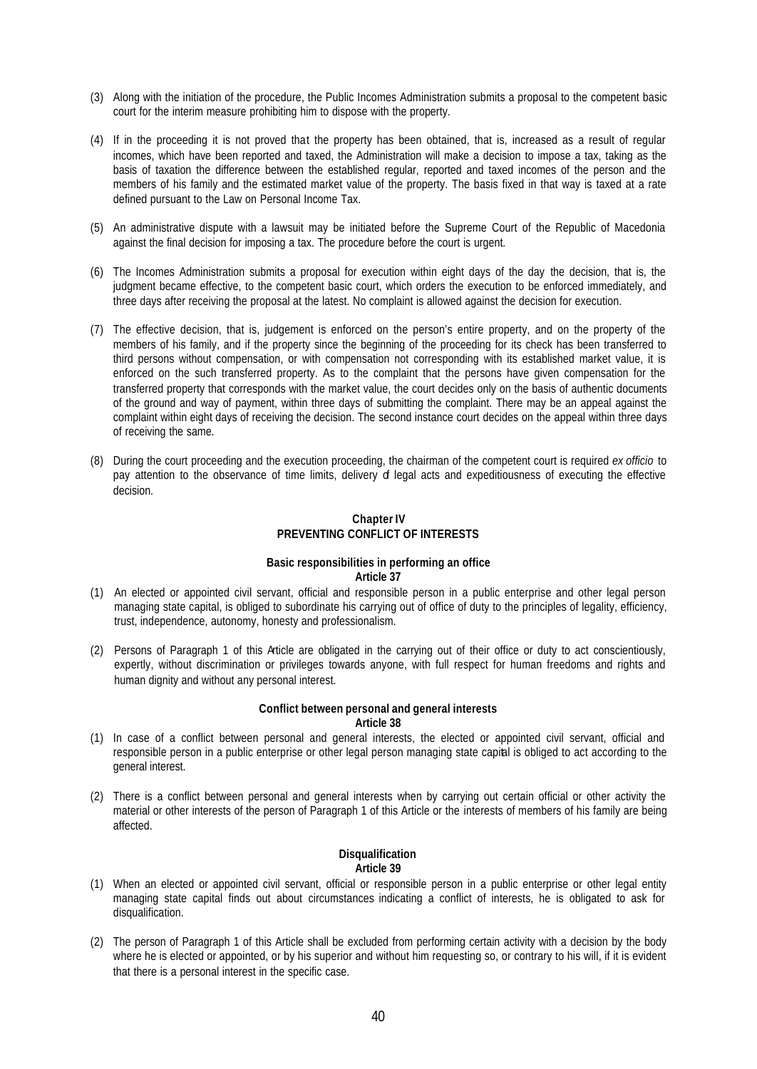(3) Along with the initiation of the procedure, the Public Incomes Administration submits a proposal to the competent basic court for the interim measure prohibiting him to dispose with the property.

(4) If in the proceeding it is not proved that the property has been obtained, that is, increased as a result of regular incomes, which have been reported and taxed, the Administration will make a decision to impose a tax, taking as the basis of taxation the difference between the established regular, reported and taxed incomes of the person and the members of his family and the estimated market value of the property. The basis fixed in that way is taxed at a rate defined pursuant to the Law on Personal Income Tax.

(5) An administrative dispute with a lawsuit may be initiated before the Supreme Court of the Republic of Macedonia against the final decision for imposing a tax. The procedure before the court is urgent.

(6) The Incomes Administration submits a proposal for execution within eight days of the day the decision, that is, the judgment became effective, to the competent basic court, which orders the execution to be enforced immediately, and three days after receiving the proposal at the latest. No complaint is allowed against the decision for execution.

(7) The effective decision, that is, judgement is enforced on the person's entire property, and on the property of the members of his family, and if the property since the beginning of the proceeding for its check has been transferred to third persons without compensation, or with compensation not corresponding with its established market value, it is enforced on the such transferred property. As to the complaint that the persons have given compensation for the transferred property that corresponds with the market value, the court decides only on the basis of authentic documents of the ground and way of payment, within three days of submitting the complaint. There may be an appeal against the complaint within eight days of receiving the decision. The second instance court decides on the appeal within three days of receiving the same.

(8) During the court proceeding and the execution proceeding, the chairman of the competent court is required *ex officio* to pay attention to the observance of time limits, delivery of legal acts and expeditiousness of executing the effective decision.

## Chapter IV
## PREVENTING CONFLICT OF INTERESTS

**Basic responsibilities in performing an office**
**Article 37**

(1) An elected or appointed civil servant, official and responsible person in a public enterprise and other legal person managing state capital, is obliged to subordinate his carrying out of office of duty to the principles of legality, efficiency, trust, independence, autonomy, honesty and professionalism.

(2) Persons of Paragraph 1 of this Article are obligated in the carrying out of their office or duty to act conscientiously, expertly, without discrimination or privileges towards anyone, with full respect for human freedoms and rights and human dignity and without any personal interest.

**Conflict between personal and general interests**
**Article 38**

(1) In case of a conflict between personal and general interests, the elected or appointed civil servant, official and responsible person in a public enterprise or other legal person managing state capital is obliged to act according to the general interest.

(2) There is a conflict between personal and general interests when by carrying out certain official or other activity the material or other interests of the person of Paragraph 1 of this Article or the interests of members of his family are being affected.

**Disqualification**
**Article 39**

(1) When an elected or appointed civil servant, official or responsible person in a public enterprise or other legal entity managing state capital finds out about circumstances indicating a conflict of interests, he is obligated to ask for disqualification.

(2) The person of Paragraph 1 of this Article shall be excluded from performing certain activity with a decision by the body where he is elected or appointed, or by his superior and without him requesting so, or contrary to his will, if it is evident that there is a personal interest in the specific case.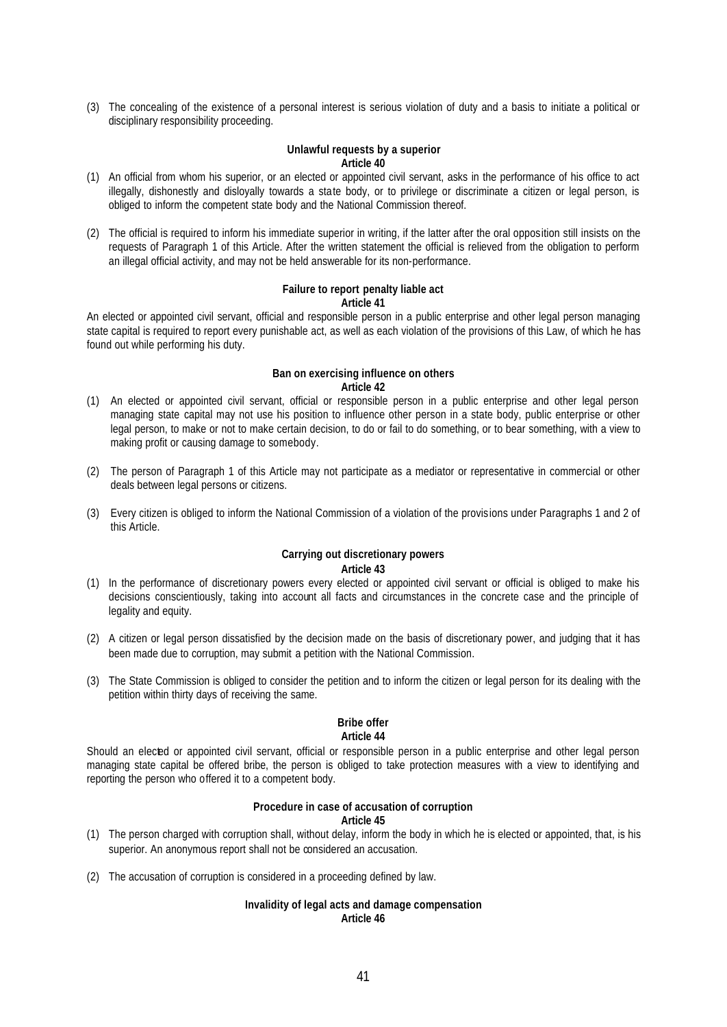(3) The concealing of the existence of a personal interest is serious violation of duty and a basis to initiate a political or disciplinary responsibility proceeding.

**Unlawful requests by a superior**
**Article 40**

(1) An official from whom his superior, or an elected or appointed civil servant, asks in the performance of his office to act illegally, dishonestly and disloyally towards a state body, or to privilege or discriminate a citizen or legal person, is obliged to inform the competent state body and the National Commission thereof.

(2) The official is required to inform his immediate superior in writing, if the latter after the oral opposition still insists on the requests of Paragraph 1 of this Article. After the written statement the official is relieved from the obligation to perform an illegal official activity, and may not be held answerable for its non-performance.

**Failure to report penalty liable act**
**Article 41**

An elected or appointed civil servant, official and responsible person in a public enterprise and other legal person managing state capital is required to report every punishable act, as well as each violation of the provisions of this Law, of which he has found out while performing his duty.

**Ban on exercising influence on others**
**Article 42**

(1) An elected or appointed civil servant, official or responsible person in a public enterprise and other legal person managing state capital may not use his position to influence other person in a state body, public enterprise or other legal person, to make or not to make certain decision, to do or fail to do something, or to bear something, with a view to making profit or causing damage to somebody.

(2) The person of Paragraph 1 of this Article may not participate as a mediator or representative in commercial or other deals between legal persons or citizens.

(3) Every citizen is obliged to inform the National Commission of a violation of the provisions under Paragraphs 1 and 2 of this Article.

**Carrying out discretionary powers**
**Article 43**

(1) In the performance of discretionary powers every elected or appointed civil servant or official is obliged to make his decisions conscientiously, taking into account all facts and circumstances in the concrete case and the principle of legality and equity.

(2) A citizen or legal person dissatisfied by the decision made on the basis of discretionary power, and judging that it has been made due to corruption, may submit a petition with the National Commission.

(3) The State Commission is obliged to consider the petition and to inform the citizen or legal person for its dealing with the petition within thirty days of receiving the same.

**Bribe offer**
**Article 44**

Should an elected or appointed civil servant, official or responsible person in a public enterprise and other legal person managing state capital be offered bribe, the person is obliged to take protection measures with a view to identifying and reporting the person who offered it to a competent body.

**Procedure in case of accusation of corruption**
**Article 45**

(1) The person charged with corruption shall, without delay, inform the body in which he is elected or appointed, that, is his superior. An anonymous report shall not be considered an accusation.

(2) The accusation of corruption is considered in a proceeding defined by law.

**Invalidity of legal acts and damage compensation**
**Article 46**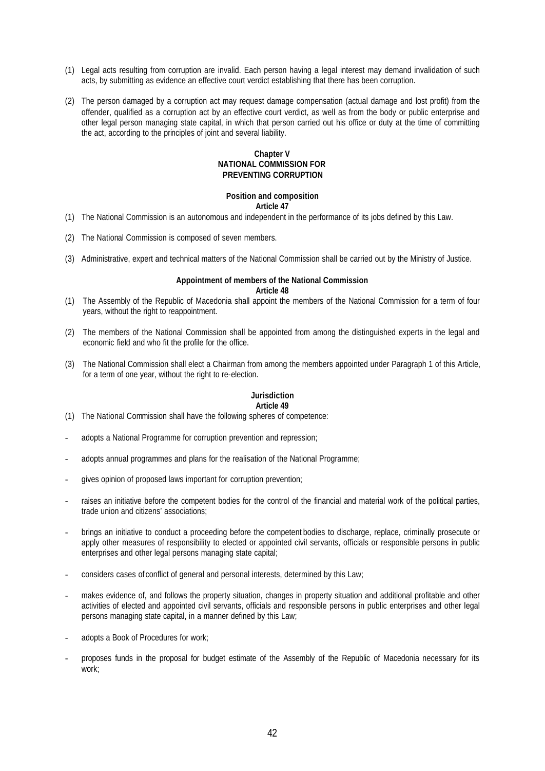(1) Legal acts resulting from corruption are invalid. Each person having a legal interest may demand invalidation of such acts, by submitting as evidence an effective court verdict establishing that there has been corruption.

(2) The person damaged by a corruption act may request damage compensation (actual damage and lost profit) from the offender, qualified as a corruption act by an effective court verdict, as well as from the body or public enterprise and other legal person managing state capital, in which that person carried out his office or duty at the time of committing the act, according to the principles of joint and several liability.

## Chapter V
## NATIONAL COMMISSION FOR PREVENTING CORRUPTION

### Position and composition
### Article 47

(1) The National Commission is an autonomous and independent in the performance of its jobs defined by this Law.

(2) The National Commission is composed of seven members.

(3) Administrative, expert and technical matters of the National Commission shall be carried out by the Ministry of Justice.

### Appointment of members of the National Commission
### Article 48

(1) The Assembly of the Republic of Macedonia shall appoint the members of the National Commission for a term of four years, without the right to reappointment.

(2) The members of the National Commission shall be appointed from among the distinguished experts in the legal and economic field and who fit the profile for the office.

(3) The National Commission shall elect a Chairman from among the members appointed under Paragraph 1 of this Article, for a term of one year, without the right to re-election.

### Jurisdiction
### Article 49

(1) The National Commission shall have the following spheres of competence:

- adopts a National Programme for corruption prevention and repression;

- adopts annual programmes and plans for the realisation of the National Programme;

- gives opinion of proposed laws important for corruption prevention;

- raises an initiative before the competent bodies for the control of the financial and material work of the political parties, trade union and citizens' associations;

- brings an initiative to conduct a proceeding before the competent bodies to discharge, replace, criminally prosecute or apply other measures of responsibility to elected or appointed civil servants, officials or responsible persons in public enterprises and other legal persons managing state capital;

- considers cases of conflict of general and personal interests, determined by this Law;

- makes evidence of, and follows the property situation, changes in property situation and additional profitable and other activities of elected and appointed civil servants, officials and responsible persons in public enterprises and other legal persons managing state capital, in a manner defined by this Law;

- adopts a Book of Procedures for work;

- proposes funds in the proposal for budget estimate of the Assembly of the Republic of Macedonia necessary for its work;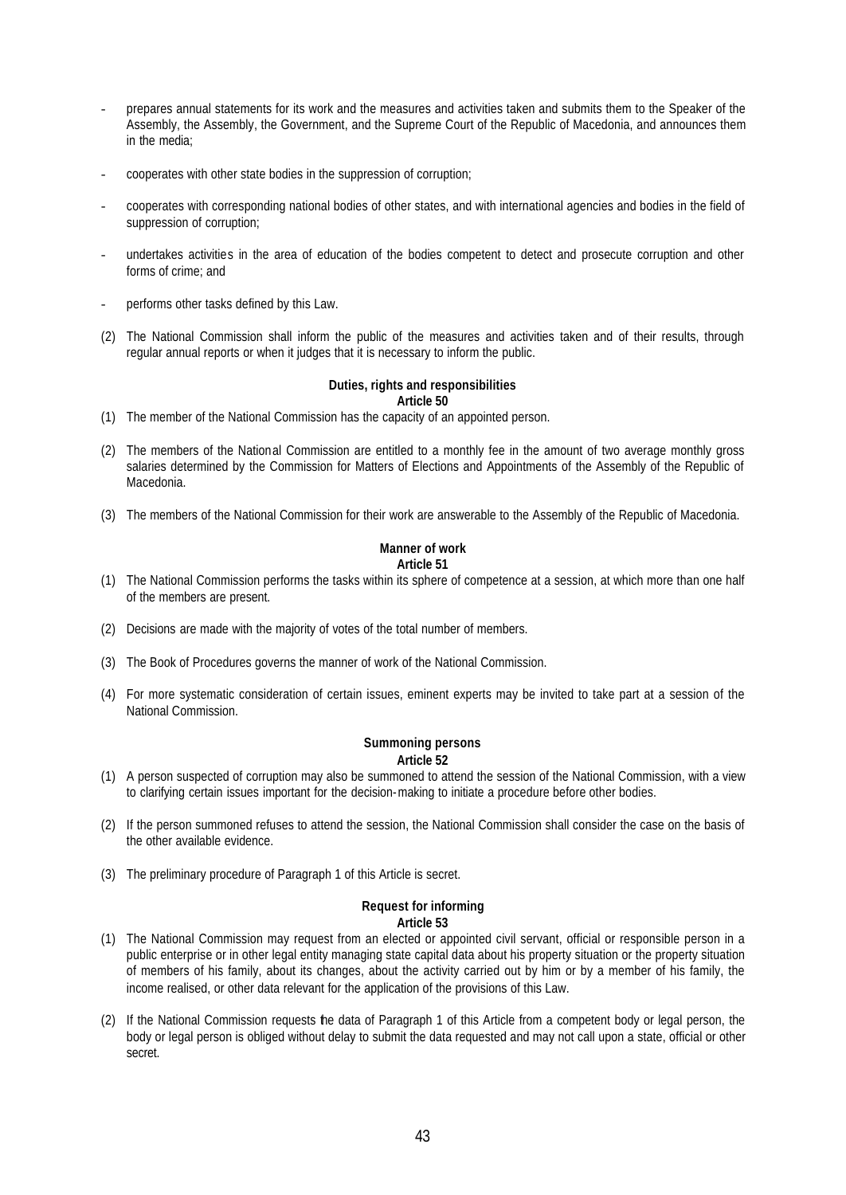- prepares annual statements for its work and the measures and activities taken and submits them to the Speaker of the Assembly, the Assembly, the Government, and the Supreme Court of the Republic of Macedonia, and announces them in the media;

- cooperates with other state bodies in the suppression of corruption;

- cooperates with corresponding national bodies of other states, and with international agencies and bodies in the field of suppression of corruption;

- undertakes activities in the area of education of the bodies competent to detect and prosecute corruption and other forms of crime; and

- performs other tasks defined by this Law.

(2) The National Commission shall inform the public of the measures and activities taken and of their results, through regular annual reports or when it judges that it is necessary to inform the public.

**Duties, rights and responsibilities**
**Article 50**

(1) The member of the National Commission has the capacity of an appointed person.

(2) The members of the National Commission are entitled to a monthly fee in the amount of two average monthly gross salaries determined by the Commission for Matters of Elections and Appointments of the Assembly of the Republic of Macedonia.

(3) The members of the National Commission for their work are answerable to the Assembly of the Republic of Macedonia.

**Manner of work**
**Article 51**

(1) The National Commission performs the tasks within its sphere of competence at a session, at which more than one half of the members are present.

(2) Decisions are made with the majority of votes of the total number of members.

(3) The Book of Procedures governs the manner of work of the National Commission.

(4) For more systematic consideration of certain issues, eminent experts may be invited to take part at a session of the National Commission.

**Summoning persons**
**Article 52**

(1) A person suspected of corruption may also be summoned to attend the session of the National Commission, with a view to clarifying certain issues important for the decision-making to initiate a procedure before other bodies.

(2) If the person summoned refuses to attend the session, the National Commission shall consider the case on the basis of the other available evidence.

(3) The preliminary procedure of Paragraph 1 of this Article is secret.

**Request for informing**
**Article 53**

(1) The National Commission may request from an elected or appointed civil servant, official or responsible person in a public enterprise or in other legal entity managing state capital data about his property situation or the property situation of members of his family, about its changes, about the activity carried out by him or by a member of his family, the income realised, or other data relevant for the application of the provisions of this Law.

(2) If the National Commission requests the data of Paragraph 1 of this Article from a competent body or legal person, the body or legal person is obliged without delay to submit the data requested and may not call upon a state, official or other secret.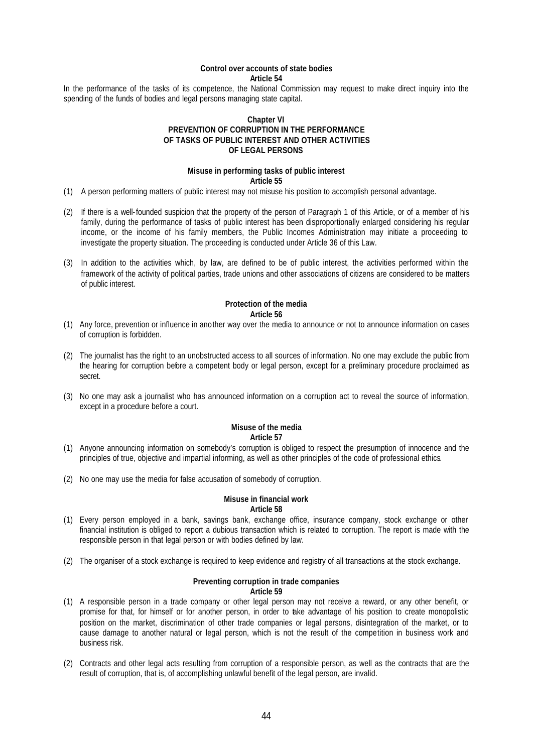**Control over accounts of state bodies**
**Article 54**

In the performance of the tasks of its competence, the National Commission may request to make direct inquiry into the spending of the funds of bodies and legal persons managing state capital.

## Chapter VI
## PREVENTION OF CORRUPTION IN THE PERFORMANCE OF TASKS OF PUBLIC INTEREST AND OTHER ACTIVITIES OF LEGAL PERSONS

**Misuse in performing tasks of public interest**
**Article 55**

(1) A person performing matters of public interest may not misuse his position to accomplish personal advantage.

(2) If there is a well-founded suspicion that the property of the person of Paragraph 1 of this Article, or of a member of his family, during the performance of tasks of public interest has been disproportionally enlarged considering his regular income, or the income of his family members, the Public Incomes Administration may initiate a proceeding to investigate the property situation. The proceeding is conducted under Article 36 of this Law.

(3) In addition to the activities which, by law, are defined to be of public interest, the activities performed within the framework of the activity of political parties, trade unions and other associations of citizens are considered to be matters of public interest.

**Protection of the media**
**Article 56**

(1) Any force, prevention or influence in another way over the media to announce or not to announce information on cases of corruption is forbidden.

(2) The journalist has the right to an unobstructed access to all sources of information. No one may exclude the public from the hearing for corruption before a competent body or legal person, except for a preliminary procedure proclaimed as secret.

(3) No one may ask a journalist who has announced information on a corruption act to reveal the source of information, except in a procedure before a court.

**Misuse of the media**
**Article 57**

(1) Anyone announcing information on somebody's corruption is obliged to respect the presumption of innocence and the principles of true, objective and impartial informing, as well as other principles of the code of professional ethics.

(2) No one may use the media for false accusation of somebody of corruption.

**Misuse in financial work**
**Article 58**

(1) Every person employed in a bank, savings bank, exchange office, insurance company, stock exchange or other financial institution is obliged to report a dubious transaction which is related to corruption. The report is made with the responsible person in that legal person or with bodies defined by law.

(2) The organiser of a stock exchange is required to keep evidence and registry of all transactions at the stock exchange.

**Preventing corruption in trade companies**
**Article 59**

(1) A responsible person in a trade company or other legal person may not receive a reward, or any other benefit, or promise for that, for himself or for another person, in order to take advantage of his position to create monopolistic position on the market, discrimination of other trade companies or legal persons, disintegration of the market, or to cause damage to another natural or legal person, which is not the result of the competition in business work and business risk.

(2) Contracts and other legal acts resulting from corruption of a responsible person, as well as the contracts that are the result of corruption, that is, of accomplishing unlawful benefit of the legal person, are invalid.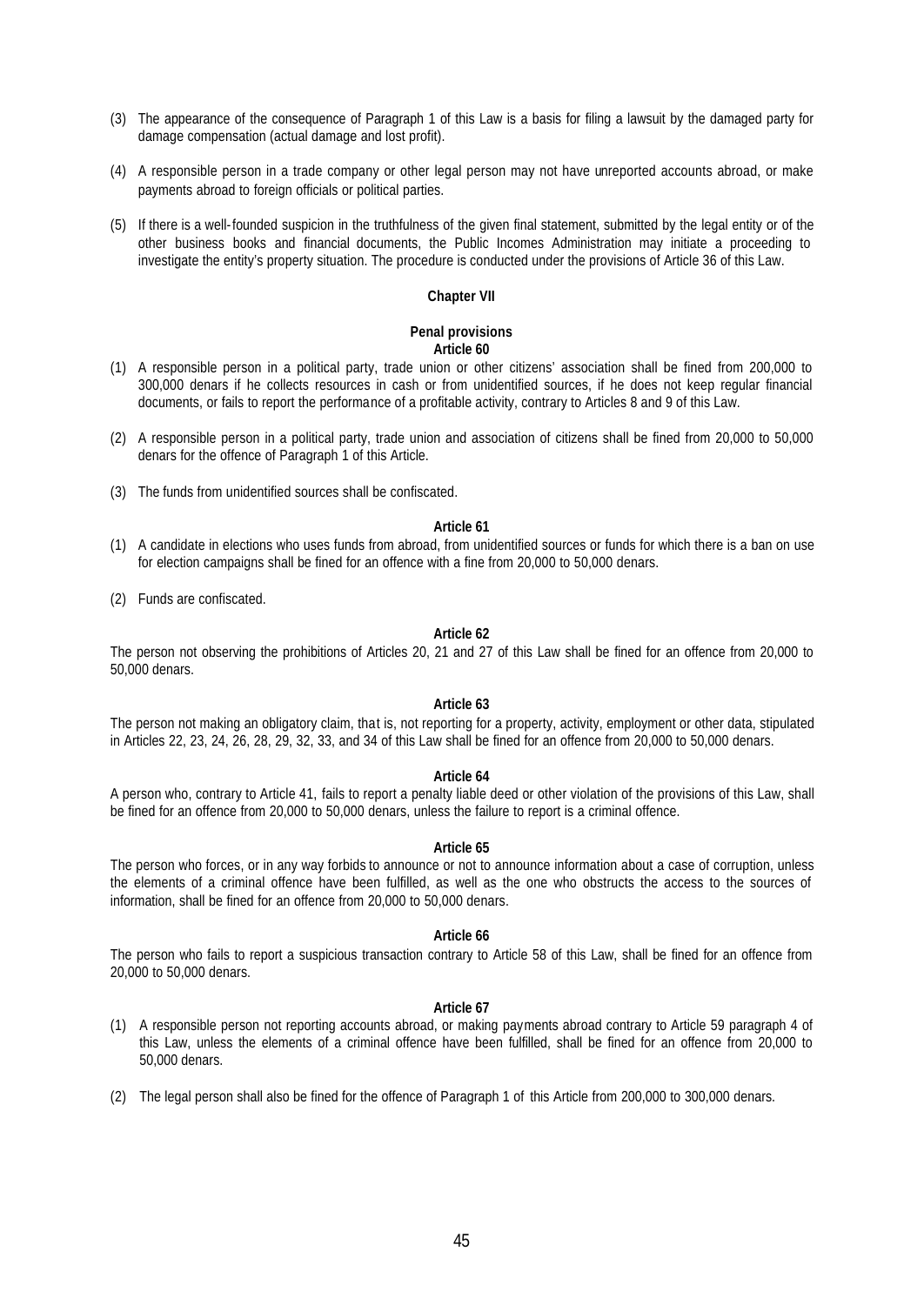(3) The appearance of the consequence of Paragraph 1 of this Law is a basis for filing a lawsuit by the damaged party for damage compensation (actual damage and lost profit).

(4) A responsible person in a trade company or other legal person may not have unreported accounts abroad, or make payments abroad to foreign officials or political parties.

(5) If there is a well-founded suspicion in the truthfulness of the given final statement, submitted by the legal entity or of the other business books and financial documents, the Public Incomes Administration may initiate a proceeding to investigate the entity's property situation. The procedure is conducted under the provisions of Article 36 of this Law.

## Chapter VII

## Penal provisions

### Article 60

(1) A responsible person in a political party, trade union or other citizens' association shall be fined from 200,000 to 300,000 denars if he collects resources in cash or from unidentified sources, if he does not keep regular financial documents, or fails to report the performance of a profitable activity, contrary to Articles 8 and 9 of this Law.

(2) A responsible person in a political party, trade union and association of citizens shall be fined from 20,000 to 50,000 denars for the offence of Paragraph 1 of this Article.

(3) The funds from unidentified sources shall be confiscated.

### Article 61

(1) A candidate in elections who uses funds from abroad, from unidentified sources or funds for which there is a ban on use for election campaigns shall be fined for an offence with a fine from 20,000 to 50,000 denars.

(2) Funds are confiscated.

### Article 62

The person not observing the prohibitions of Articles 20, 21 and 27 of this Law shall be fined for an offence from 20,000 to 50,000 denars.

### Article 63

The person not making an obligatory claim, that is, not reporting for a property, activity, employment or other data, stipulated in Articles 22, 23, 24, 26, 28, 29, 32, 33, and 34 of this Law shall be fined for an offence from 20,000 to 50,000 denars.

### Article 64

A person who, contrary to Article 41, fails to report a penalty liable deed or other violation of the provisions of this Law, shall be fined for an offence from 20,000 to 50,000 denars, unless the failure to report is a criminal offence.

### Article 65

The person who forces, or in any way forbids to announce or not to announce information about a case of corruption, unless the elements of a criminal offence have been fulfilled, as well as the one who obstructs the access to the sources of information, shall be fined for an offence from 20,000 to 50,000 denars.

### Article 66

The person who fails to report a suspicious transaction contrary to Article 58 of this Law, shall be fined for an offence from 20,000 to 50,000 denars.

### Article 67

(1) A responsible person not reporting accounts abroad, or making payments abroad contrary to Article 59 paragraph 4 of this Law, unless the elements of a criminal offence have been fulfilled, shall be fined for an offence from 20,000 to 50,000 denars.

(2) The legal person shall also be fined for the offence of Paragraph 1 of this Article from 200,000 to 300,000 denars.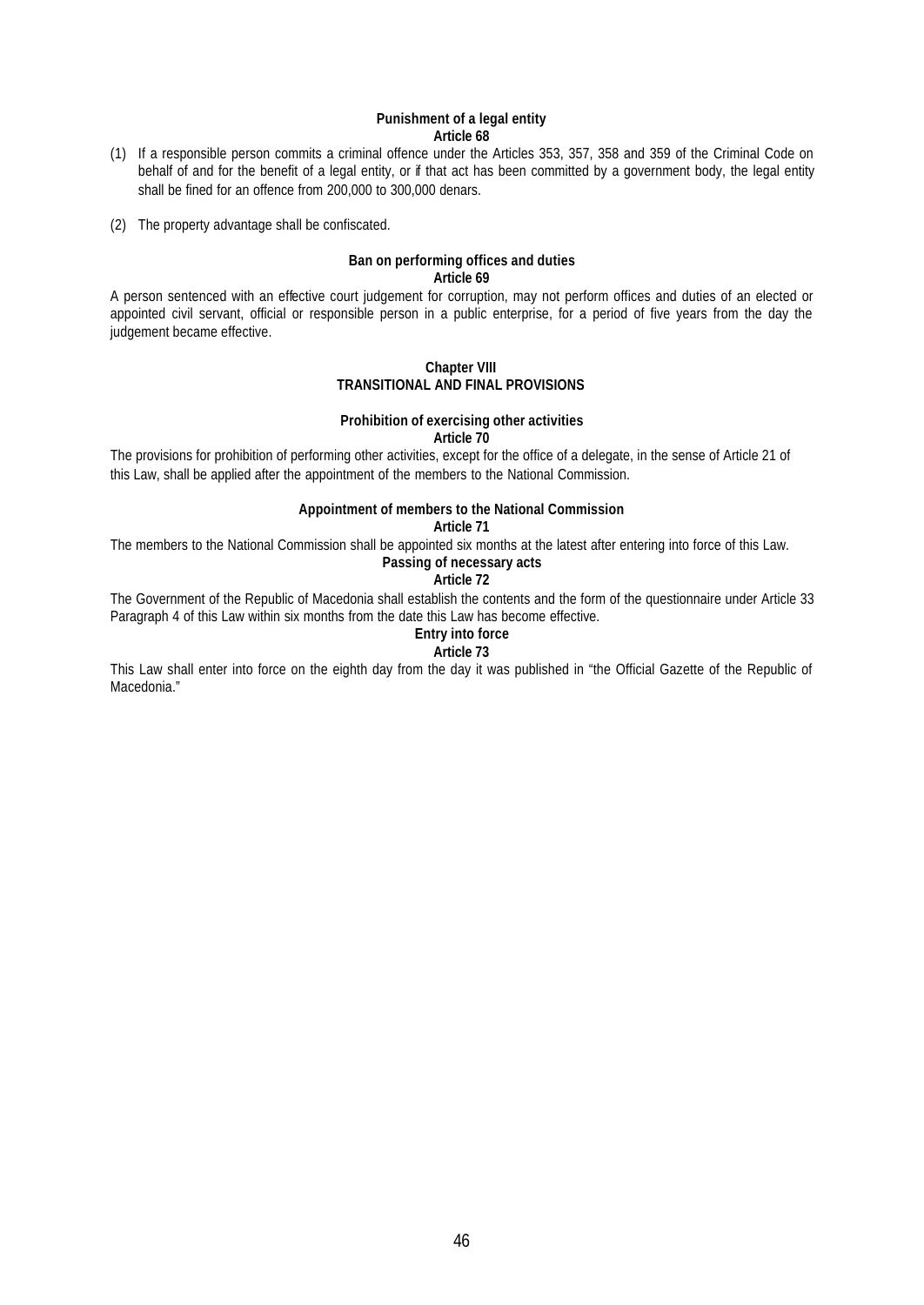**Punishment of a legal entity**
**Article 68**

(1) If a responsible person commits a criminal offence under the Articles 353, 357, 358 and 359 of the Criminal Code on behalf of and for the benefit of a legal entity, or if that act has been committed by a government body, the legal entity shall be fined for an offence from 200,000 to 300,000 denars.

(2) The property advantage shall be confiscated.

**Ban on performing offices and duties**
**Article 69**

A person sentenced with an effective court judgement for corruption, may not perform offices and duties of an elected or appointed civil servant, official or responsible person in a public enterprise, for a period of five years from the day the judgement became effective.

## Chapter VIII
## TRANSITIONAL AND FINAL PROVISIONS

**Prohibition of exercising other activities**
**Article 70**

The provisions for prohibition of performing other activities, except for the office of a delegate, in the sense of Article 21 of this Law, shall be applied after the appointment of the members to the National Commission.

**Appointment of members to the National Commission**
**Article 71**

The members to the National Commission shall be appointed six months at the latest after entering into force of this Law.

**Passing of necessary acts**
**Article 72**

The Government of the Republic of Macedonia shall establish the contents and the form of the questionnaire under Article 33 Paragraph 4 of this Law within six months from the date this Law has become effective.

**Entry into force**
**Article 73**

This Law shall enter into force on the eighth day from the day it was published in "the Official Gazette of the Republic of Macedonia."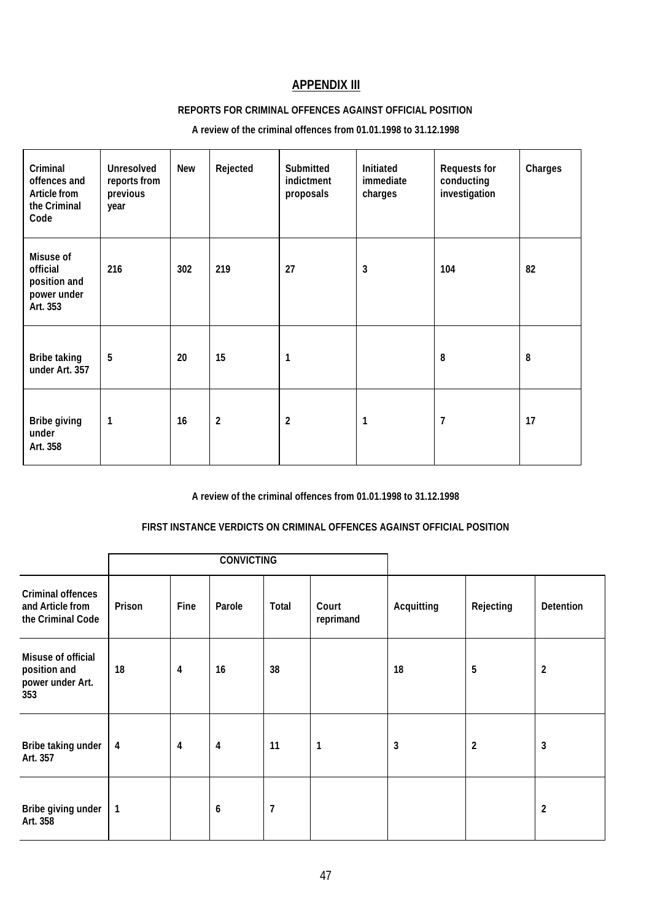# APPENDIX III

### REPORTS FOR CRIMINAL OFFENCES AGAINST OFFICIAL POSITION

**A review of the criminal offences from 01.01.1998 to 31.12.1998**

| Criminal offences and Article from the Criminal Code | Unresolved reports from previous year | New | Rejected | Submitted indictment proposals | Initiated immediate charges | Requests for conducting investigation | Charges |
|---|---|---|---|---|---|---|---|
| Misuse of official position and power under Art. 353 | 216 | 302 | 219 | 27 | 3 | 104 | 82 |
| Bribe taking under Art. 357 | 5 | 20 | 15 | 1 | | 8 | 8 |
| Bribe giving under Art. 358 | 1 | 16 | 2 | 2 | 1 | 7 | 17 |

**A review of the criminal offences from 01.01.1998 to 31.12.1998**

### FIRST INSTANCE VERDICTS ON CRIMINAL OFFENCES AGAINST OFFICIAL POSITION

| | CONVICTING | | | | | | | |
|---|---|---|---|---|---|---|---|---|
| Criminal offences and Article from the Criminal Code | Prison | Fine | Parole | Total | Court reprimand | Acquitting | Rejecting | Detention |
| Misuse of official position and power under Art. 353 | 18 | 4 | 16 | 38 | | 18 | 5 | 2 |
| Bribe taking under Art. 357 | 4 | 4 | 4 | 11 | 1 | 3 | 2 | 3 |
| Bribe giving under Art. 358 | 1 | | 6 | 7 | | | | 2 |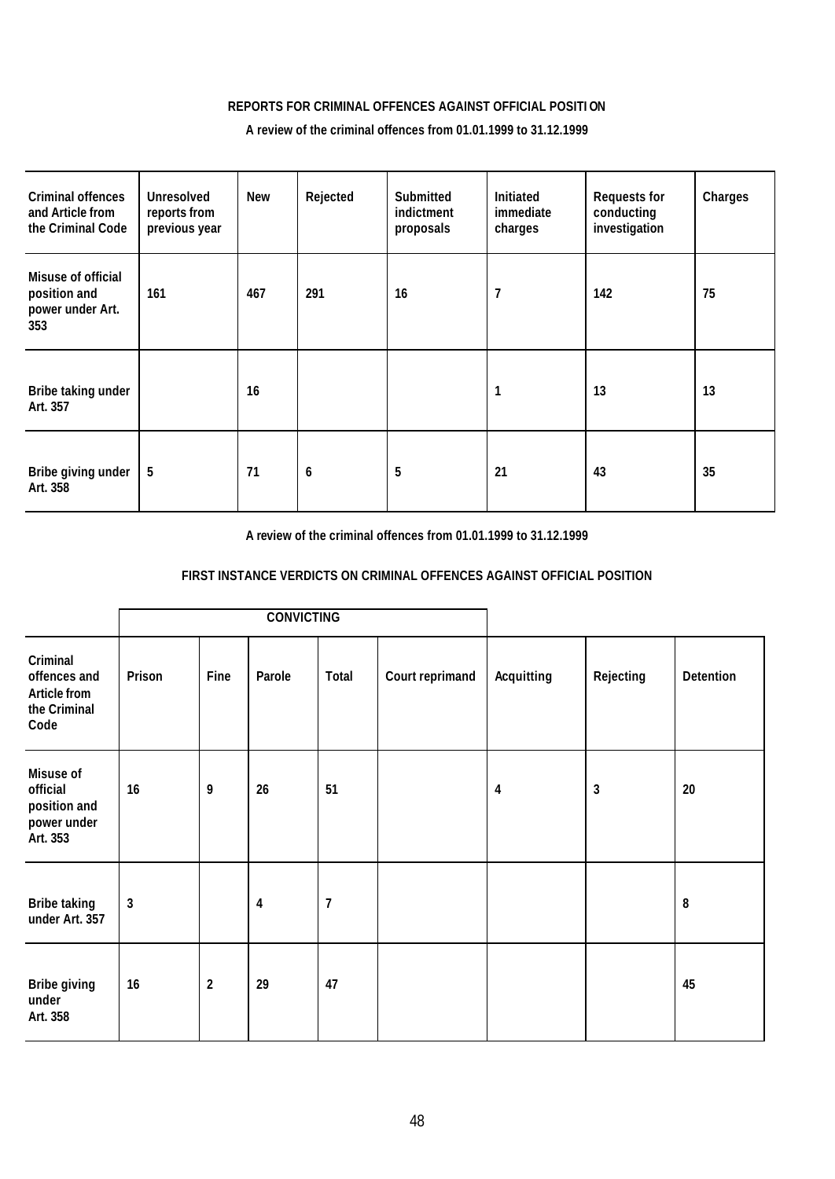**REPORTS FOR CRIMINAL OFFENCES AGAINST OFFICIAL POSITION**

**A review of the criminal offences from 01.01.1999 to 31.12.1999**

| Criminal offences and Article from the Criminal Code | Unresolved reports from previous year | New | Rejected | Submitted indictment proposals | Initiated immediate charges | Requests for conducting investigation | Charges |
|---|---|---|---|---|---|---|---|
| Misuse of official position and power under Art. 353 | 161 | 467 | 291 | 16 | 7 | 142 | 75 |
| Bribe taking under Art. 357 | | 16 | | | 1 | 13 | 13 |
| Bribe giving under Art. 358 | 5 | 71 | 6 | 5 | 21 | 43 | 35 |

**A review of the criminal offences from 01.01.1999 to 31.12.1999**

**FIRST INSTANCE VERDICTS ON CRIMINAL OFFENCES AGAINST OFFICIAL POSITION**

| | CONVICTING | | | | | | | |
|---|---|---|---|---|---|---|---|---|
| Criminal offences and Article from the Criminal Code | Prison | Fine | Parole | Total | Court reprimand | Acquitting | Rejecting | Detention |
| Misuse of official position and power under Art. 353 | 16 | 9 | 26 | 51 | | 4 | 3 | 20 |
| Bribe taking under Art. 357 | 3 | | 4 | 7 | | | | 8 |
| Bribe giving under Art. 358 | 16 | 2 | 29 | 47 | | | | 45 |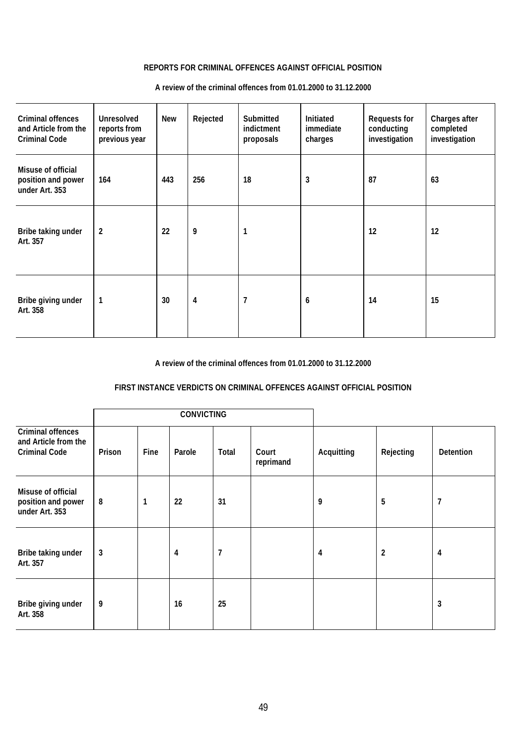**REPORTS FOR CRIMINAL OFFENCES AGAINST OFFICIAL POSITION**

**A review of the criminal offences from 01.01.2000 to 31.12.2000**

| Criminal offences and Article from the Criminal Code | Unresolved reports from previous year | New | Rejected | Submitted indictment proposals | Initiated immediate charges | Requests for conducting investigation | Charges after completed investigation |
|---|---|---|---|---|---|---|---|
| Misuse of official position and power under Art. 353 | 164 | 443 | 256 | 18 | 3 | 87 | 63 |
| Bribe taking under Art. 357 | 2 | 22 | 9 | 1 | | 12 | 12 |
| Bribe giving under Art. 358 | 1 | 30 | 4 | 7 | 6 | 14 | 15 |

**A review of the criminal offences from 01.01.2000 to 31.12.2000**

**FIRST INSTANCE VERDICTS ON CRIMINAL OFFENCES AGAINST OFFICIAL POSITION**

| | CONVICTING | | | | | | | |
|---|---|---|---|---|---|---|---|---|
| Criminal offences and Article from the Criminal Code | Prison | Fine | Parole | Total | Court reprimand | Acquitting | Rejecting | Detention |
| Misuse of official position and power under Art. 353 | 8 | 1 | 22 | 31 | | 9 | 5 | 7 |
| Bribe taking under Art. 357 | 3 | | 4 | 7 | | 4 | 2 | 4 |
| Bribe giving under Art. 358 | 9 | | 16 | 25 | | | | 3 |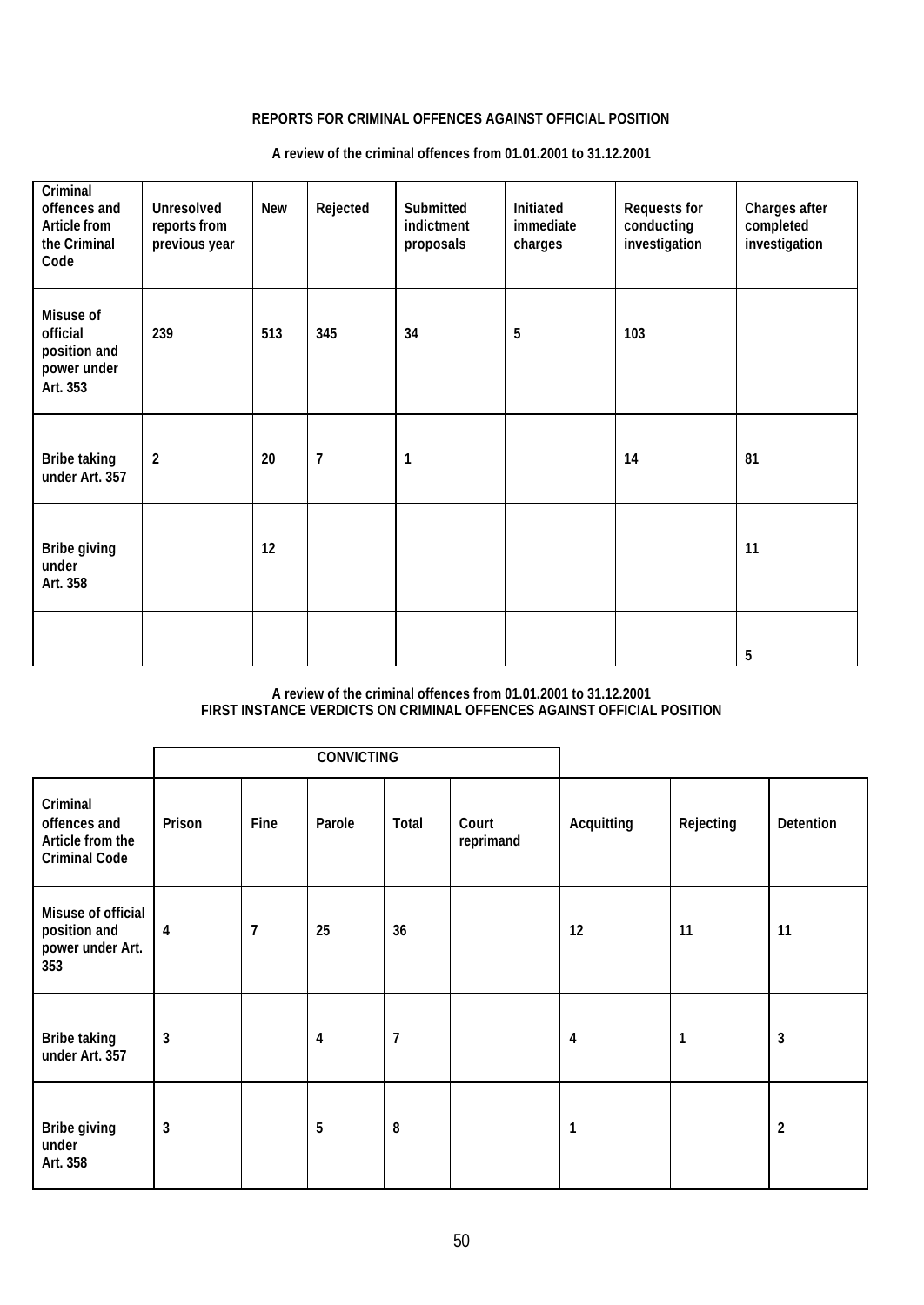**REPORTS FOR CRIMINAL OFFENCES AGAINST OFFICIAL POSITION**

**A review of the criminal offences from 01.01.2001 to 31.12.2001**

| Criminal offences and Article from the Criminal Code | Unresolved reports from previous year | New | Rejected | Submitted indictment proposals | Initiated immediate charges | Requests for conducting investigation | Charges after completed investigation |
|---|---|---|---|---|---|---|---|
| Misuse of official position and power under Art. 353 | 239 | 513 | 345 | 34 | 5 | 103 | |
| Bribe taking under Art. 357 | 2 | 20 | 7 | 1 | | 14 | 81 |
| Bribe giving under Art. 358 | | 12 | | | | | 11 |
| | | | | | | | 5 |

**A review of the criminal offences from 01.01.2001 to 31.12.2001**
**FIRST INSTANCE VERDICTS ON CRIMINAL OFFENCES AGAINST OFFICIAL POSITION**

| | CONVICTING | | | | | | | |
|---|---|---|---|---|---|---|---|---|
| Criminal offences and Article from the Criminal Code | Prison | Fine | Parole | Total | Court reprimand | Acquitting | Rejecting | Detention |
| Misuse of official position and power under Art. 353 | 4 | 7 | 25 | 36 | | 12 | 11 | 11 |
| Bribe taking under Art. 357 | 3 | | 4 | 7 | | 4 | 1 | 3 |
| Bribe giving under Art. 358 | 3 | | 5 | 8 | | 1 | | 2 |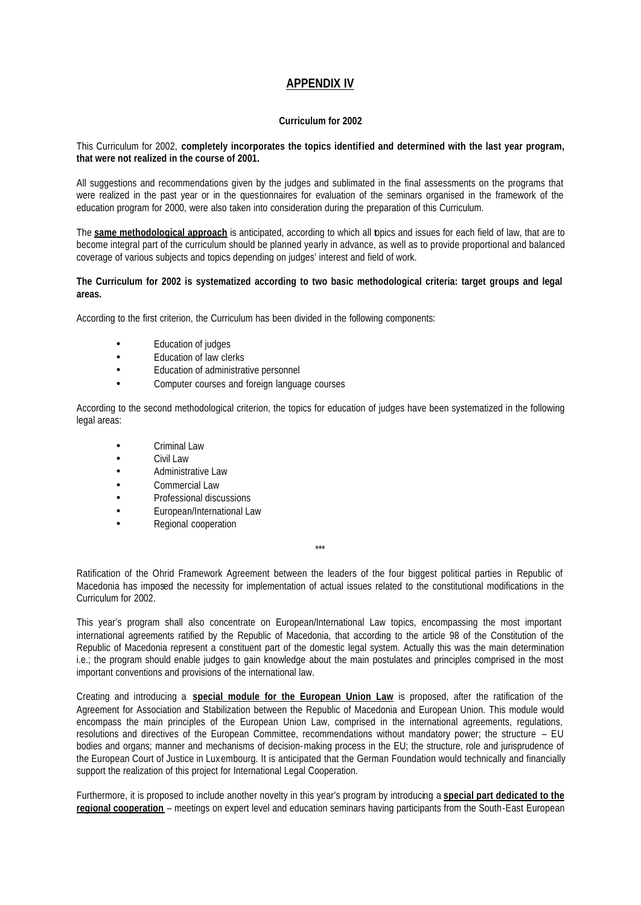# APPENDIX IV

**Curriculum for 2002**

This Curriculum for 2002, **completely incorporates the topics identified and determined with the last year program, that were not realized in the course of 2001.**

All suggestions and recommendations given by the judges and sublimated in the final assessments on the programs that were realized in the past year or in the questionnaires for evaluation of the seminars organised in the framework of the education program for 2000, were also taken into consideration during the preparation of this Curriculum.

The **same methodological approach** is anticipated, according to which all topics and issues for each field of law, that are to become integral part of the curriculum should be planned yearly in advance, as well as to provide proportional and balanced coverage of various subjects and topics depending on judges' interest and field of work.

**The Curriculum for 2002 is systematized according to two basic methodological criteria: target groups and legal areas.**

According to the first criterion, the Curriculum has been divided in the following components:

- Education of judges
- Education of law clerks
- Education of administrative personnel
- Computer courses and foreign language courses

According to the second methodological criterion, the topics for education of judges have been systematized in the following legal areas:

- Criminal Law
- Civil Law
- Administrative Law
- Commercial Law
- Professional discussions
- European/International Law
- Regional cooperation

***

Ratification of the Ohrid Framework Agreement between the leaders of the four biggest political parties in Republic of Macedonia has imposed the necessity for implementation of actual issues related to the constitutional modifications in the Curriculum for 2002.

This year's program shall also concentrate on European/International Law topics, encompassing the most important international agreements ratified by the Republic of Macedonia, that according to the article 98 of the Constitution of the Republic of Macedonia represent a constituent part of the domestic legal system. Actually this was the main determination i.e.; the program should enable judges to gain knowledge about the main postulates and principles comprised in the most important conventions and provisions of the international law.

Creating and introducing a **special module for the European Union Law** is proposed, after the ratification of the Agreement for Association and Stabilization between the Republic of Macedonia and European Union. This module would encompass the main principles of the European Union Law, comprised in the international agreements, regulations, resolutions and directives of the European Committee, recommendations without mandatory power; the structure – EU bodies and organs; manner and mechanisms of decision-making process in the EU; the structure, role and jurisprudence of the European Court of Justice in Luxembourg. It is anticipated that the German Foundation would technically and financially support the realization of this project for International Legal Cooperation.

Furthermore, it is proposed to include another novelty in this year's program by introducing a **special part dedicated to the regional cooperation** – meetings on expert level and education seminars having participants from the South-East European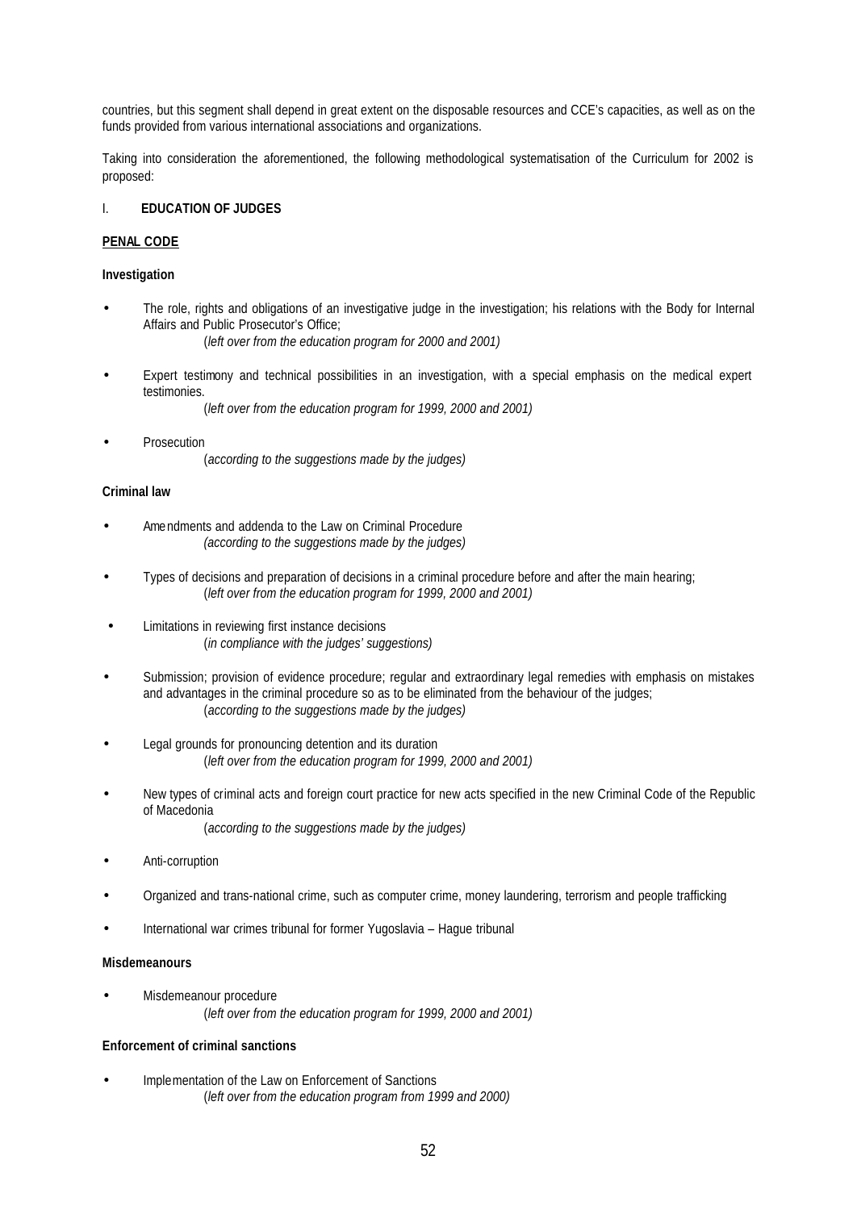countries, but this segment shall depend in great extent on the disposable resources and CCE's capacities, as well as on the funds provided from various international associations and organizations.

Taking into consideration the aforementioned, the following methodological systematisation of the Curriculum for 2002 is proposed:

## I. EDUCATION OF JUDGES

**PENAL CODE**

**Investigation**

- The role, rights and obligations of an investigative judge in the investigation; his relations with the Body for Internal Affairs and Public Prosecutor's Office;
  (*left over from the education program for 2000 and 2001)*
- Expert testimony and technical possibilities in an investigation, with a special emphasis on the medical expert testimonies.
  (*left over from the education program for 1999, 2000 and 2001)*
- Prosecution
  (*according to the suggestions made by the judges)*

**Criminal law**

- Amendments and addenda to the Law on Criminal Procedure
  *(according to the suggestions made by the judges)*
- Types of decisions and preparation of decisions in a criminal procedure before and after the main hearing;
  (*left over from the education program for 1999, 2000 and 2001)*
- Limitations in reviewing first instance decisions
  (*in compliance with the judges' suggestions)*
- Submission; provision of evidence procedure; regular and extraordinary legal remedies with emphasis on mistakes and advantages in the criminal procedure so as to be eliminated from the behaviour of the judges;
  (*according to the suggestions made by the judges)*
- Legal grounds for pronouncing detention and its duration
  (*left over from the education program for 1999, 2000 and 2001)*
- New types of criminal acts and foreign court practice for new acts specified in the new Criminal Code of the Republic of Macedonia
  (*according to the suggestions made by the judges)*
- Anti-corruption
- Organized and trans-national crime, such as computer crime, money laundering, terrorism and people trafficking
- International war crimes tribunal for former Yugoslavia – Hague tribunal

**Misdemeanours**

- Misdemeanour procedure
  (*left over from the education program for 1999, 2000 and 2001)*

**Enforcement of criminal sanctions**

- Implementation of the Law on Enforcement of Sanctions
  (*left over from the education program from 1999 and 2000)*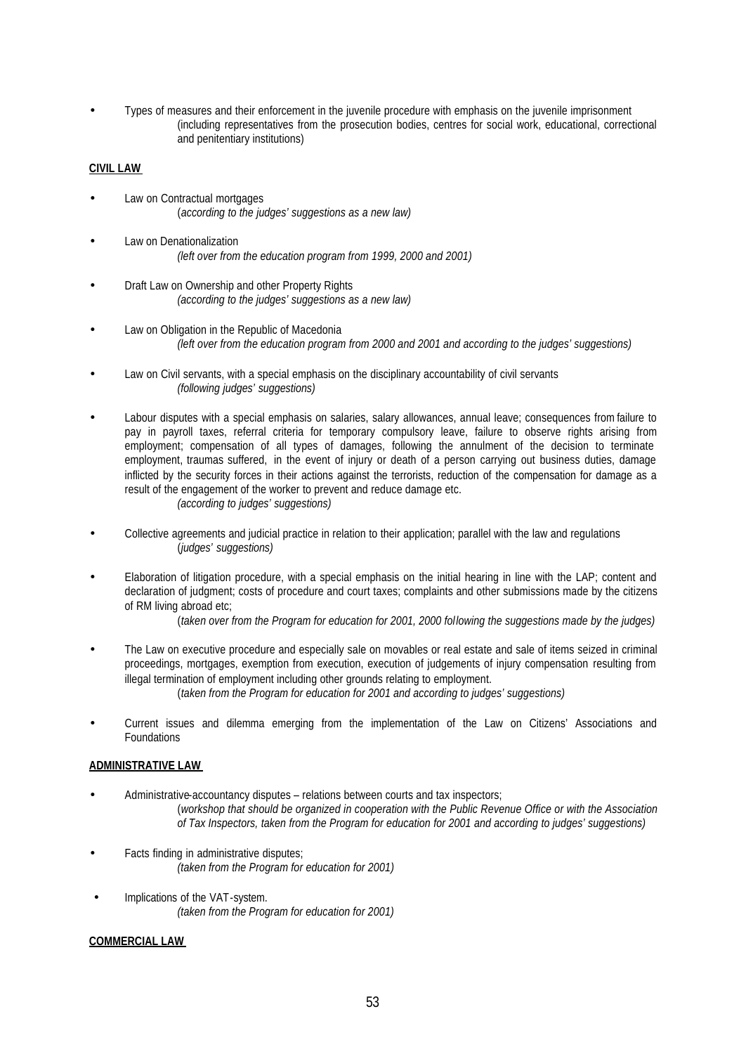- Types of measures and their enforcement in the juvenile procedure with emphasis on the juvenile imprisonment
  (including representatives from the prosecution bodies, centres for social work, educational, correctional and penitentiary institutions)

**CIVIL LAW**

- Law on Contractual mortgages
  (*according to the judges' suggestions as a new law)*

- Law on Denationalization
  *(left over from the education program from 1999, 2000 and 2001)*

- Draft Law on Ownership and other Property Rights
  *(according to the judges' suggestions as a new law)*

- Law on Obligation in the Republic of Macedonia
  *(left over from the education program from 2000 and 2001 and according to the judges' suggestions)*

- Law on Civil servants, with a special emphasis on the disciplinary accountability of civil servants
  *(following judges' suggestions)*

- Labour disputes with a special emphasis on salaries, salary allowances, annual leave; consequences from failure to pay in payroll taxes, referral criteria for temporary compulsory leave, failure to observe rights arising from employment; compensation of all types of damages, following the annulment of the decision to terminate employment, traumas suffered, in the event of injury or death of a person carrying out business duties, damage inflicted by the security forces in their actions against the terrorists, reduction of the compensation for damage as a result of the engagement of the worker to prevent and reduce damage etc.
  *(according to judges' suggestions)*

- Collective agreements and judicial practice in relation to their application; parallel with the law and regulations
  (*judges' suggestions)*

- Elaboration of litigation procedure, with a special emphasis on the initial hearing in line with the LAP; content and declaration of judgment; costs of procedure and court taxes; complaints and other submissions made by the citizens of RM living abroad etc;
  (*taken over from the Program for education for 2001, 2000 following the suggestions made by the judges)*

- The Law on executive procedure and especially sale on movables or real estate and sale of items seized in criminal proceedings, mortgages, exemption from execution, execution of judgements of injury compensation resulting from illegal termination of employment including other grounds relating to employment.
  (*taken from the Program for education for 2001 and according to judges' suggestions)*

- Current issues and dilemma emerging from the implementation of the Law on Citizens' Associations and Foundations

**ADMINISTRATIVE LAW**

- Administrative-accountancy disputes – relations between courts and tax inspectors;
  (*workshop that should be organized in cooperation with the Public Revenue Office or with the Association of Tax Inspectors, taken from the Program for education for 2001 and according to judges' suggestions)*

- Facts finding in administrative disputes;
  *(taken from the Program for education for 2001)*

- Implications of the VAT-system.
  *(taken from the Program for education for 2001)*

**COMMERCIAL LAW**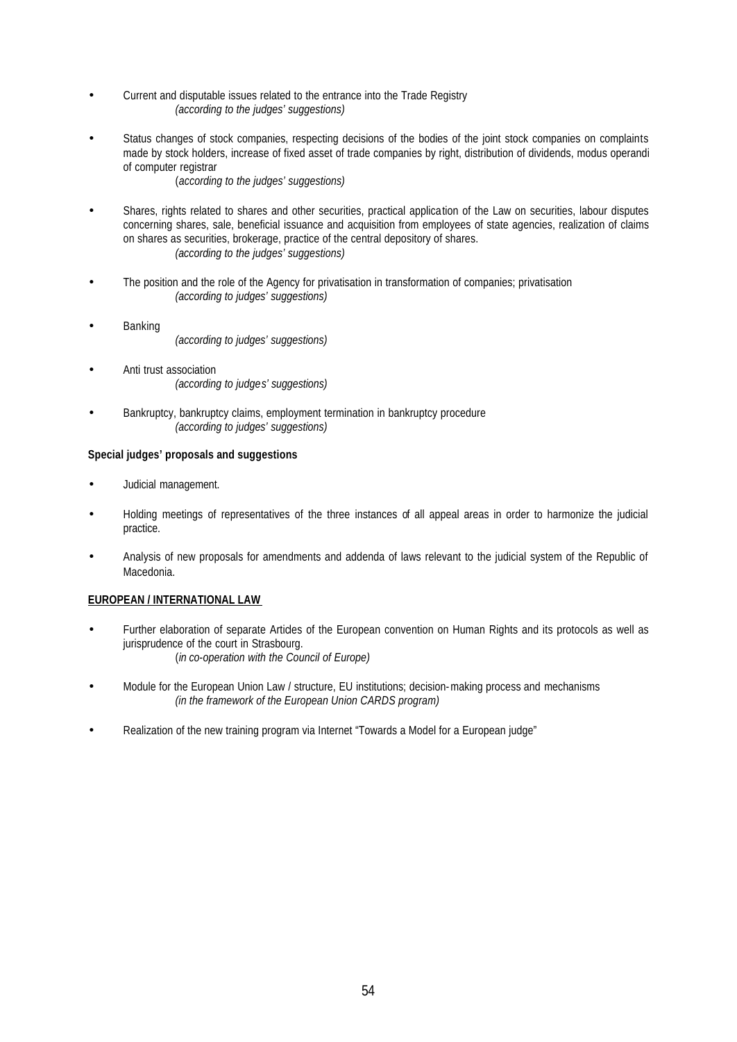- Current and disputable issues related to the entrance into the Trade Registry
  *(according to the judges' suggestions)*

- Status changes of stock companies, respecting decisions of the bodies of the joint stock companies on complaints made by stock holders, increase of fixed asset of trade companies by right, distribution of dividends, modus operandi of computer registrar
  *(according to the judges' suggestions)*

- Shares, rights related to shares and other securities, practical application of the Law on securities, labour disputes concerning shares, sale, beneficial issuance and acquisition from employees of state agencies, realization of claims on shares as securities, brokerage, practice of the central depository of shares.
  *(according to the judges' suggestions)*

- The position and the role of the Agency for privatisation in transformation of companies; privatisation
  *(according to judges' suggestions)*

- Banking
  *(according to judges' suggestions)*

- Anti trust association
  *(according to judges' suggestions)*

- Bankruptcy, bankruptcy claims, employment termination in bankruptcy procedure
  *(according to judges' suggestions)*

**Special judges' proposals and suggestions**

- Judicial management.

- Holding meetings of representatives of the three instances of all appeal areas in order to harmonize the judicial practice.

- Analysis of new proposals for amendments and addenda of laws relevant to the judicial system of the Republic of Macedonia.

**EUROPEAN / INTERNATIONAL LAW**

- Further elaboration of separate Articles of the European convention on Human Rights and its protocols as well as jurisprudence of the court in Strasbourg.
  *(in co-operation with the Council of Europe)*

- Module for the European Union Law / structure, EU institutions; decision-making process and mechanisms
  *(in the framework of the European Union CARDS program)*

- Realization of the new training program via Internet "Towards a Model for a European judge"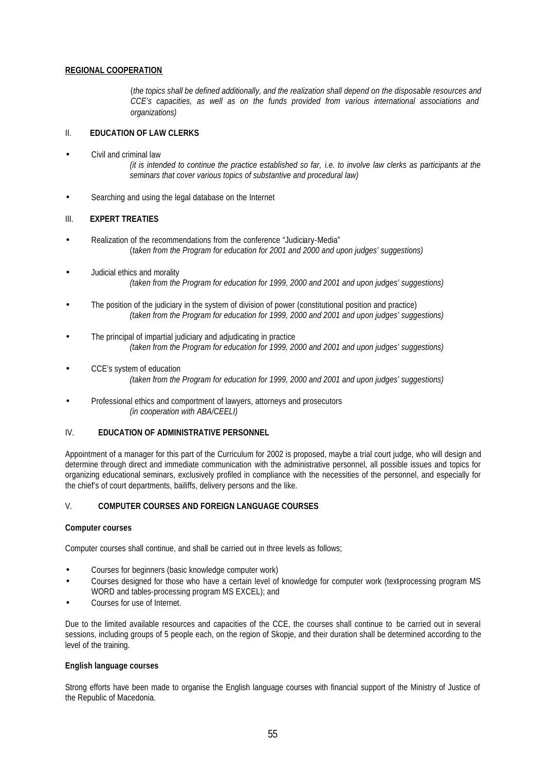**REGIONAL COOPERATION**

(*the topics shall be defined additionally, and the realization shall depend on the disposable resources and CCE's capacities, as well as on the funds provided from various international associations and organizations)*

## II. EDUCATION OF LAW CLERKS

- Civil and criminal law
  *(it is intended to continue the practice established so far, i.e. to involve law clerks as participants at the seminars that cover various topics of substantive and procedural law)*
- Searching and using the legal database on the Internet

## III. EXPERT TREATIES

- Realization of the recommendations from the conference "Judiciary-Media"
  (*taken from the Program for education for 2001 and 2000 and upon judges' suggestions)*
- Judicial ethics and morality
  *(taken from the Program for education for 1999, 2000 and 2001 and upon judges' suggestions)*
- The position of the judiciary in the system of division of power (constitutional position and practice)
  *(taken from the Program for education for 1999, 2000 and 2001 and upon judges' suggestions)*
- The principal of impartial judiciary and adjudicating in practice
  *(taken from the Program for education for 1999, 2000 and 2001 and upon judges' suggestions)*
- CCE's system of education
  *(taken from the Program for education for 1999, 2000 and 2001 and upon judges' suggestions)*
- Professional ethics and comportment of lawyers, attorneys and prosecutors
  *(in cooperation with ABA/CEELI)*

## IV. EDUCATION OF ADMINISTRATIVE PERSONNEL

Appointment of a manager for this part of the Curriculum for 2002 is proposed, maybe a trial court judge, who will design and determine through direct and immediate communication with the administrative personnel, all possible issues and topics for organizing educational seminars, exclusively profiled in compliance with the necessities of the personnel, and especially for the chief's of court departments, bailiffs, delivery persons and the like.

## V. COMPUTER COURSES AND FOREIGN LANGUAGE COURSES

**Computer courses**

Computer courses shall continue, and shall be carried out in three levels as follows;

- Courses for beginners (basic knowledge computer work)
- Courses designed for those who have a certain level of knowledge for computer work (text-processing program MS WORD and tables-processing program MS EXCEL); and
- Courses for use of Internet.

Due to the limited available resources and capacities of the CCE, the courses shall continue to be carried out in several sessions, including groups of 5 people each, on the region of Skopje, and their duration shall be determined according to the level of the training.

**English language courses**

Strong efforts have been made to organise the English language courses with financial support of the Ministry of Justice of the Republic of Macedonia.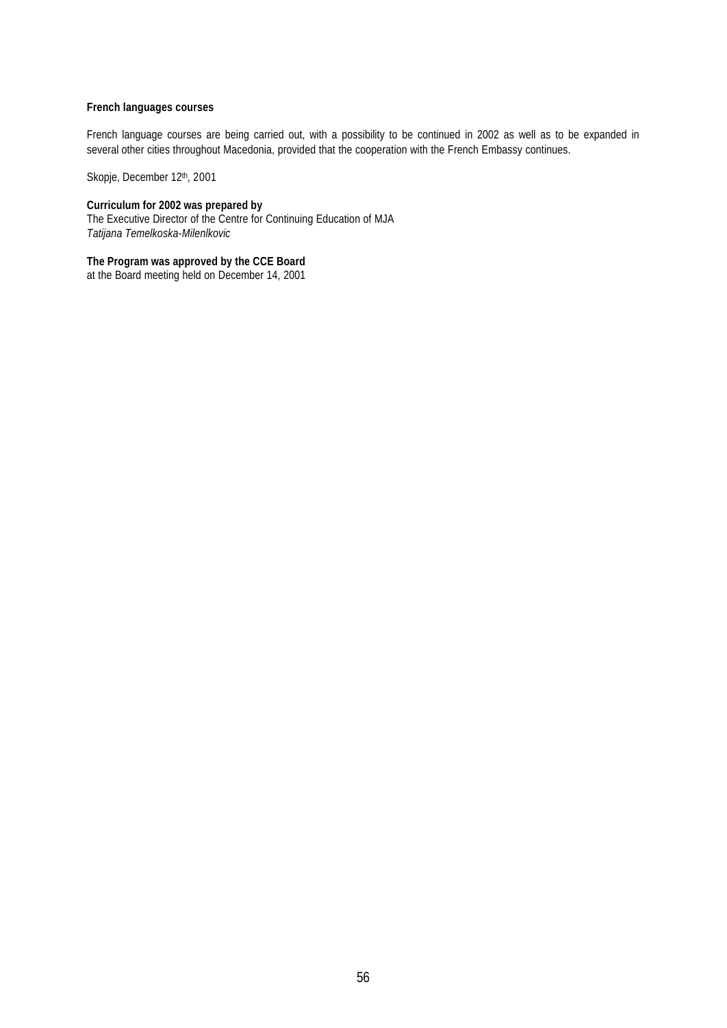**French languages courses**

French language courses are being carried out, with a possibility to be continued in 2002 as well as to be expanded in several other cities throughout Macedonia, provided that the cooperation with the French Embassy continues.

Skopje, December 12th, 2001

**Curriculum for 2002 was prepared by**
The Executive Director of the Centre for Continuing Education of MJA
*Tatijana Temelkoska-Milenlkovic*

**The Program was approved by the CCE Board**
at the Board meeting held on December 14, 2001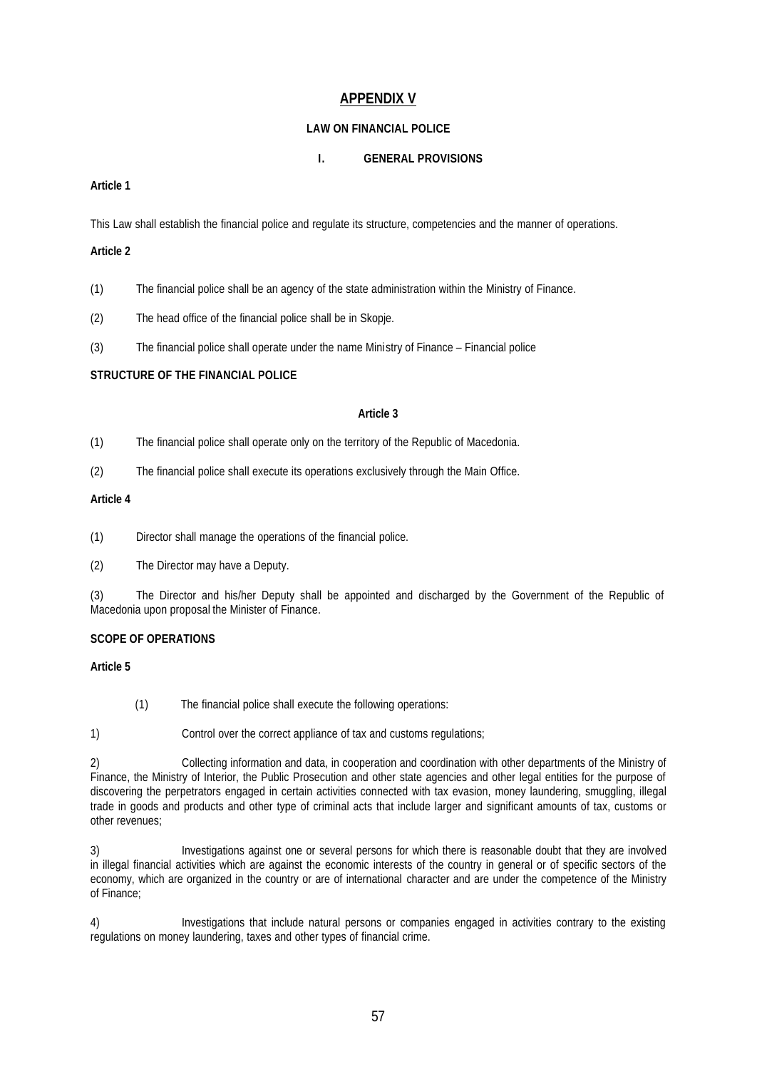# APPENDIX V

## LAW ON FINANCIAL POLICE

### I. GENERAL PROVISIONS

**Article 1**

This Law shall establish the financial police and regulate its structure, competencies and the manner of operations.

**Article 2**

(1) The financial police shall be an agency of the state administration within the Ministry of Finance.

(2) The head office of the financial police shall be in Skopje.

(3) The financial police shall operate under the name Ministry of Finance – Financial police

**STRUCTURE OF THE FINANCIAL POLICE**

**Article 3**

(1) The financial police shall operate only on the territory of the Republic of Macedonia.

(2) The financial police shall execute its operations exclusively through the Main Office.

**Article 4**

(1) Director shall manage the operations of the financial police.

(2) The Director may have a Deputy.

(3) The Director and his/her Deputy shall be appointed and discharged by the Government of the Republic of Macedonia upon proposal the Minister of Finance.

**SCOPE OF OPERATIONS**

**Article 5**

(1) The financial police shall execute the following operations:

1) Control over the correct appliance of tax and customs regulations;

2) Collecting information and data, in cooperation and coordination with other departments of the Ministry of Finance, the Ministry of Interior, the Public Prosecution and other state agencies and other legal entities for the purpose of discovering the perpetrators engaged in certain activities connected with tax evasion, money laundering, smuggling, illegal trade in goods and products and other type of criminal acts that include larger and significant amounts of tax, customs or other revenues;

3) Investigations against one or several persons for which there is reasonable doubt that they are involved in illegal financial activities which are against the economic interests of the country in general or of specific sectors of the economy, which are organized in the country or are of international character and are under the competence of the Ministry of Finance;

4) Investigations that include natural persons or companies engaged in activities contrary to the existing regulations on money laundering, taxes and other types of financial crime.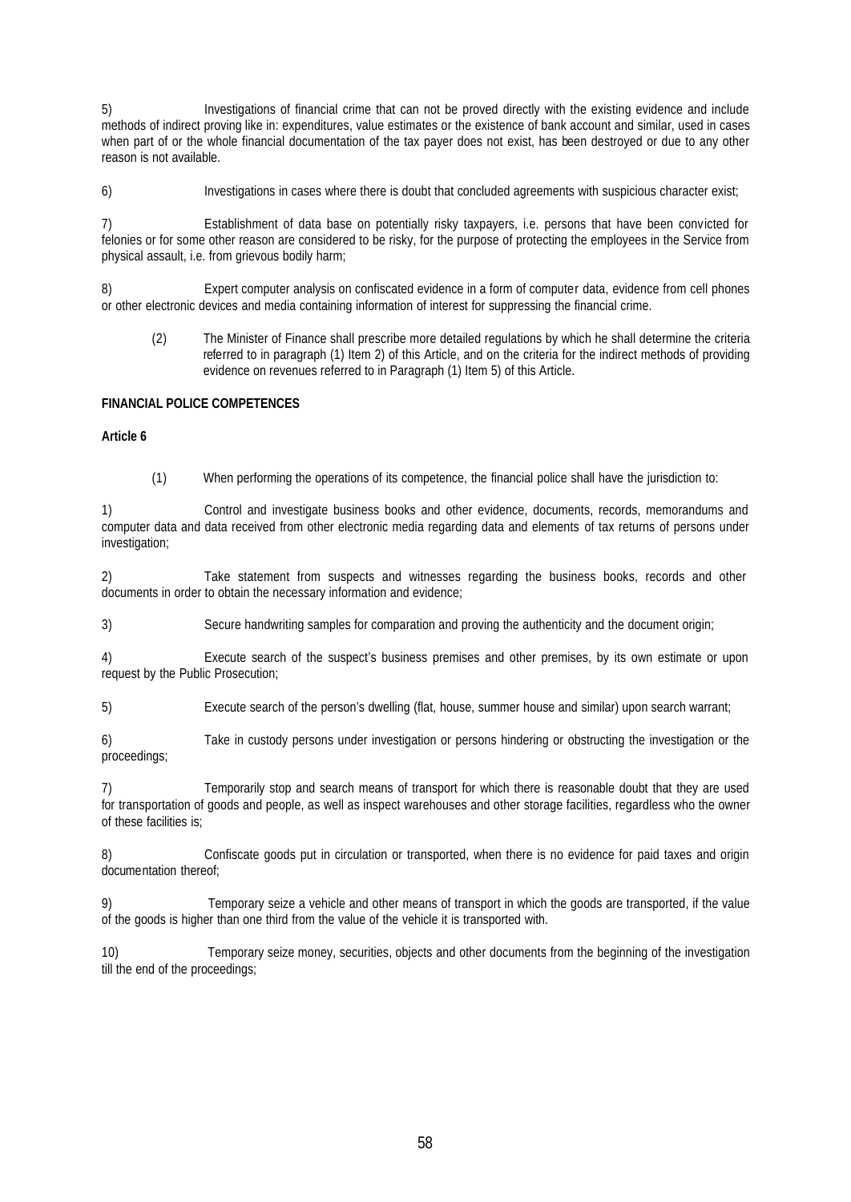5) Investigations of financial crime that can not be proved directly with the existing evidence and include methods of indirect proving like in: expenditures, value estimates or the existence of bank account and similar, used in cases when part of or the whole financial documentation of the tax payer does not exist, has been destroyed or due to any other reason is not available.

6) Investigations in cases where there is doubt that concluded agreements with suspicious character exist;

7) Establishment of data base on potentially risky taxpayers, i.e. persons that have been convicted for felonies or for some other reason are considered to be risky, for the purpose of protecting the employees in the Service from physical assault, i.e. from grievous bodily harm;

8) Expert computer analysis on confiscated evidence in a form of computer data, evidence from cell phones or other electronic devices and media containing information of interest for suppressing the financial crime.

(2) The Minister of Finance shall prescribe more detailed regulations by which he shall determine the criteria referred to in paragraph (1) Item 2) of this Article, and on the criteria for the indirect methods of providing evidence on revenues referred to in Paragraph (1) Item 5) of this Article.

**FINANCIAL POLICE COMPETENCES**

**Article 6**

(1) When performing the operations of its competence, the financial police shall have the jurisdiction to:

1) Control and investigate business books and other evidence, documents, records, memorandums and computer data and data received from other electronic media regarding data and elements of tax returns of persons under investigation;

2) Take statement from suspects and witnesses regarding the business books, records and other documents in order to obtain the necessary information and evidence;

3) Secure handwriting samples for comparation and proving the authenticity and the document origin;

4) Execute search of the suspect's business premises and other premises, by its own estimate or upon request by the Public Prosecution;

5) Execute search of the person's dwelling (flat, house, summer house and similar) upon search warrant;

6) Take in custody persons under investigation or persons hindering or obstructing the investigation or the proceedings;

7) Temporarily stop and search means of transport for which there is reasonable doubt that they are used for transportation of goods and people, as well as inspect warehouses and other storage facilities, regardless who the owner of these facilities is;

8) Confiscate goods put in circulation or transported, when there is no evidence for paid taxes and origin documentation thereof;

9) Temporary seize a vehicle and other means of transport in which the goods are transported, if the value of the goods is higher than one third from the value of the vehicle it is transported with.

10) Temporary seize money, securities, objects and other documents from the beginning of the investigation till the end of the proceedings;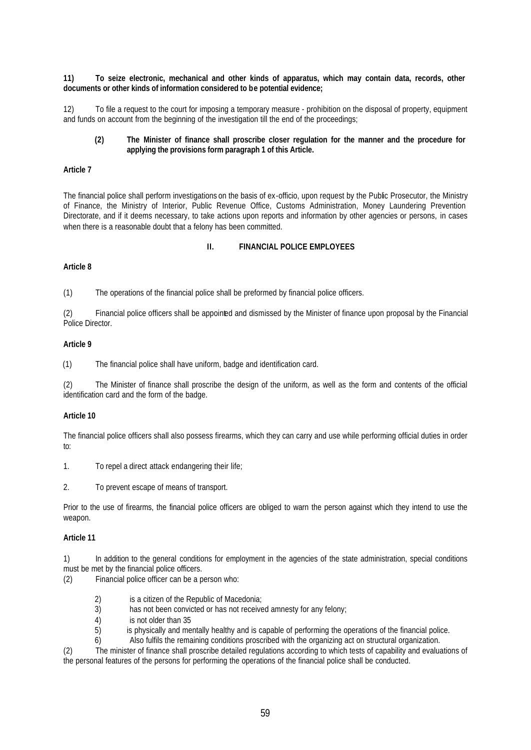**11) To seize electronic, mechanical and other kinds of apparatus, which may contain data, records, other documents or other kinds of information considered to be potential evidence;**

12) To file a request to the court for imposing a temporary measure - prohibition on the disposal of property, equipment and funds on account from the beginning of the investigation till the end of the proceedings;

**(2) The Minister of finance shall proscribe closer regulation for the manner and the procedure for applying the provisions form paragraph 1 of this Article.**

**Article 7**

The financial police shall perform investigations on the basis of ex-officio, upon request by the Public Prosecutor, the Ministry of Finance, the Ministry of Interior, Public Revenue Office, Customs Administration, Money Laundering Prevention Directorate, and if it deems necessary, to take actions upon reports and information by other agencies or persons, in cases when there is a reasonable doubt that a felony has been committed.

## II. FINANCIAL POLICE EMPLOYEES

**Article 8**

(1) The operations of the financial police shall be preformed by financial police officers.

(2) Financial police officers shall be appointed and dismissed by the Minister of finance upon proposal by the Financial Police Director.

**Article 9**

(1) The financial police shall have uniform, badge and identification card.

(2) The Minister of finance shall proscribe the design of the uniform, as well as the form and contents of the official identification card and the form of the badge.

**Article 10**

The financial police officers shall also possess firearms, which they can carry and use while performing official duties in order to:

1. To repel a direct attack endangering their life;

2. To prevent escape of means of transport.

Prior to the use of firearms, the financial police officers are obliged to warn the person against which they intend to use the weapon.

**Article 11**

1) In addition to the general conditions for employment in the agencies of the state administration, special conditions must be met by the financial police officers.

(2) Financial police officer can be a person who:

2) is a citizen of the Republic of Macedonia;
3) has not been convicted or has not received amnesty for any felony;
4) is not older than 35
5) is physically and mentally healthy and is capable of performing the operations of the financial police.
6) Also fulfils the remaining conditions proscribed with the organizing act on structural organization.

(2) The minister of finance shall proscribe detailed regulations according to which tests of capability and evaluations of the personal features of the persons for performing the operations of the financial police shall be conducted.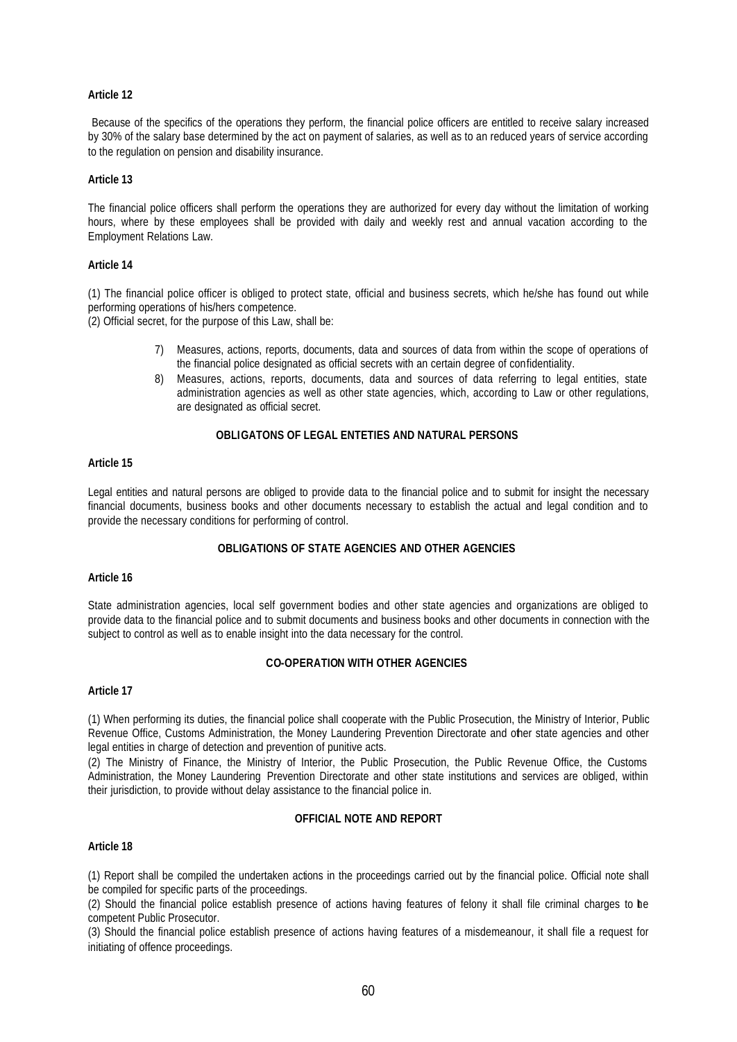**Article 12**

Because of the specifics of the operations they perform, the financial police officers are entitled to receive salary increased by 30% of the salary base determined by the act on payment of salaries, as well as to an reduced years of service according to the regulation on pension and disability insurance.

**Article 13**

The financial police officers shall perform the operations they are authorized for every day without the limitation of working hours, where by these employees shall be provided with daily and weekly rest and annual vacation according to the Employment Relations Law.

**Article 14**

(1) The financial police officer is obliged to protect state, official and business secrets, which he/she has found out while performing operations of his/hers competence.
(2) Official secret, for the purpose of this Law, shall be:

7) Measures, actions, reports, documents, data and sources of data from within the scope of operations of the financial police designated as official secrets with an certain degree of confidentiality.
8) Measures, actions, reports, documents, data and sources of data referring to legal entities, state administration agencies as well as other state agencies, which, according to Law or other regulations, are designated as official secret.

**OBLIGATONS OF LEGAL ENTETIES AND NATURAL PERSONS**

**Article 15**

Legal entities and natural persons are obliged to provide data to the financial police and to submit for insight the necessary financial documents, business books and other documents necessary to establish the actual and legal condition and to provide the necessary conditions for performing of control.

**OBLIGATIONS OF STATE AGENCIES AND OTHER AGENCIES**

**Article 16**

State administration agencies, local self government bodies and other state agencies and organizations are obliged to provide data to the financial police and to submit documents and business books and other documents in connection with the subject to control as well as to enable insight into the data necessary for the control.

**CO-OPERATION WITH OTHER AGENCIES**

**Article 17**

(1) When performing its duties, the financial police shall cooperate with the Public Prosecution, the Ministry of Interior, Public Revenue Office, Customs Administration, the Money Laundering Prevention Directorate and other state agencies and other legal entities in charge of detection and prevention of punitive acts.
(2) The Ministry of Finance, the Ministry of Interior, the Public Prosecution, the Public Revenue Office, the Customs Administration, the Money Laundering Prevention Directorate and other state institutions and services are obliged, within their jurisdiction, to provide without delay assistance to the financial police in.

**OFFICIAL NOTE AND REPORT**

**Article 18**

(1) Report shall be compiled the undertaken actions in the proceedings carried out by the financial police. Official note shall be compiled for specific parts of the proceedings.
(2) Should the financial police establish presence of actions having features of felony it shall file criminal charges to the competent Public Prosecutor.
(3) Should the financial police establish presence of actions having features of a misdemeanour, it shall file a request for initiating of offence proceedings.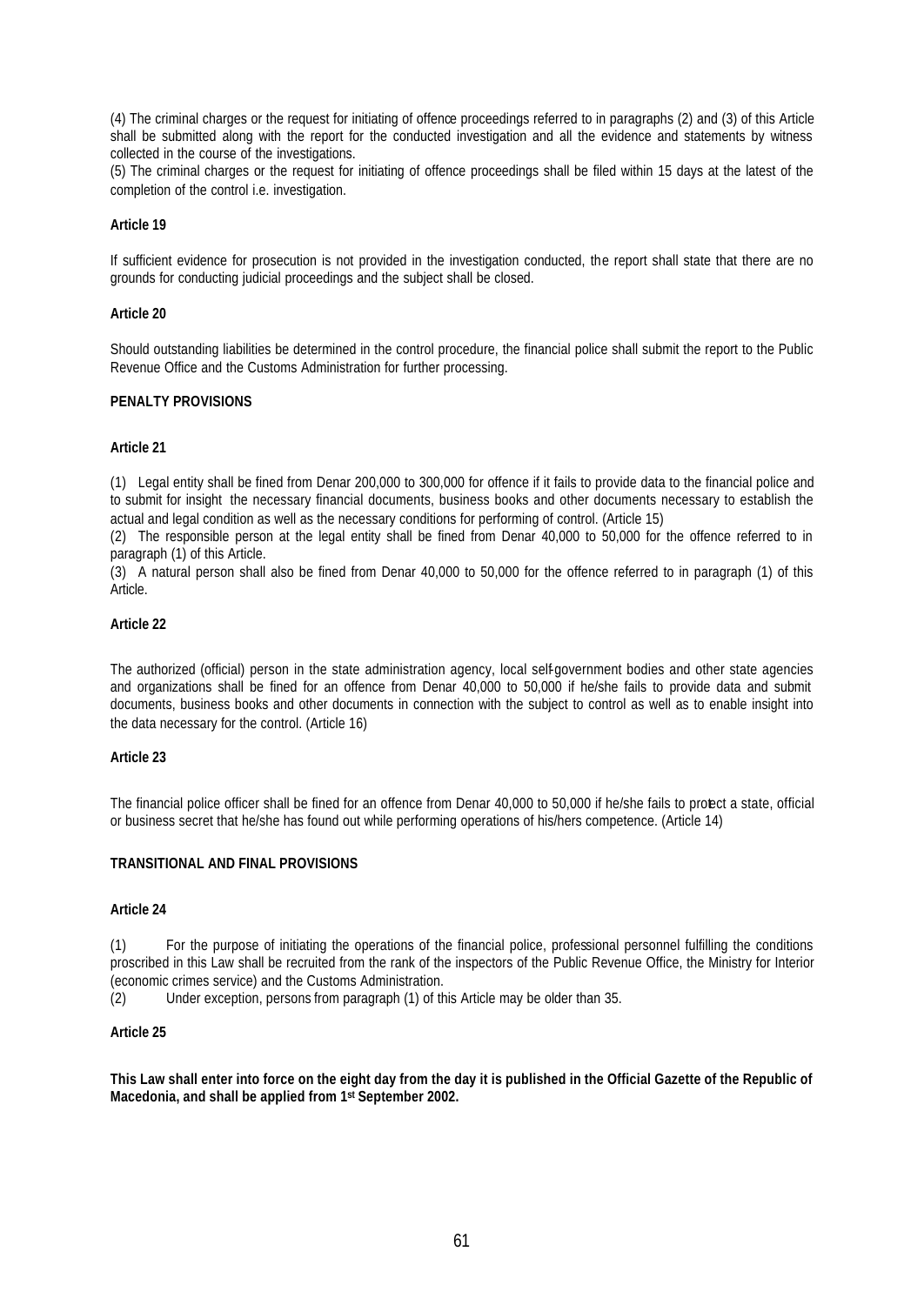(4) The criminal charges or the request for initiating of offence proceedings referred to in paragraphs (2) and (3) of this Article shall be submitted along with the report for the conducted investigation and all the evidence and statements by witness collected in the course of the investigations.

(5) The criminal charges or the request for initiating of offence proceedings shall be filed within 15 days at the latest of the completion of the control i.e. investigation.

**Article 19**

If sufficient evidence for prosecution is not provided in the investigation conducted, the report shall state that there are no grounds for conducting judicial proceedings and the subject shall be closed.

**Article 20**

Should outstanding liabilities be determined in the control procedure, the financial police shall submit the report to the Public Revenue Office and the Customs Administration for further processing.

**PENALTY PROVISIONS**

**Article 21**

(1) Legal entity shall be fined from Denar 200,000 to 300,000 for offence if it fails to provide data to the financial police and to submit for insight the necessary financial documents, business books and other documents necessary to establish the actual and legal condition as well as the necessary conditions for performing of control. (Article 15)

(2) The responsible person at the legal entity shall be fined from Denar 40,000 to 50,000 for the offence referred to in paragraph (1) of this Article.

(3) A natural person shall also be fined from Denar 40,000 to 50,000 for the offence referred to in paragraph (1) of this Article.

**Article 22**

The authorized (official) person in the state administration agency, local self-government bodies and other state agencies and organizations shall be fined for an offence from Denar 40,000 to 50,000 if he/she fails to provide data and submit documents, business books and other documents in connection with the subject to control as well as to enable insight into the data necessary for the control. (Article 16)

**Article 23**

The financial police officer shall be fined for an offence from Denar 40,000 to 50,000 if he/she fails to protect a state, official or business secret that he/she has found out while performing operations of his/hers competence. (Article 14)

**TRANSITIONAL AND FINAL PROVISIONS**

**Article 24**

(1) For the purpose of initiating the operations of the financial police, professional personnel fulfilling the conditions proscribed in this Law shall be recruited from the rank of the inspectors of the Public Revenue Office, the Ministry for Interior (economic crimes service) and the Customs Administration.

(2) Under exception, persons from paragraph (1) of this Article may be older than 35.

**Article 25**

**This Law shall enter into force on the eight day from the day it is published in the Official Gazette of the Republic of Macedonia, and shall be applied from 1st September 2002.**